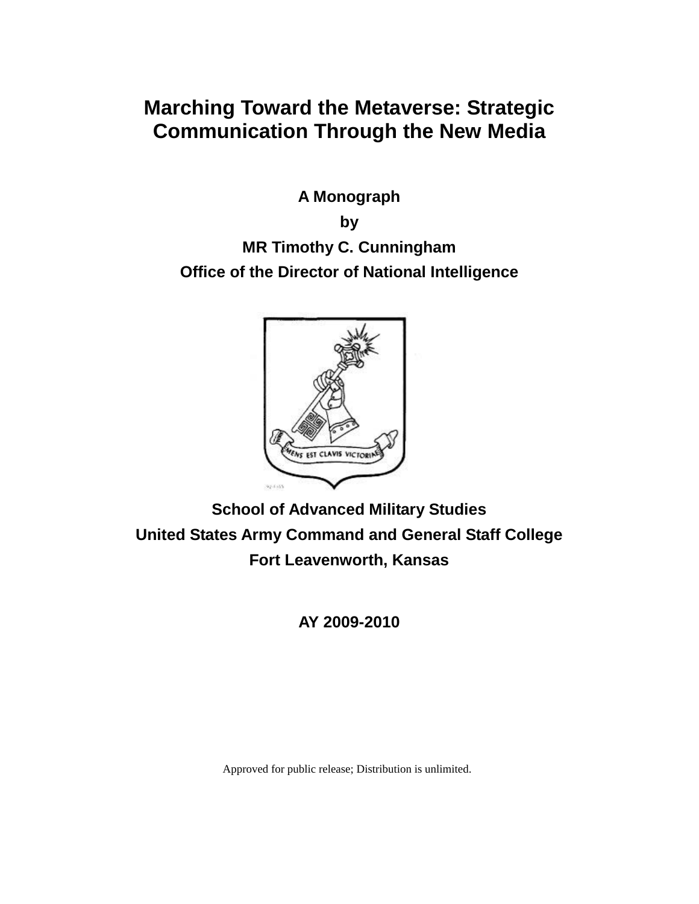# Marching Toward the Metaverse: Strategic Communication Through the New Media

**A Monograph**

**by**

**MR Timothy C. Cunningham**

**Office of the Director of National Intelligence**

**School of Advanced Military Studies**

**United States Army Command and General Staff College**

**Fort Leavenworth, Kansas**

**AY 2009-2010**

Approved for public release; Distribution is unlimited.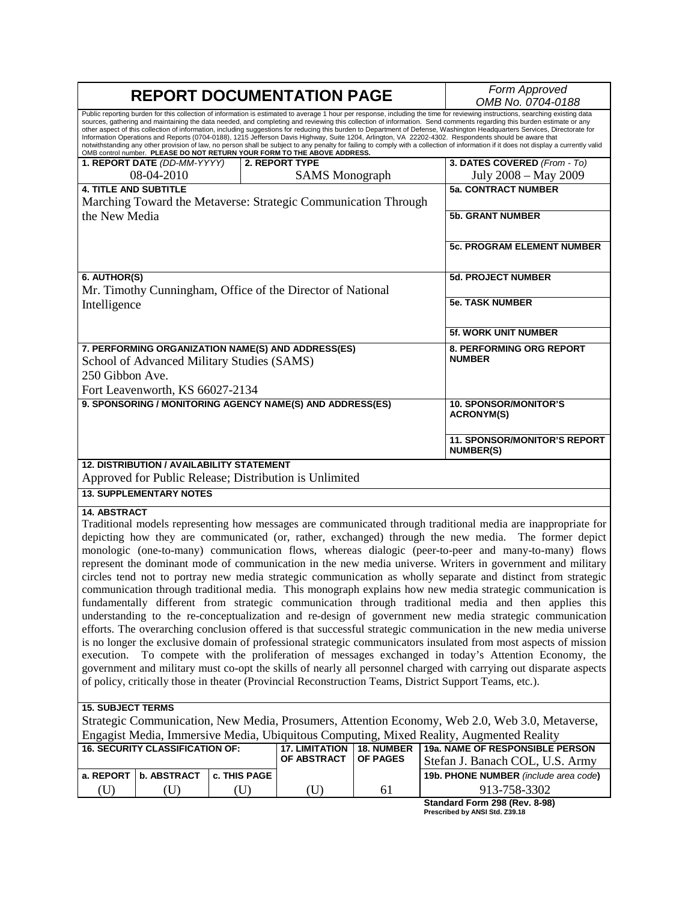# REPORT DOCUMENTATION PAGE

*Form Approved*
*OMB No. 0704-0188*

Public reporting burden for this collection of information is estimated to average 1 hour per response, including the time for reviewing instructions, searching existing data sources, gathering and maintaining the data needed, and completing and reviewing this collection of information. Send comments regarding this burden estimate or any other aspect of this collection of information, including suggestions for reducing this burden to Department of Defense, Washington Headquarters Services, Directorate for Information Operations and Reports (0704-0188), 1215 Jefferson Davis Highway, Suite 1204, Arlington, VA 22202-4302. Respondents should be aware that notwithstanding any other provision of law, no person shall be subject to any penalty for failing to comply with a collection of information if it does not display a currently valid OMB control number. **PLEASE DO NOT RETURN YOUR FORM TO THE ABOVE ADDRESS.**

| **1. REPORT DATE** *(DD-MM-YYYY)* | **2. REPORT TYPE** | **3. DATES COVERED** *(From - To)* |
|---|---|---|
| 08-04-2010 | SAMS Monograph | July 2008 – May 2009 |

**4. TITLE AND SUBTITLE**
Marching Toward the Metaverse: Strategic Communication Through the New Media

**5a. CONTRACT NUMBER**

**5b. GRANT NUMBER**

**5c. PROGRAM ELEMENT NUMBER**

**6. AUTHOR(S)**
Mr. Timothy Cunningham, Office of the Director of National Intelligence

**5d. PROJECT NUMBER**

**5e. TASK NUMBER**

**5f. WORK UNIT NUMBER**

**7. PERFORMING ORGANIZATION NAME(S) AND ADDRESS(ES)**
School of Advanced Military Studies (SAMS)
250 Gibbon Ave.
Fort Leavenworth, KS 66027-2134

**8. PERFORMING ORG REPORT NUMBER**

**9. SPONSORING / MONITORING AGENCY NAME(S) AND ADDRESS(ES)**

**10. SPONSOR/MONITOR'S ACRONYM(S)**

**11. SPONSOR/MONITOR'S REPORT NUMBER(S)**

**12. DISTRIBUTION / AVAILABILITY STATEMENT**
Approved for Public Release; Distribution is Unlimited

**13. SUPPLEMENTARY NOTES**

**14. ABSTRACT**
Traditional models representing how messages are communicated through traditional media are inappropriate for depicting how they are communicated (or, rather, exchanged) through the new media. The former depict monologic (one-to-many) communication flows, whereas dialogic (peer-to-peer and many-to-many) flows represent the dominant mode of communication in the new media universe. Writers in government and military circles tend not to portray new media strategic communication as wholly separate and distinct from strategic communication through traditional media. This monograph explains how new media strategic communication is fundamentally different from strategic communication through traditional media and then applies this understanding to the re-conceptualization and re-design of government new media strategic communication efforts. The overarching conclusion offered is that successful strategic communication in the new media universe is no longer the exclusive domain of professional strategic communicators insulated from most aspects of mission execution. To compete with the proliferation of messages exchanged in today's Attention Economy, the government and military must co-opt the skills of nearly all personnel charged with carrying out disparate aspects of policy, critically those in theater (Provincial Reconstruction Teams, District Support Teams, etc.).

**15. SUBJECT TERMS**
Strategic Communication, New Media, Prosumers, Attention Economy, Web 2.0, Web 3.0, Metaverse, Engagist Media, Immersive Media, Ubiquitous Computing, Mixed Reality, Augmented Reality

| **16. SECURITY CLASSIFICATION OF:** | | | **17. LIMITATION OF ABSTRACT** | **18. NUMBER OF PAGES** | **19a. NAME OF RESPONSIBLE PERSON** |
|---|---|---|---|---|---|
| **a. REPORT** | **b. ABSTRACT** | **c. THIS PAGE** | | | Stefan J. Banach COL, U.S. Army |
| (U) | (U) | (U) | (U) | 61 | **19b. PHONE NUMBER** *(include area code)* 913-758-3302 |

**Standard Form 298 (Rev. 8-98)**
**Prescribed by ANSI Std. Z39.18**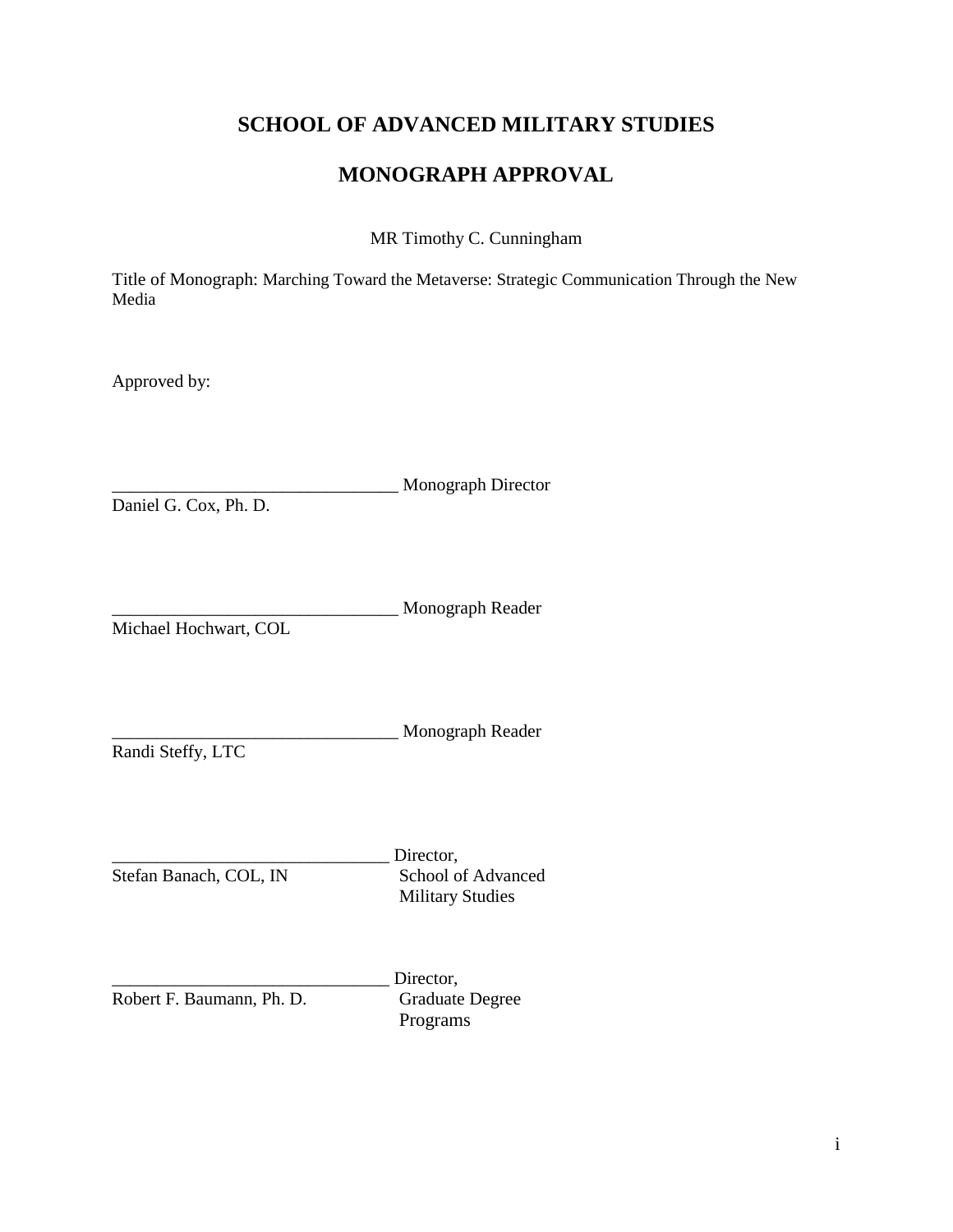# SCHOOL OF ADVANCED MILITARY STUDIES

# MONOGRAPH APPROVAL

MR Timothy C. Cunningham

Title of Monograph: Marching Toward the Metaverse: Strategic Communication Through the New Media

Approved by:

__________________________________ Monograph Director
Daniel G. Cox, Ph. D.

__________________________________ Monograph Reader
Michael Hochwart, COL

__________________________________ Monograph Reader
Randi Steffy, LTC

________________________________ Director,
Stefan Banach, COL, IN School of Advanced Military Studies

________________________________ Director,
Robert F. Baumann, Ph. D. Graduate Degree Programs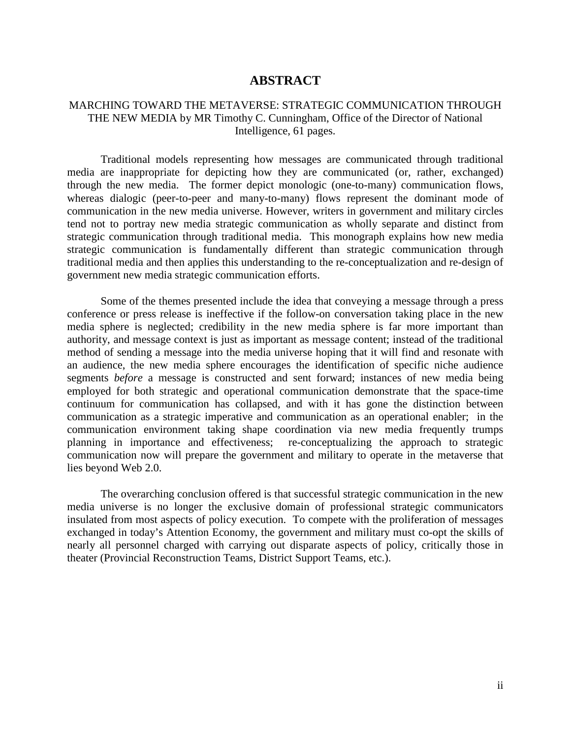# ABSTRACT

MARCHING TOWARD THE METAVERSE: STRATEGIC COMMUNICATION THROUGH THE NEW MEDIA by MR Timothy C. Cunningham, Office of the Director of National Intelligence, 61 pages.

Traditional models representing how messages are communicated through traditional media are inappropriate for depicting how they are communicated (or, rather, exchanged) through the new media. The former depict monologic (one-to-many) communication flows, whereas dialogic (peer-to-peer and many-to-many) flows represent the dominant mode of communication in the new media universe. However, writers in government and military circles tend not to portray new media strategic communication as wholly separate and distinct from strategic communication through traditional media. This monograph explains how new media strategic communication is fundamentally different than strategic communication through traditional media and then applies this understanding to the re-conceptualization and re-design of government new media strategic communication efforts.

Some of the themes presented include the idea that conveying a message through a press conference or press release is ineffective if the follow-on conversation taking place in the new media sphere is neglected; credibility in the new media sphere is far more important than authority, and message context is just as important as message content; instead of the traditional method of sending a message into the media universe hoping that it will find and resonate with an audience, the new media sphere encourages the identification of specific niche audience segments *before* a message is constructed and sent forward; instances of new media being employed for both strategic and operational communication demonstrate that the space-time continuum for communication has collapsed, and with it has gone the distinction between communication as a strategic imperative and communication as an operational enabler; in the communication environment taking shape coordination via new media frequently trumps planning in importance and effectiveness; re-conceptualizing the approach to strategic communication now will prepare the government and military to operate in the metaverse that lies beyond Web 2.0.

The overarching conclusion offered is that successful strategic communication in the new media universe is no longer the exclusive domain of professional strategic communicators insulated from most aspects of policy execution. To compete with the proliferation of messages exchanged in today's Attention Economy, the government and military must co-opt the skills of nearly all personnel charged with carrying out disparate aspects of policy, critically those in theater (Provincial Reconstruction Teams, District Support Teams, etc.).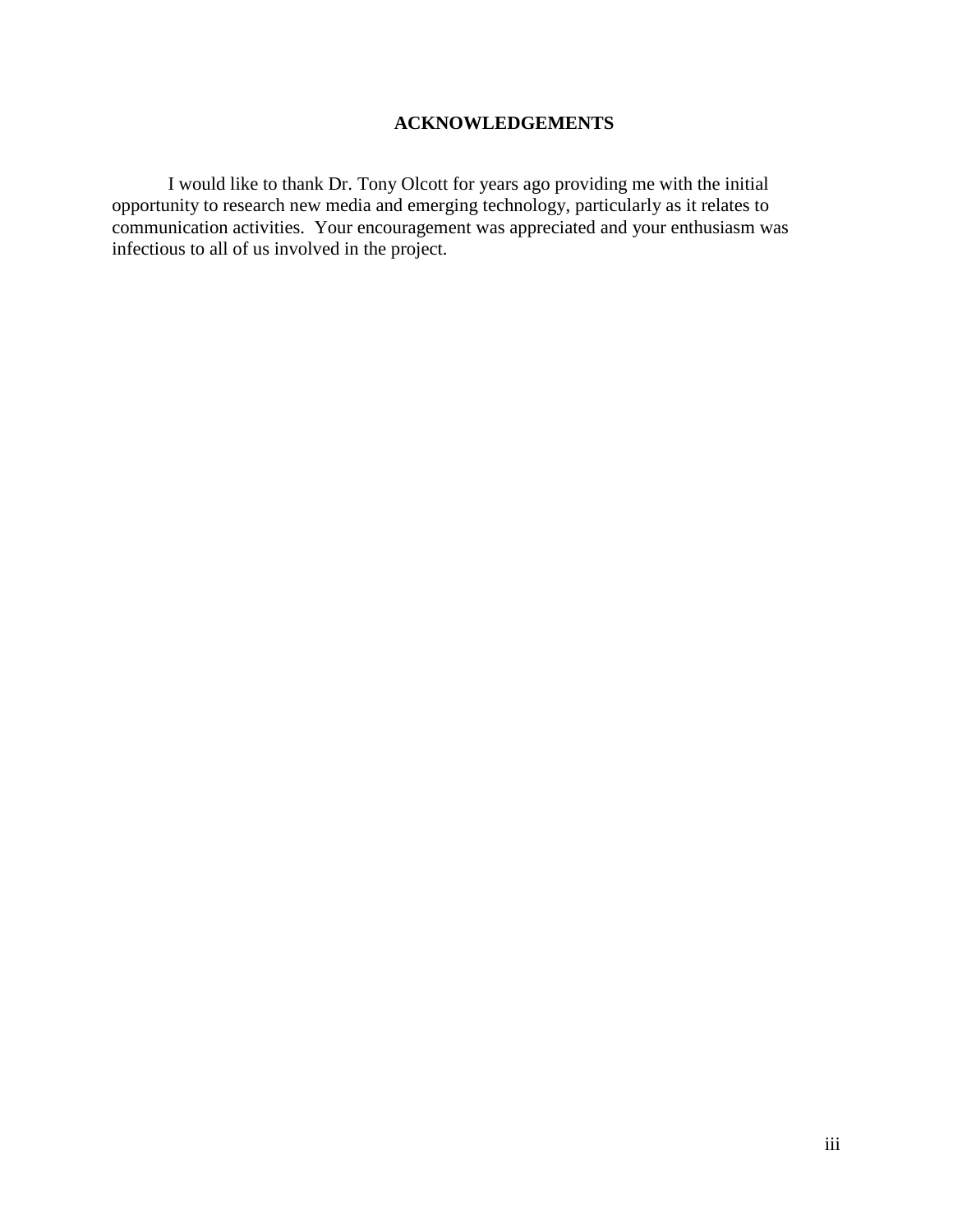## ACKNOWLEDGEMENTS

I would like to thank Dr. Tony Olcott for years ago providing me with the initial opportunity to research new media and emerging technology, particularly as it relates to communication activities. Your encouragement was appreciated and your enthusiasm was infectious to all of us involved in the project.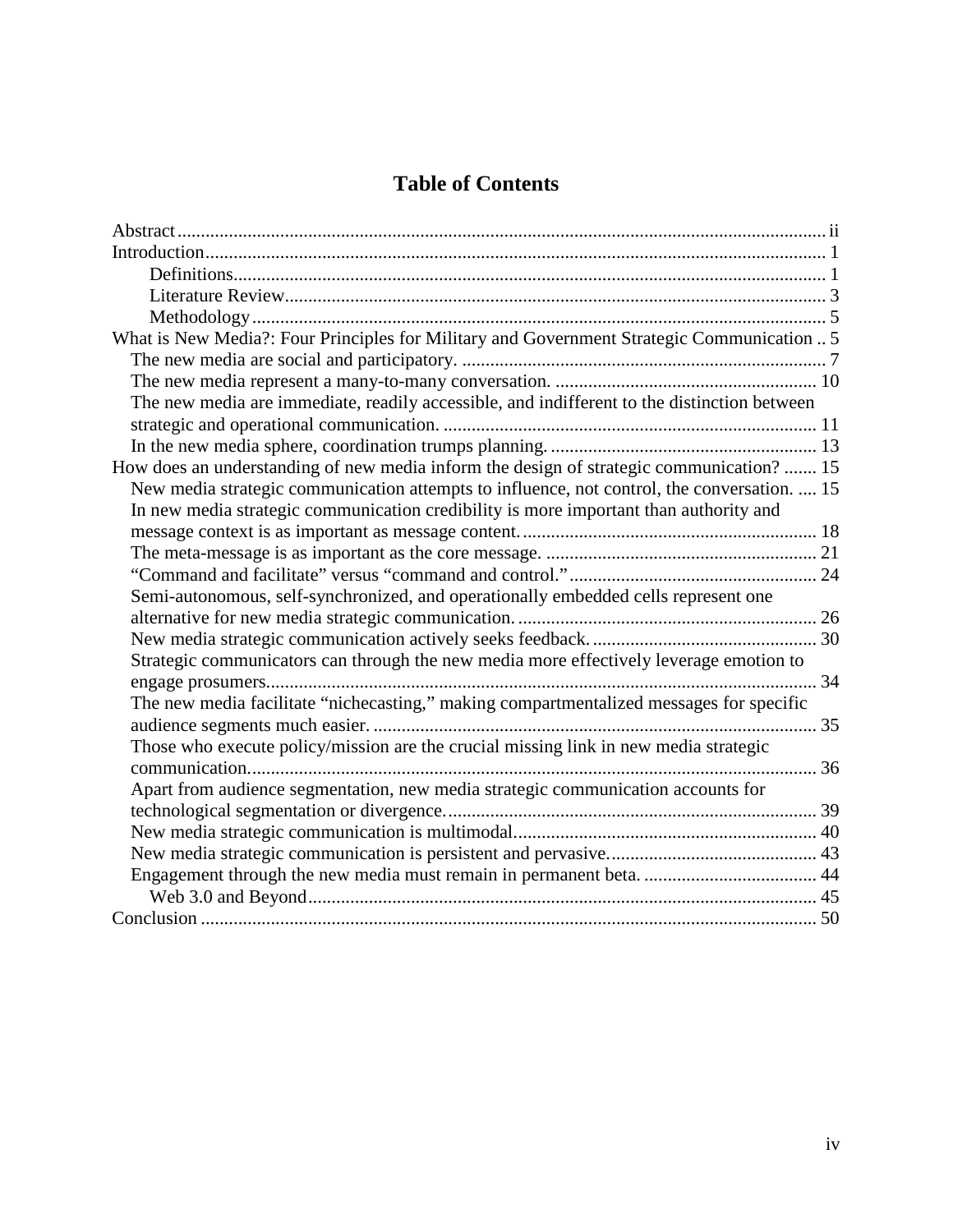# Table of Contents

Abstract ..... ii
Introduction ..... 1
    Definitions ..... 1
    Literature Review ..... 3
    Methodology ..... 5
What is New Media?: Four Principles for Military and Government Strategic Communication .. 5
  The new media are social and participatory. ..... 7
  The new media represent a many-to-many conversation. ..... 10
  The new media are immediate, readily accessible, and indifferent to the distinction between strategic and operational communication. ..... 11
  In the new media sphere, coordination trumps planning. ..... 13
How does an understanding of new media inform the design of strategic communication? ..... 15
  New media strategic communication attempts to influence, not control, the conversation. .... 15
  In new media strategic communication credibility is more important than authority and message context is as important as message content. ..... 18
  The meta-message is as important as the core message. ..... 21
  "Command and facilitate" versus "command and control." ..... 24
  Semi-autonomous, self-synchronized, and operationally embedded cells represent one alternative for new media strategic communication. ..... 26
  New media strategic communication actively seeks feedback. ..... 30
  Strategic communicators can through the new media more effectively leverage emotion to engage prosumers. ..... 34
  The new media facilitate "nichecasting," making compartmentalized messages for specific audience segments much easier. ..... 35
  Those who execute policy/mission are the crucial missing link in new media strategic communication. ..... 36
  Apart from audience segmentation, new media strategic communication accounts for technological segmentation or divergence. ..... 39
  New media strategic communication is multimodal. ..... 40
  New media strategic communication is persistent and pervasive. ..... 43
  Engagement through the new media must remain in permanent beta. ..... 44
    Web 3.0 and Beyond ..... 45
Conclusion ..... 50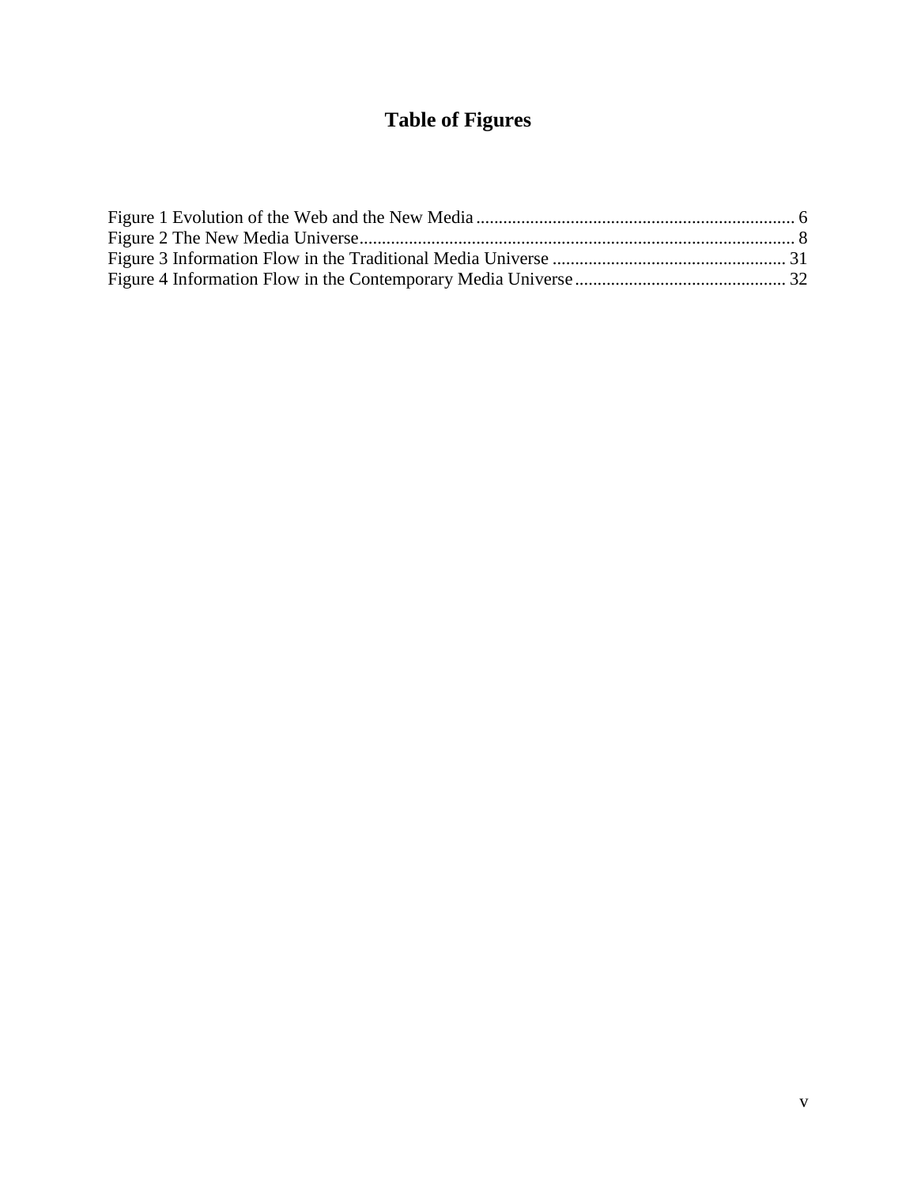# Table of Figures

Figure 1 Evolution of the Web and the New Media ........................................................................ 6
Figure 2 The New Media Universe.................................................................................................. 8
Figure 3 Information Flow in the Traditional Media Universe ..................................................... 31
Figure 4 Information Flow in the Contemporary Media Universe ................................................ 32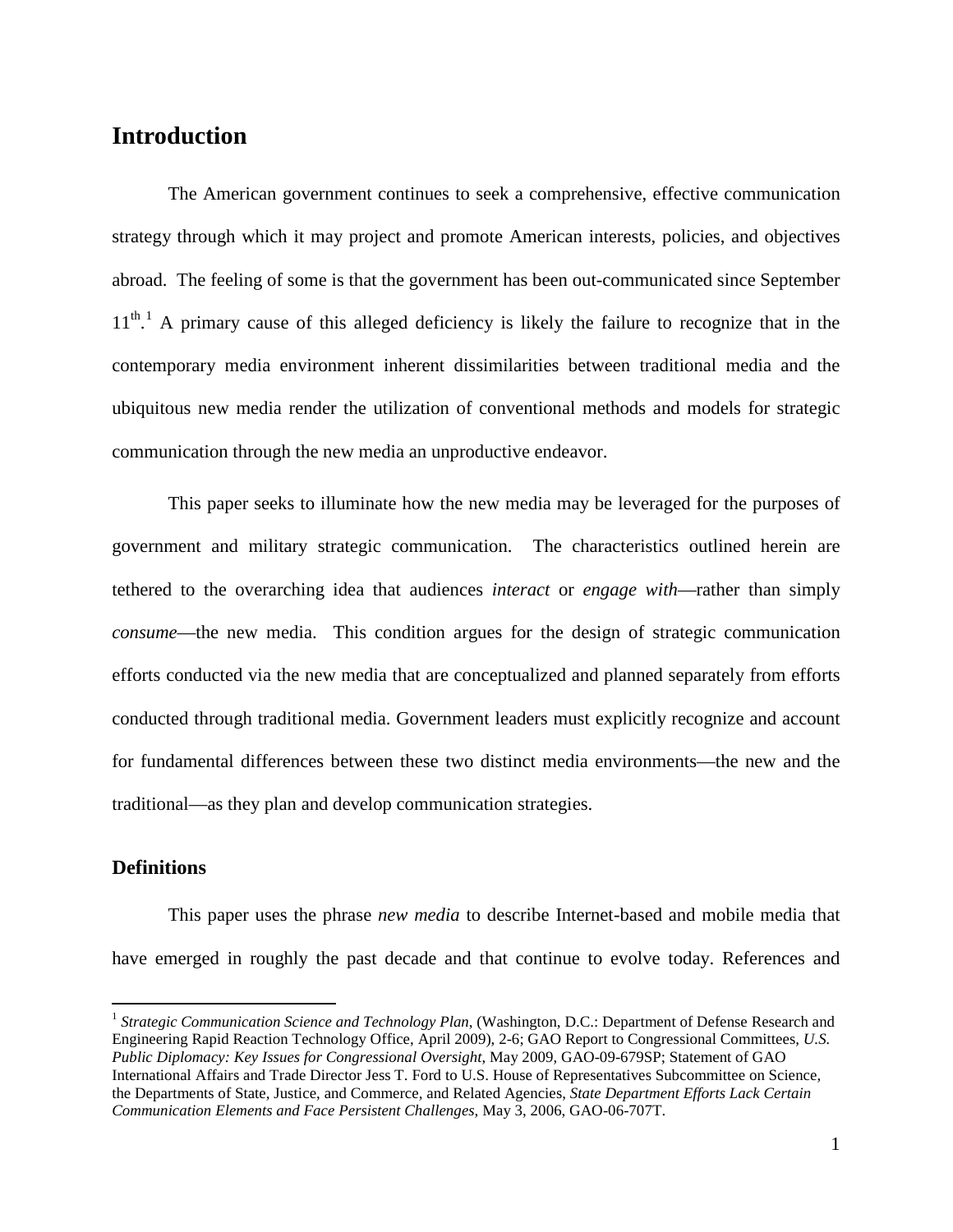# Introduction

The American government continues to seek a comprehensive, effective communication strategy through which it may project and promote American interests, policies, and objectives abroad. The feeling of some is that the government has been out-communicated since September 11th.[1] A primary cause of this alleged deficiency is likely the failure to recognize that in the contemporary media environment inherent dissimilarities between traditional media and the ubiquitous new media render the utilization of conventional methods and models for strategic communication through the new media an unproductive endeavor.

This paper seeks to illuminate how the new media may be leveraged for the purposes of government and military strategic communication. The characteristics outlined herein are tethered to the overarching idea that audiences *interact* or *engage with*—rather than simply *consume*—the new media. This condition argues for the design of strategic communication efforts conducted via the new media that are conceptualized and planned separately from efforts conducted through traditional media. Government leaders must explicitly recognize and account for fundamental differences between these two distinct media environments—the new and the traditional—as they plan and develop communication strategies.

## Definitions

This paper uses the phrase *new media* to describe Internet-based and mobile media that have emerged in roughly the past decade and that continue to evolve today. References and

---

[1] *Strategic Communication Science and Technology Plan*, (Washington, D.C.: Department of Defense Research and Engineering Rapid Reaction Technology Office, April 2009), 2-6; GAO Report to Congressional Committees, *U.S. Public Diplomacy: Key Issues for Congressional Oversight*, May 2009, GAO-09-679SP; Statement of GAO International Affairs and Trade Director Jess T. Ford to U.S. House of Representatives Subcommittee on Science, the Departments of State, Justice, and Commerce, and Related Agencies, *State Department Efforts Lack Certain Communication Elements and Face Persistent Challenges*, May 3, 2006, GAO-06-707T.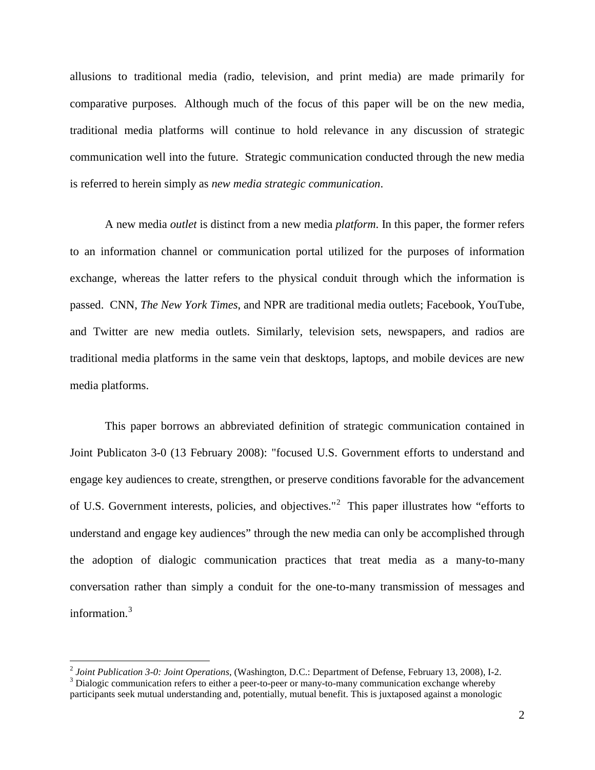allusions to traditional media (radio, television, and print media) are made primarily for comparative purposes. Although much of the focus of this paper will be on the new media, traditional media platforms will continue to hold relevance in any discussion of strategic communication well into the future. Strategic communication conducted through the new media is referred to herein simply as *new media strategic communication*.

A new media *outlet* is distinct from a new media *platform*. In this paper, the former refers to an information channel or communication portal utilized for the purposes of information exchange, whereas the latter refers to the physical conduit through which the information is passed. CNN, *The New York Times*, and NPR are traditional media outlets; Facebook, YouTube, and Twitter are new media outlets. Similarly, television sets, newspapers, and radios are traditional media platforms in the same vein that desktops, laptops, and mobile devices are new media platforms.

This paper borrows an abbreviated definition of strategic communication contained in Joint Publicaton 3-0 (13 February 2008): "focused U.S. Government efforts to understand and engage key audiences to create, strengthen, or preserve conditions favorable for the advancement of U.S. Government interests, policies, and objectives."[2] This paper illustrates how "efforts to understand and engage key audiences" through the new media can only be accomplished through the adoption of dialogic communication practices that treat media as a many-to-many conversation rather than simply a conduit for the one-to-many transmission of messages and information.[3]

---

[2] *Joint Publication 3-0: Joint Operations*, (Washington, D.C.: Department of Defense, February 13, 2008), I-2.

[3] Dialogic communication refers to either a peer-to-peer or many-to-many communication exchange whereby participants seek mutual understanding and, potentially, mutual benefit. This is juxtaposed against a monologic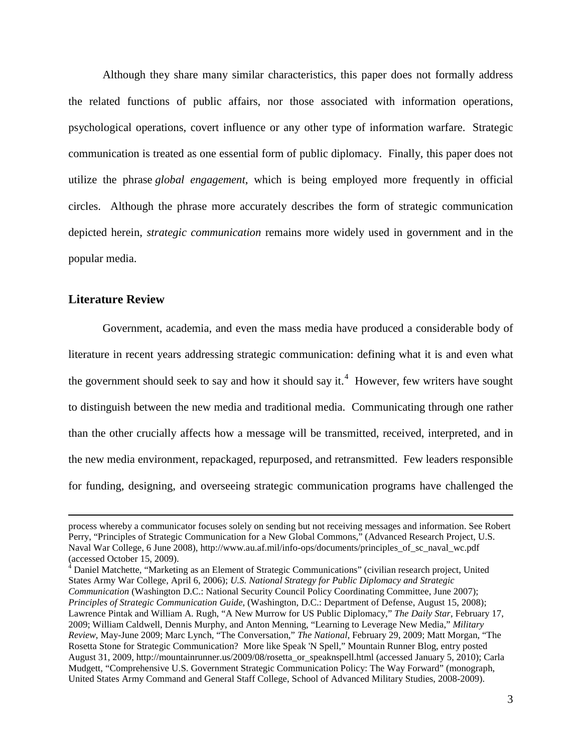Although they share many similar characteristics, this paper does not formally address the related functions of public affairs, nor those associated with information operations, psychological operations, covert influence or any other type of information warfare. Strategic communication is treated as one essential form of public diplomacy. Finally, this paper does not utilize the phrase *global engagement*, which is being employed more frequently in official circles. Although the phrase more accurately describes the form of strategic communication depicted herein, *strategic communication* remains more widely used in government and in the popular media.

## Literature Review

Government, academia, and even the mass media have produced a considerable body of literature in recent years addressing strategic communication: defining what it is and even what the government should seek to say and how it should say it.[4] However, few writers have sought to distinguish between the new media and traditional media. Communicating through one rather than the other crucially affects how a message will be transmitted, received, interpreted, and in the new media environment, repackaged, repurposed, and retransmitted. Few leaders responsible for funding, designing, and overseeing strategic communication programs have challenged the

---

process whereby a communicator focuses solely on sending but not receiving messages and information. See Robert Perry, "Principles of Strategic Communication for a New Global Commons," (Advanced Research Project, U.S. Naval War College, 6 June 2008), http://www.au.af.mil/info-ops/documents/principles_of_sc_naval_wc.pdf (accessed October 15, 2009).

[4] Daniel Matchette, "Marketing as an Element of Strategic Communications" (civilian research project, United States Army War College, April 6, 2006); *U.S. National Strategy for Public Diplomacy and Strategic Communication* (Washington D.C.: National Security Council Policy Coordinating Committee, June 2007); *Principles of Strategic Communication Guide*, (Washington, D.C.: Department of Defense, August 15, 2008); Lawrence Pintak and William A. Rugh, "A New Murrow for US Public Diplomacy," *The Daily Star*, February 17, 2009; William Caldwell, Dennis Murphy, and Anton Menning, "Learning to Leverage New Media," *Military Review*, May-June 2009; Marc Lynch, "The Conversation," *The National*, February 29, 2009; Matt Morgan, "The Rosetta Stone for Strategic Communication? More like Speak 'N Spell," Mountain Runner Blog, entry posted August 31, 2009, http://mountainrunner.us/2009/08/rosetta_or_speaknspell.html (accessed January 5, 2010); Carla Mudgett, "Comprehensive U.S. Government Strategic Communication Policy: The Way Forward" (monograph, United States Army Command and General Staff College, School of Advanced Military Studies, 2008-2009).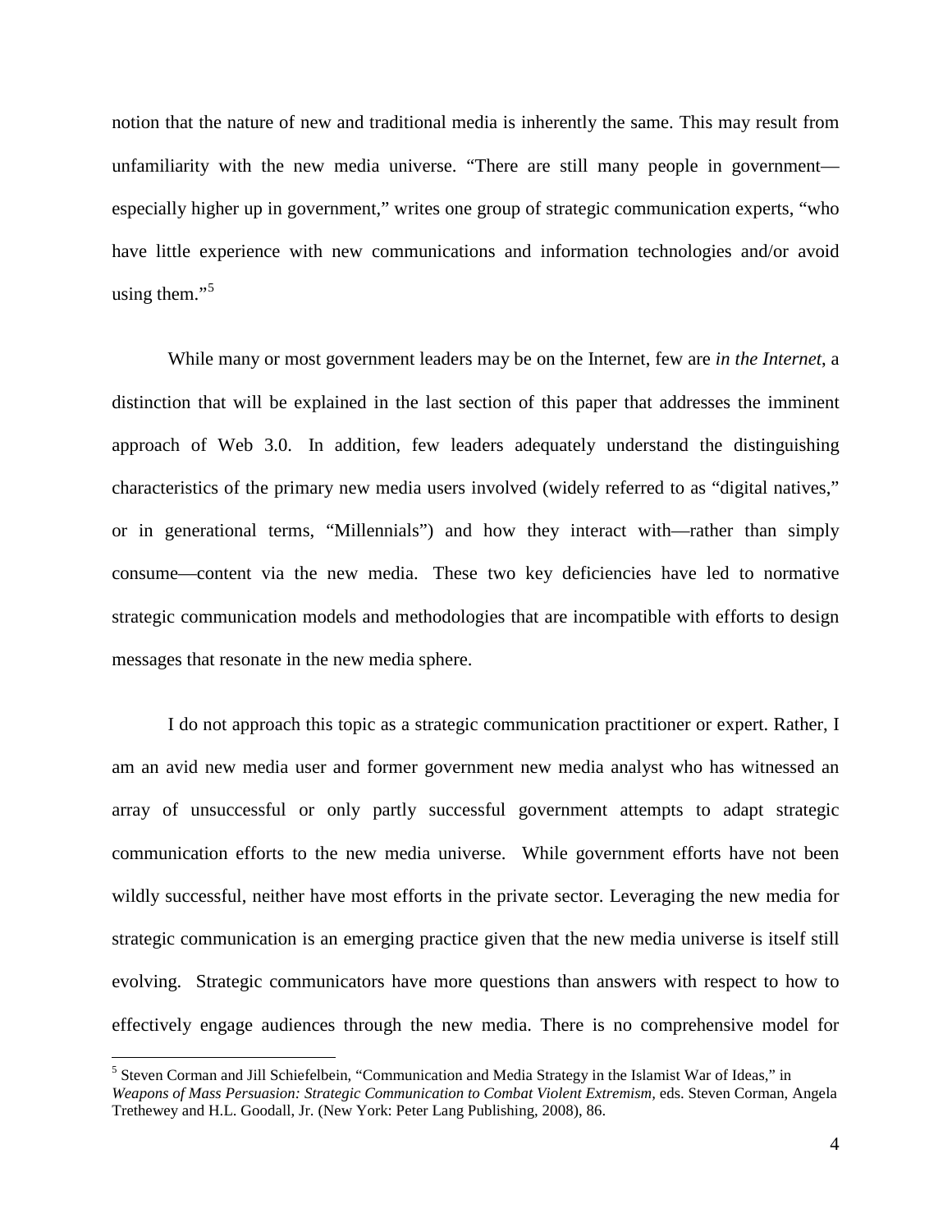notion that the nature of new and traditional media is inherently the same. This may result from unfamiliarity with the new media universe. "There are still many people in government—especially higher up in government," writes one group of strategic communication experts, "who have little experience with new communications and information technologies and/or avoid using them."[5]

While many or most government leaders may be on the Internet, few are *in the Internet*, a distinction that will be explained in the last section of this paper that addresses the imminent approach of Web 3.0. In addition, few leaders adequately understand the distinguishing characteristics of the primary new media users involved (widely referred to as "digital natives," or in generational terms, "Millennials") and how they interact with—rather than simply consume—content via the new media. These two key deficiencies have led to normative strategic communication models and methodologies that are incompatible with efforts to design messages that resonate in the new media sphere.

I do not approach this topic as a strategic communication practitioner or expert. Rather, I am an avid new media user and former government new media analyst who has witnessed an array of unsuccessful or only partly successful government attempts to adapt strategic communication efforts to the new media universe. While government efforts have not been wildly successful, neither have most efforts in the private sector. Leveraging the new media for strategic communication is an emerging practice given that the new media universe is itself still evolving. Strategic communicators have more questions than answers with respect to how to effectively engage audiences through the new media. There is no comprehensive model for

---

[5] Steven Corman and Jill Schiefelbein, "Communication and Media Strategy in the Islamist War of Ideas," in *Weapons of Mass Persuasion: Strategic Communication to Combat Violent Extremism*, eds. Steven Corman, Angela Trethewey and H.L. Goodall, Jr. (New York: Peter Lang Publishing, 2008), 86.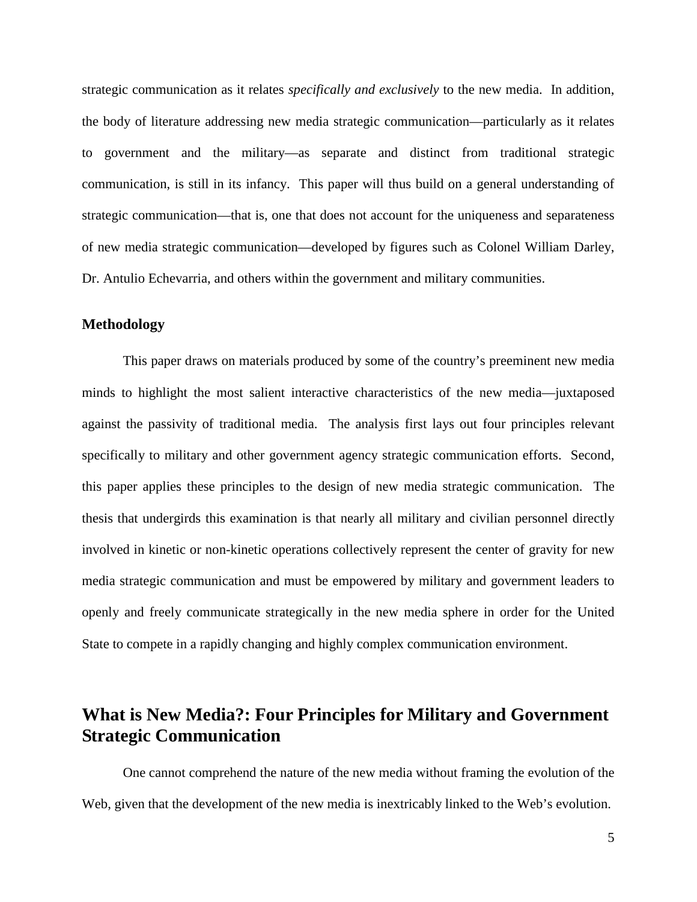strategic communication as it relates *specifically and exclusively* to the new media. In addition, the body of literature addressing new media strategic communication—particularly as it relates to government and the military—as separate and distinct from traditional strategic communication, is still in its infancy. This paper will thus build on a general understanding of strategic communication—that is, one that does not account for the uniqueness and separateness of new media strategic communication—developed by figures such as Colonel William Darley, Dr. Antulio Echevarria, and others within the government and military communities.

### Methodology

This paper draws on materials produced by some of the country's preeminent new media minds to highlight the most salient interactive characteristics of the new media—juxtaposed against the passivity of traditional media. The analysis first lays out four principles relevant specifically to military and other government agency strategic communication efforts. Second, this paper applies these principles to the design of new media strategic communication. The thesis that undergirds this examination is that nearly all military and civilian personnel directly involved in kinetic or non-kinetic operations collectively represent the center of gravity for new media strategic communication and must be empowered by military and government leaders to openly and freely communicate strategically in the new media sphere in order for the United State to compete in a rapidly changing and highly complex communication environment.

## What is New Media?: Four Principles for Military and Government Strategic Communication

One cannot comprehend the nature of the new media without framing the evolution of the Web, given that the development of the new media is inextricably linked to the Web's evolution.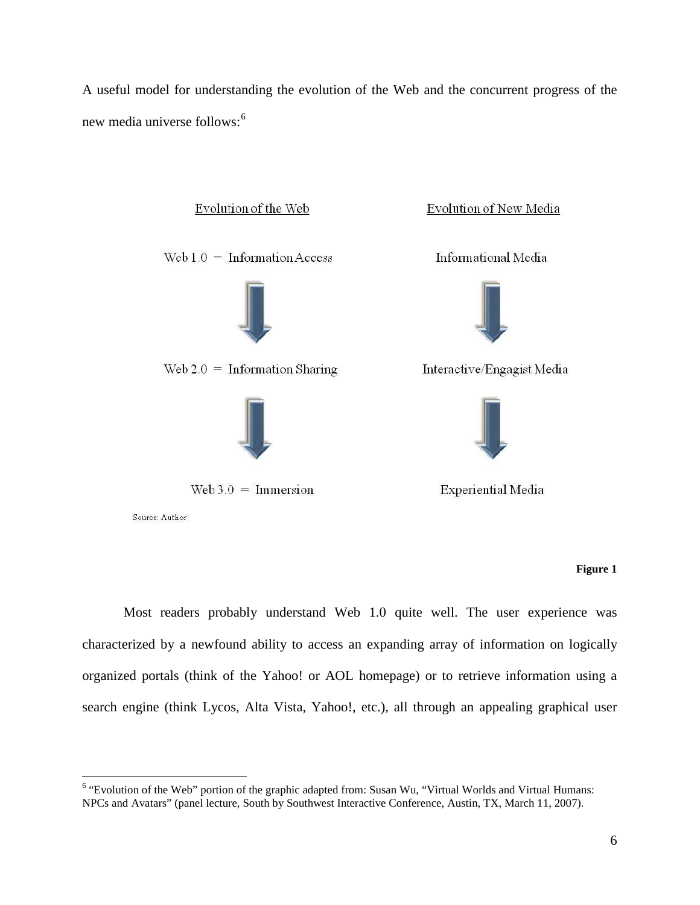A useful model for understanding the evolution of the Web and the concurrent progress of the new media universe follows:[6]

| Evolution of the Web | Evolution of New Media |
| --- | --- |
| Web 1.0 = Information Access | Informational Media |
| ↓ | ↓ |
| Web 2.0 = Information Sharing | Interactive/Engagist Media |
| ↓ | ↓ |
| Web 3.0 = Immersion | Experiential Media |

Source: Author

**Figure 1**

Most readers probably understand Web 1.0 quite well. The user experience was characterized by a newfound ability to access an expanding array of information on logically organized portals (think of the Yahoo! or AOL homepage) or to retrieve information using a search engine (think Lycos, Alta Vista, Yahoo!, etc.), all through an appealing graphical user

[6] "Evolution of the Web" portion of the graphic adapted from: Susan Wu, "Virtual Worlds and Virtual Humans: NPCs and Avatars" (panel lecture, South by Southwest Interactive Conference, Austin, TX, March 11, 2007).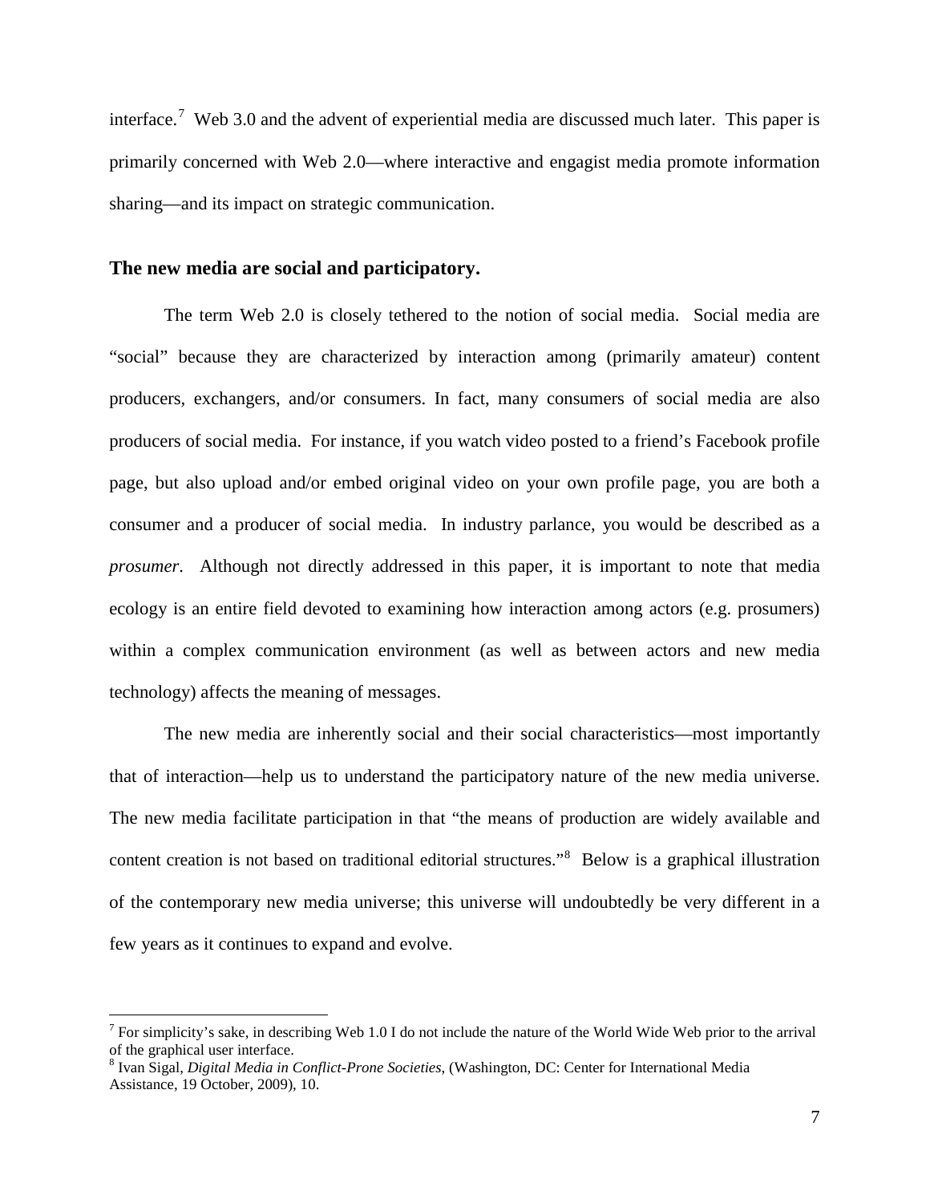interface.[7] Web 3.0 and the advent of experiential media are discussed much later. This paper is primarily concerned with Web 2.0—where interactive and engagist media promote information sharing—and its impact on strategic communication.

### The new media are social and participatory.

The term Web 2.0 is closely tethered to the notion of social media. Social media are "social" because they are characterized by interaction among (primarily amateur) content producers, exchangers, and/or consumers. In fact, many consumers of social media are also producers of social media. For instance, if you watch video posted to a friend's Facebook profile page, but also upload and/or embed original video on your own profile page, you are both a consumer and a producer of social media. In industry parlance, you would be described as a *prosumer*. Although not directly addressed in this paper, it is important to note that media ecology is an entire field devoted to examining how interaction among actors (e.g. prosumers) within a complex communication environment (as well as between actors and new media technology) affects the meaning of messages.

The new media are inherently social and their social characteristics—most importantly that of interaction—help us to understand the participatory nature of the new media universe. The new media facilitate participation in that "the means of production are widely available and content creation is not based on traditional editorial structures."[8] Below is a graphical illustration of the contemporary new media universe; this universe will undoubtedly be very different in a few years as it continues to expand and evolve.

---

[7] For simplicity's sake, in describing Web 1.0 I do not include the nature of the World Wide Web prior to the arrival of the graphical user interface.

[8] Ivan Sigal, *Digital Media in Conflict-Prone Societies*, (Washington, DC: Center for International Media Assistance, 19 October, 2009), 10.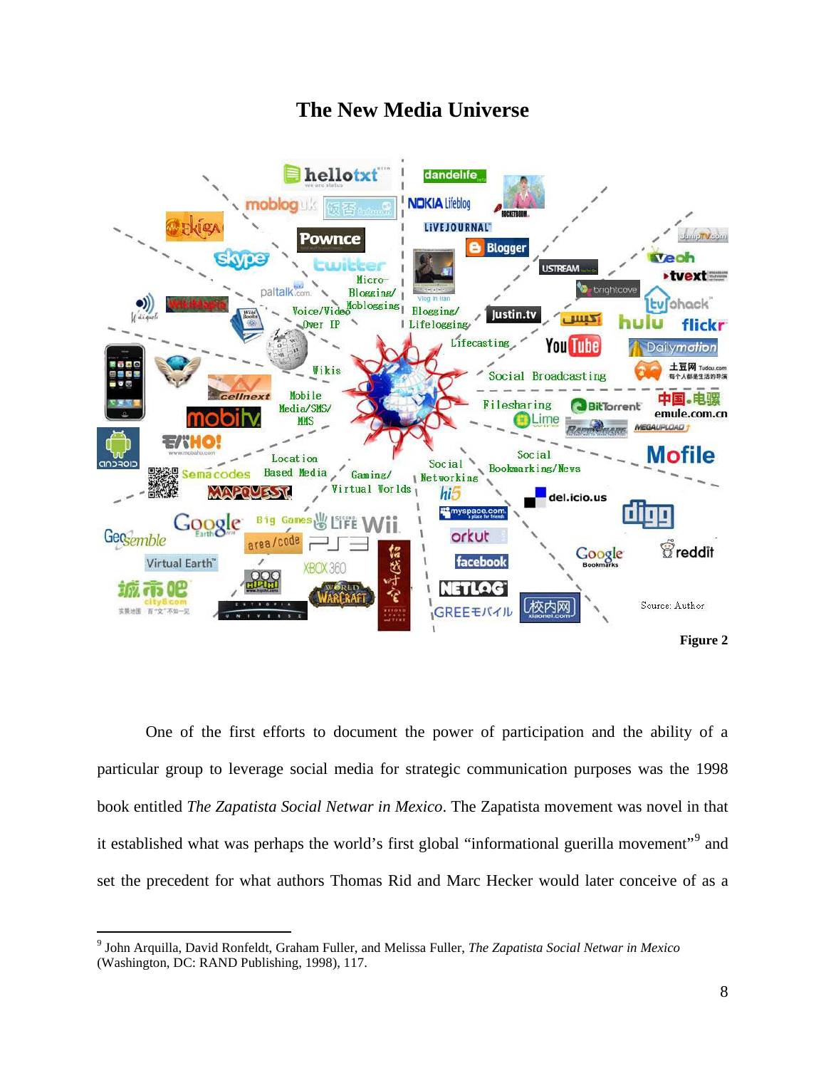## The New Media Universe

Source: Author

**Figure 2**

One of the first efforts to document the power of participation and the ability of a particular group to leverage social media for strategic communication purposes was the 1998 book entitled *The Zapatista Social Netwar in Mexico*. The Zapatista movement was novel in that it established what was perhaps the world's first global "informational guerilla movement"[9] and set the precedent for what authors Thomas Rid and Marc Hecker would later conceive of as a

---

[9] John Arquilla, David Ronfeldt, Graham Fuller, and Melissa Fuller, *The Zapatista Social Netwar in Mexico* (Washington, DC: RAND Publishing, 1998), 117.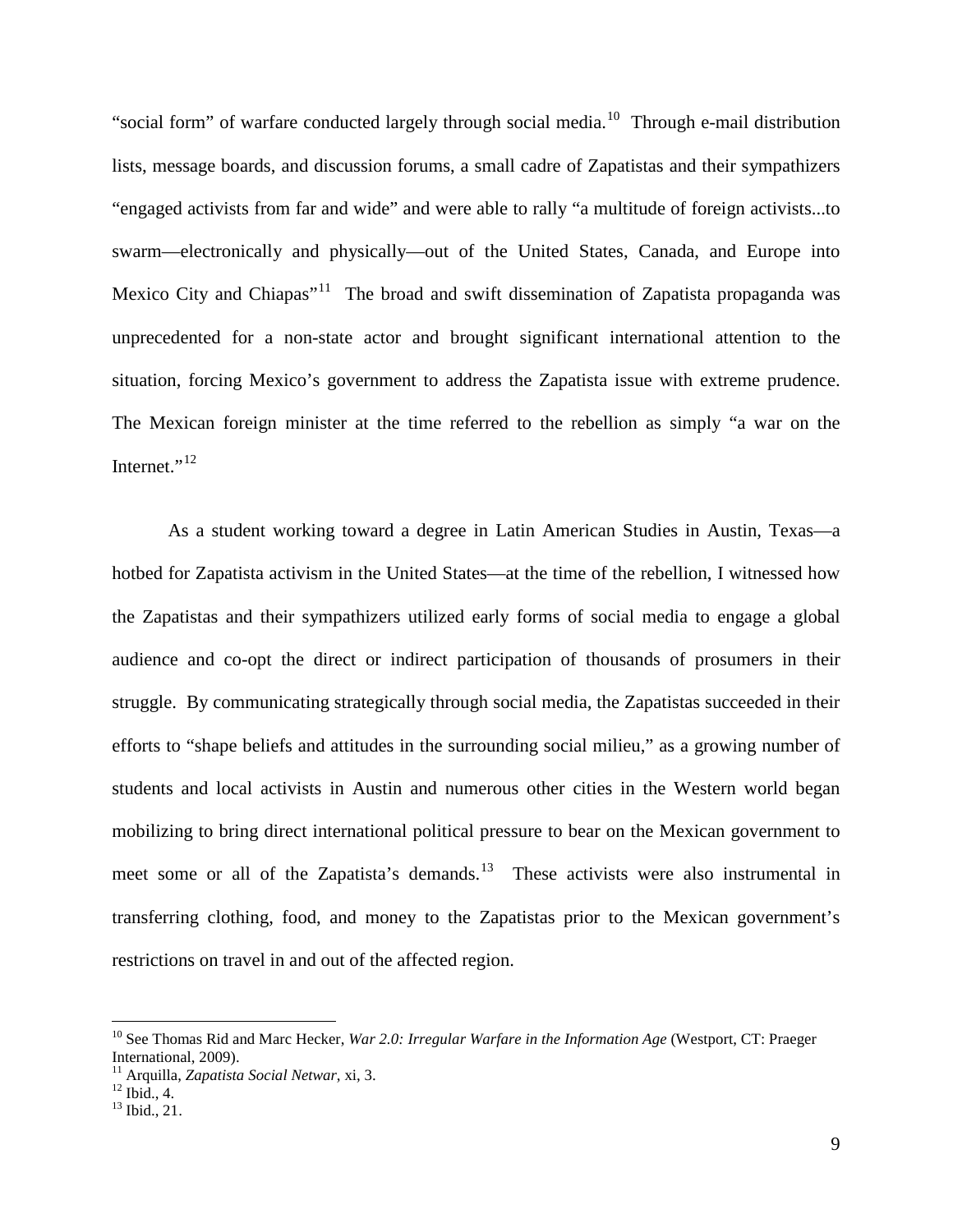"social form" of warfare conducted largely through social media.[10] Through e-mail distribution lists, message boards, and discussion forums, a small cadre of Zapatistas and their sympathizers "engaged activists from far and wide" and were able to rally "a multitude of foreign activists...to swarm—electronically and physically—out of the United States, Canada, and Europe into Mexico City and Chiapas"[11] The broad and swift dissemination of Zapatista propaganda was unprecedented for a non-state actor and brought significant international attention to the situation, forcing Mexico's government to address the Zapatista issue with extreme prudence. The Mexican foreign minister at the time referred to the rebellion as simply "a war on the Internet."[12]

As a student working toward a degree in Latin American Studies in Austin, Texas—a hotbed for Zapatista activism in the United States—at the time of the rebellion, I witnessed how the Zapatistas and their sympathizers utilized early forms of social media to engage a global audience and co-opt the direct or indirect participation of thousands of prosumers in their struggle. By communicating strategically through social media, the Zapatistas succeeded in their efforts to "shape beliefs and attitudes in the surrounding social milieu," as a growing number of students and local activists in Austin and numerous other cities in the Western world began mobilizing to bring direct international political pressure to bear on the Mexican government to meet some or all of the Zapatista's demands.[13] These activists were also instrumental in transferring clothing, food, and money to the Zapatistas prior to the Mexican government's restrictions on travel in and out of the affected region.

---

[10] See Thomas Rid and Marc Hecker, *War 2.0: Irregular Warfare in the Information Age* (Westport, CT: Praeger International, 2009).

[11] Arquilla, *Zapatista Social Netwar*, xi, 3.

[12] Ibid., 4.

[13] Ibid., 21.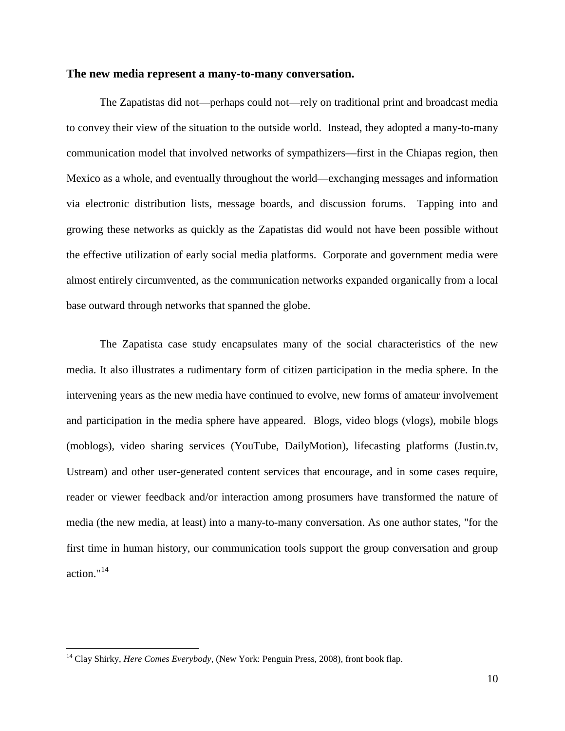**The new media represent a many-to-many conversation.**

The Zapatistas did not—perhaps could not—rely on traditional print and broadcast media to convey their view of the situation to the outside world. Instead, they adopted a many-to-many communication model that involved networks of sympathizers—first in the Chiapas region, then Mexico as a whole, and eventually throughout the world—exchanging messages and information via electronic distribution lists, message boards, and discussion forums. Tapping into and growing these networks as quickly as the Zapatistas did would not have been possible without the effective utilization of early social media platforms. Corporate and government media were almost entirely circumvented, as the communication networks expanded organically from a local base outward through networks that spanned the globe.

The Zapatista case study encapsulates many of the social characteristics of the new media. It also illustrates a rudimentary form of citizen participation in the media sphere. In the intervening years as the new media have continued to evolve, new forms of amateur involvement and participation in the media sphere have appeared. Blogs, video blogs (vlogs), mobile blogs (moblogs), video sharing services (YouTube, DailyMotion), lifecasting platforms (Justin.tv, Ustream) and other user-generated content services that encourage, and in some cases require, reader or viewer feedback and/or interaction among prosumers have transformed the nature of media (the new media, at least) into a many-to-many conversation. As one author states, "for the first time in human history, our communication tools support the group conversation and group action."[14]

---

[14] Clay Shirky, *Here Comes Everybody*, (New York: Penguin Press, 2008), front book flap.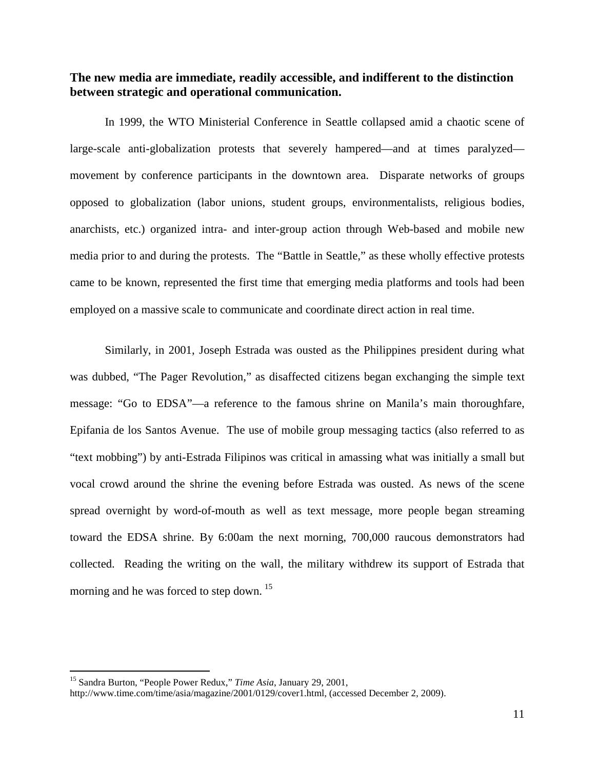**The new media are immediate, readily accessible, and indifferent to the distinction between strategic and operational communication.**

In 1999, the WTO Ministerial Conference in Seattle collapsed amid a chaotic scene of large-scale anti-globalization protests that severely hampered—and at times paralyzed—movement by conference participants in the downtown area. Disparate networks of groups opposed to globalization (labor unions, student groups, environmentalists, religious bodies, anarchists, etc.) organized intra- and inter-group action through Web-based and mobile new media prior to and during the protests. The "Battle in Seattle," as these wholly effective protests came to be known, represented the first time that emerging media platforms and tools had been employed on a massive scale to communicate and coordinate direct action in real time.

Similarly, in 2001, Joseph Estrada was ousted as the Philippines president during what was dubbed, "The Pager Revolution," as disaffected citizens began exchanging the simple text message: "Go to EDSA"—a reference to the famous shrine on Manila's main thoroughfare, Epifania de los Santos Avenue. The use of mobile group messaging tactics (also referred to as "text mobbing") by anti-Estrada Filipinos was critical in amassing what was initially a small but vocal crowd around the shrine the evening before Estrada was ousted. As news of the scene spread overnight by word-of-mouth as well as text message, more people began streaming toward the EDSA shrine. By 6:00am the next morning, 700,000 raucous demonstrators had collected. Reading the writing on the wall, the military withdrew its support of Estrada that morning and he was forced to step down. [15]

---

[15] Sandra Burton, "People Power Redux," *Time Asia*, January 29, 2001, http://www.time.com/time/asia/magazine/2001/0129/cover1.html, (accessed December 2, 2009).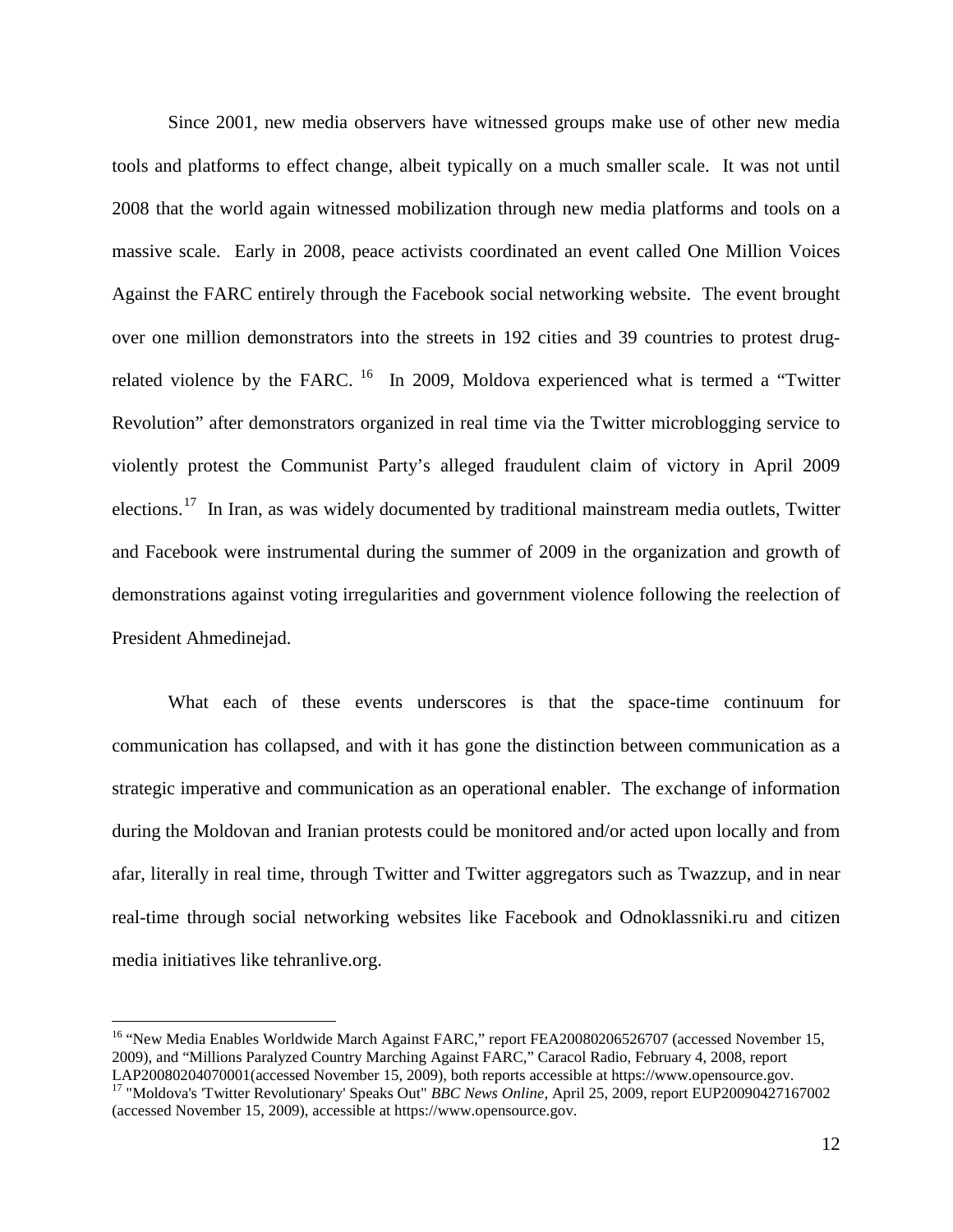Since 2001, new media observers have witnessed groups make use of other new media tools and platforms to effect change, albeit typically on a much smaller scale. It was not until 2008 that the world again witnessed mobilization through new media platforms and tools on a massive scale. Early in 2008, peace activists coordinated an event called One Million Voices Against the FARC entirely through the Facebook social networking website. The event brought over one million demonstrators into the streets in 192 cities and 39 countries to protest drug-related violence by the FARC. [16] In 2009, Moldova experienced what is termed a "Twitter Revolution" after demonstrators organized in real time via the Twitter microblogging service to violently protest the Communist Party's alleged fraudulent claim of victory in April 2009 elections.[17] In Iran, as was widely documented by traditional mainstream media outlets, Twitter and Facebook were instrumental during the summer of 2009 in the organization and growth of demonstrations against voting irregularities and government violence following the reelection of President Ahmedinejad.

What each of these events underscores is that the space-time continuum for communication has collapsed, and with it has gone the distinction between communication as a strategic imperative and communication as an operational enabler. The exchange of information during the Moldovan and Iranian protests could be monitored and/or acted upon locally and from afar, literally in real time, through Twitter and Twitter aggregators such as Twazzup, and in near real-time through social networking websites like Facebook and Odnoklassniki.ru and citizen media initiatives like tehranlive.org.

---

[16] "New Media Enables Worldwide March Against FARC," report FEA20080206526707 (accessed November 15, 2009), and "Millions Paralyzed Country Marching Against FARC," Caracol Radio, February 4, 2008, report LAP20080204070001(accessed November 15, 2009), both reports accessible at https://www.opensource.gov.

[17] "Moldova's 'Twitter Revolutionary' Speaks Out" *BBC News Online*, April 25, 2009, report EUP20090427167002 (accessed November 15, 2009), accessible at https://www.opensource.gov.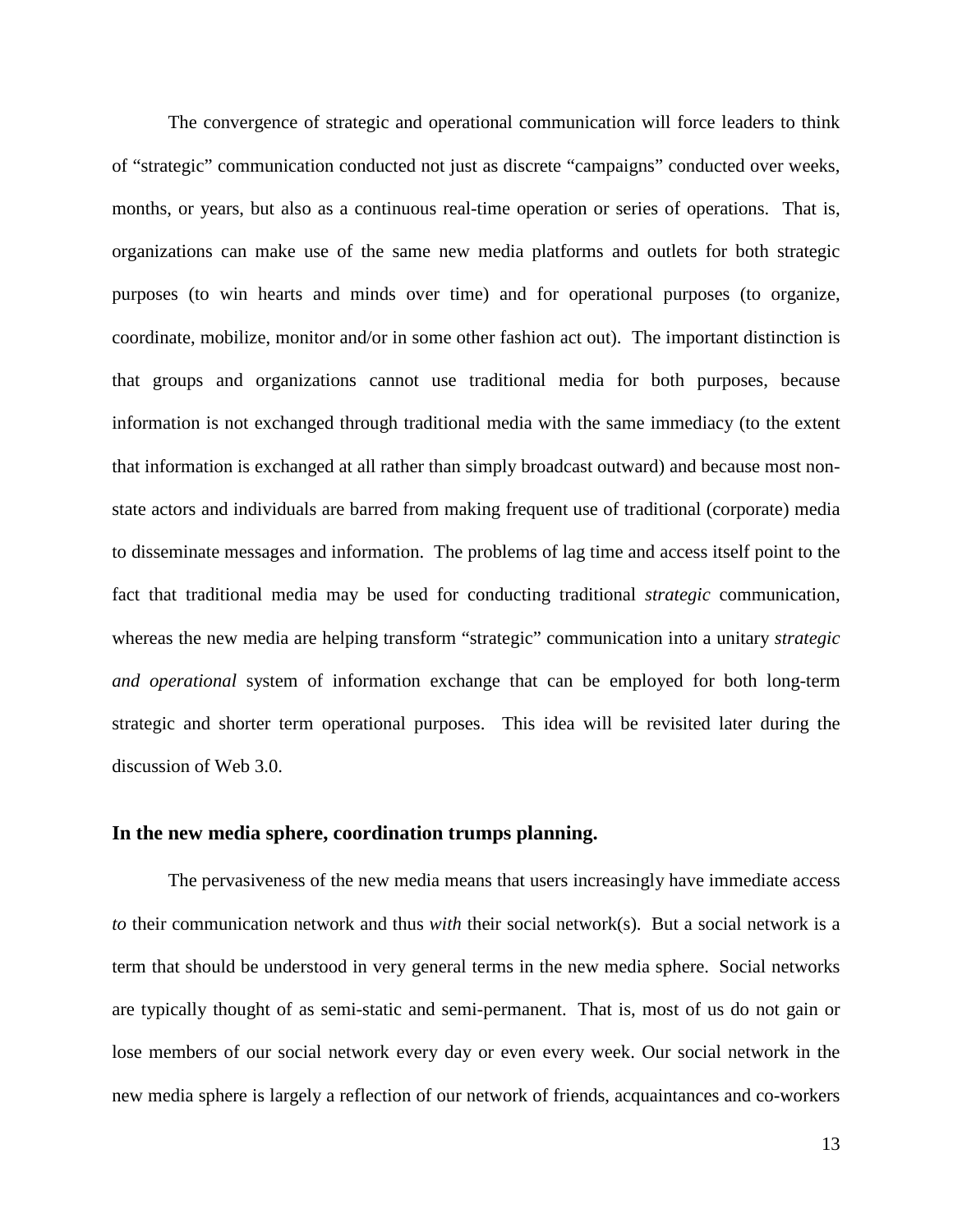The convergence of strategic and operational communication will force leaders to think of "strategic" communication conducted not just as discrete "campaigns" conducted over weeks, months, or years, but also as a continuous real-time operation or series of operations. That is, organizations can make use of the same new media platforms and outlets for both strategic purposes (to win hearts and minds over time) and for operational purposes (to organize, coordinate, mobilize, monitor and/or in some other fashion act out). The important distinction is that groups and organizations cannot use traditional media for both purposes, because information is not exchanged through traditional media with the same immediacy (to the extent that information is exchanged at all rather than simply broadcast outward) and because most non-state actors and individuals are barred from making frequent use of traditional (corporate) media to disseminate messages and information. The problems of lag time and access itself point to the fact that traditional media may be used for conducting traditional *strategic* communication, whereas the new media are helping transform "strategic" communication into a unitary *strategic and operational* system of information exchange that can be employed for both long-term strategic and shorter term operational purposes. This idea will be revisited later during the discussion of Web 3.0.

### In the new media sphere, coordination trumps planning.

The pervasiveness of the new media means that users increasingly have immediate access *to* their communication network and thus *with* their social network(s). But a social network is a term that should be understood in very general terms in the new media sphere. Social networks are typically thought of as semi-static and semi-permanent. That is, most of us do not gain or lose members of our social network every day or even every week. Our social network in the new media sphere is largely a reflection of our network of friends, acquaintances and co-workers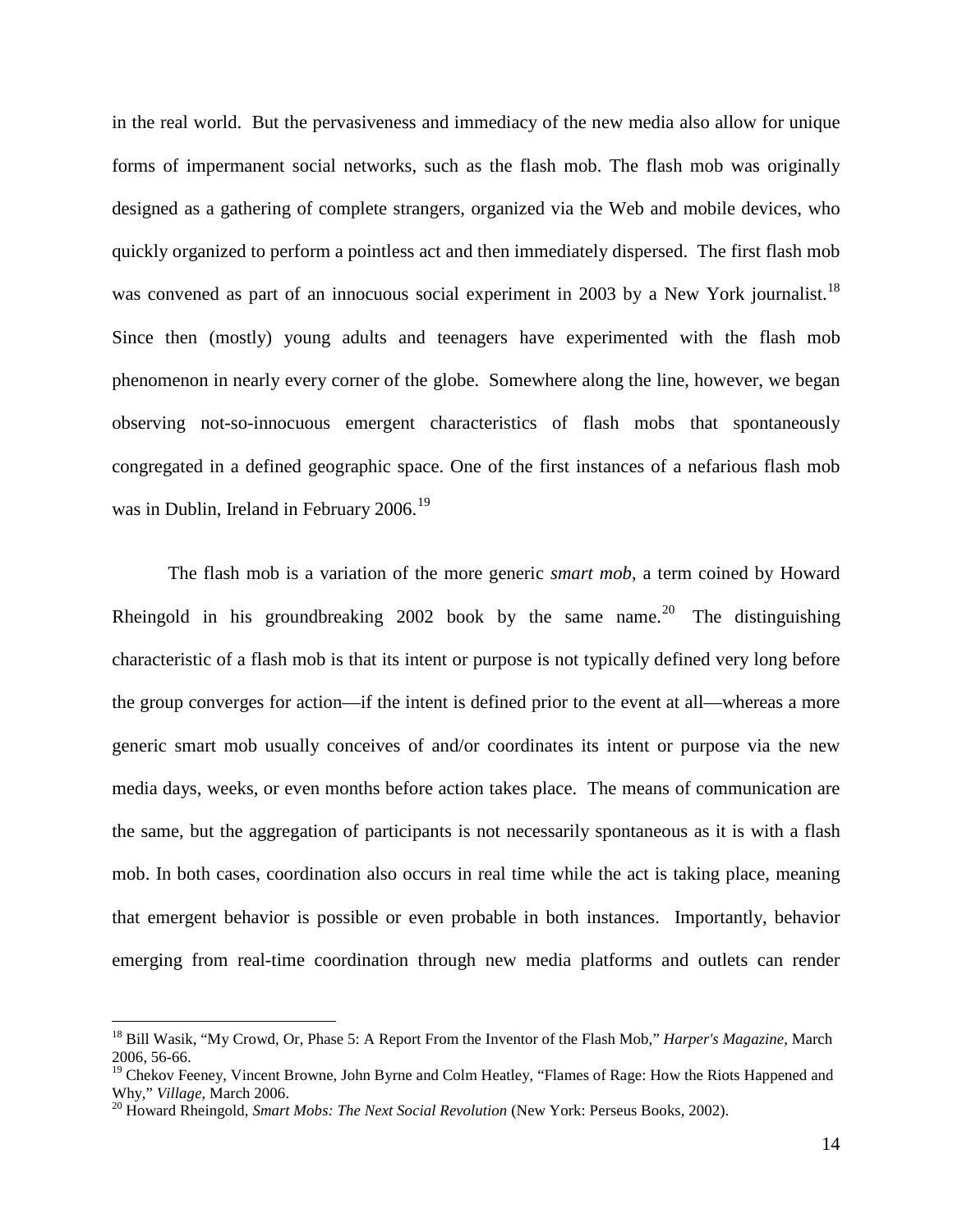in the real world. But the pervasiveness and immediacy of the new media also allow for unique forms of impermanent social networks, such as the flash mob. The flash mob was originally designed as a gathering of complete strangers, organized via the Web and mobile devices, who quickly organized to perform a pointless act and then immediately dispersed. The first flash mob was convened as part of an innocuous social experiment in 2003 by a New York journalist.[18] Since then (mostly) young adults and teenagers have experimented with the flash mob phenomenon in nearly every corner of the globe. Somewhere along the line, however, we began observing not-so-innocuous emergent characteristics of flash mobs that spontaneously congregated in a defined geographic space. One of the first instances of a nefarious flash mob was in Dublin, Ireland in February 2006.[19]

The flash mob is a variation of the more generic *smart mob*, a term coined by Howard Rheingold in his groundbreaking 2002 book by the same name.[20] The distinguishing characteristic of a flash mob is that its intent or purpose is not typically defined very long before the group converges for action—if the intent is defined prior to the event at all—whereas a more generic smart mob usually conceives of and/or coordinates its intent or purpose via the new media days, weeks, or even months before action takes place. The means of communication are the same, but the aggregation of participants is not necessarily spontaneous as it is with a flash mob. In both cases, coordination also occurs in real time while the act is taking place, meaning that emergent behavior is possible or even probable in both instances. Importantly, behavior emerging from real-time coordination through new media platforms and outlets can render

---

[18] Bill Wasik, "My Crowd, Or, Phase 5: A Report From the Inventor of the Flash Mob," *Harper's Magazine*, March 2006, 56-66.

[19] Chekov Feeney, Vincent Browne, John Byrne and Colm Heatley, "Flames of Rage: How the Riots Happened and Why," *Village*, March 2006.

[20] Howard Rheingold, *Smart Mobs: The Next Social Revolution* (New York: Perseus Books, 2002).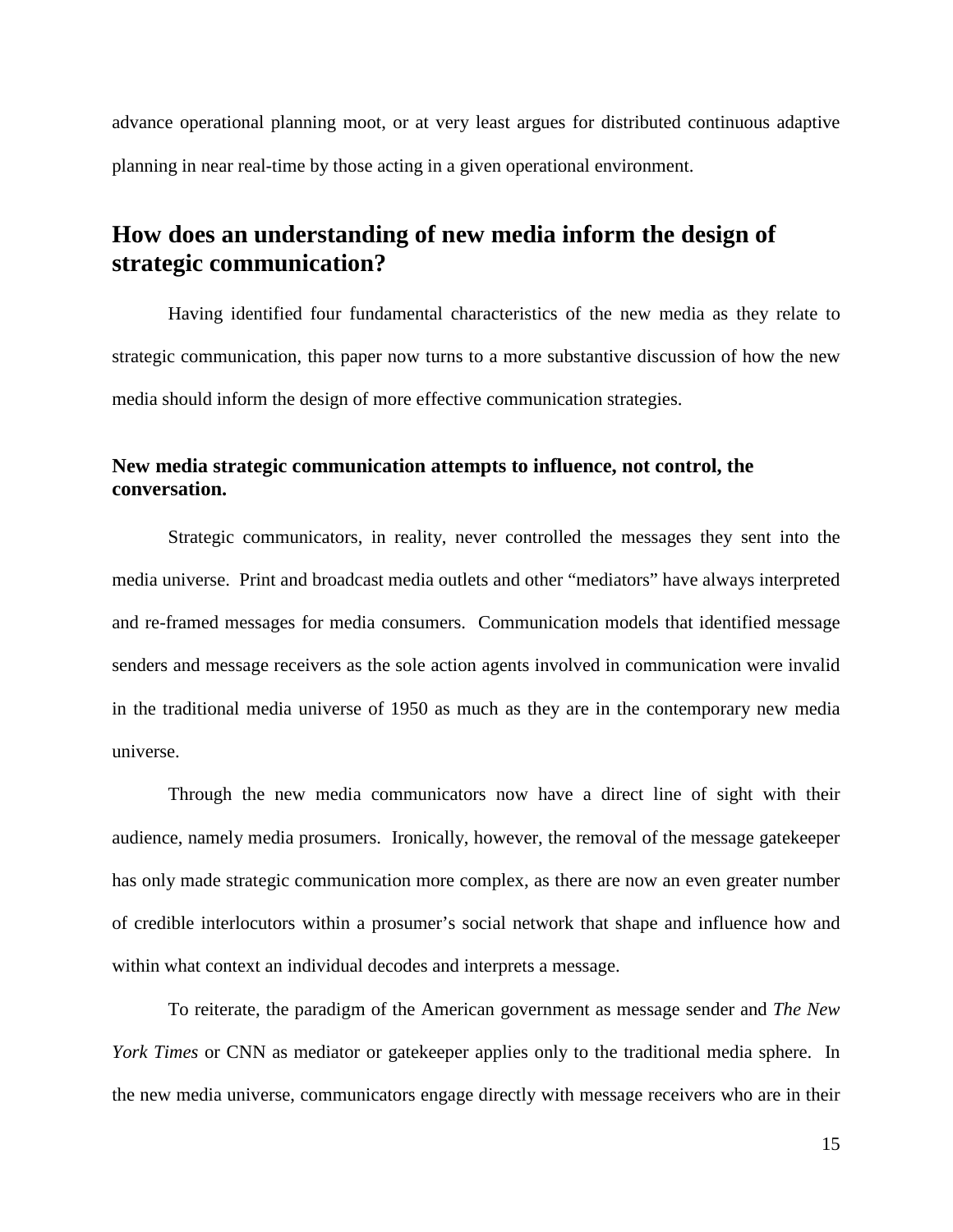advance operational planning moot, or at very least argues for distributed continuous adaptive planning in near real-time by those acting in a given operational environment.

## How does an understanding of new media inform the design of strategic communication?

Having identified four fundamental characteristics of the new media as they relate to strategic communication, this paper now turns to a more substantive discussion of how the new media should inform the design of more effective communication strategies.

### New media strategic communication attempts to influence, not control, the conversation.

Strategic communicators, in reality, never controlled the messages they sent into the media universe. Print and broadcast media outlets and other "mediators" have always interpreted and re-framed messages for media consumers. Communication models that identified message senders and message receivers as the sole action agents involved in communication were invalid in the traditional media universe of 1950 as much as they are in the contemporary new media universe.

Through the new media communicators now have a direct line of sight with their audience, namely media prosumers. Ironically, however, the removal of the message gatekeeper has only made strategic communication more complex, as there are now an even greater number of credible interlocutors within a prosumer's social network that shape and influence how and within what context an individual decodes and interprets a message.

To reiterate, the paradigm of the American government as message sender and *The New York Times* or CNN as mediator or gatekeeper applies only to the traditional media sphere. In the new media universe, communicators engage directly with message receivers who are in their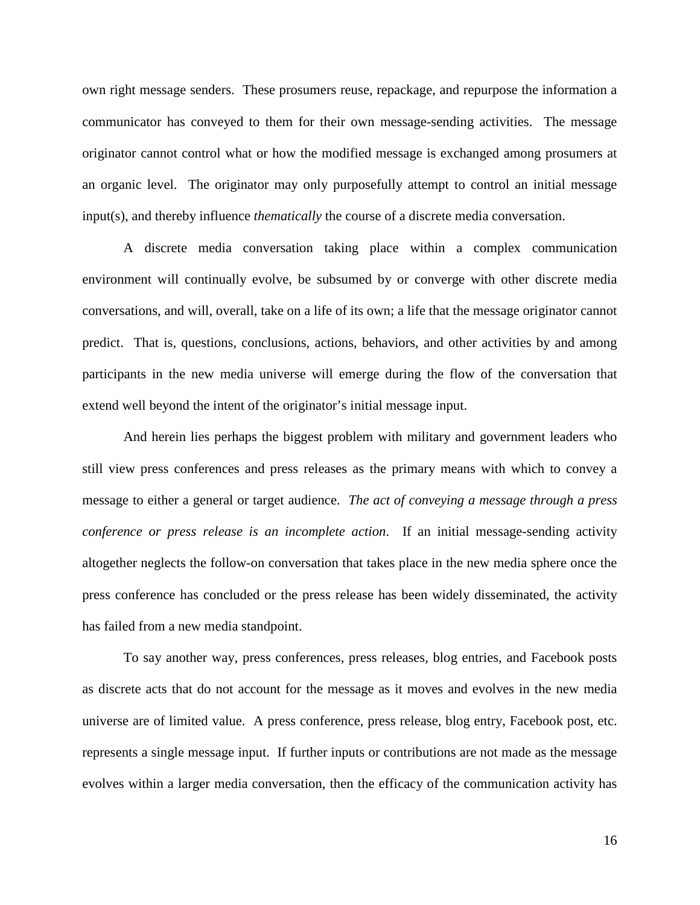own right message senders. These prosumers reuse, repackage, and repurpose the information a communicator has conveyed to them for their own message-sending activities. The message originator cannot control what or how the modified message is exchanged among prosumers at an organic level. The originator may only purposefully attempt to control an initial message input(s), and thereby influence *thematically* the course of a discrete media conversation.

A discrete media conversation taking place within a complex communication environment will continually evolve, be subsumed by or converge with other discrete media conversations, and will, overall, take on a life of its own; a life that the message originator cannot predict. That is, questions, conclusions, actions, behaviors, and other activities by and among participants in the new media universe will emerge during the flow of the conversation that extend well beyond the intent of the originator's initial message input.

And herein lies perhaps the biggest problem with military and government leaders who still view press conferences and press releases as the primary means with which to convey a message to either a general or target audience. *The act of conveying a message through a press conference or press release is an incomplete action*. If an initial message-sending activity altogether neglects the follow-on conversation that takes place in the new media sphere once the press conference has concluded or the press release has been widely disseminated, the activity has failed from a new media standpoint.

To say another way, press conferences, press releases, blog entries, and Facebook posts as discrete acts that do not account for the message as it moves and evolves in the new media universe are of limited value. A press conference, press release, blog entry, Facebook post, etc. represents a single message input. If further inputs or contributions are not made as the message evolves within a larger media conversation, then the efficacy of the communication activity has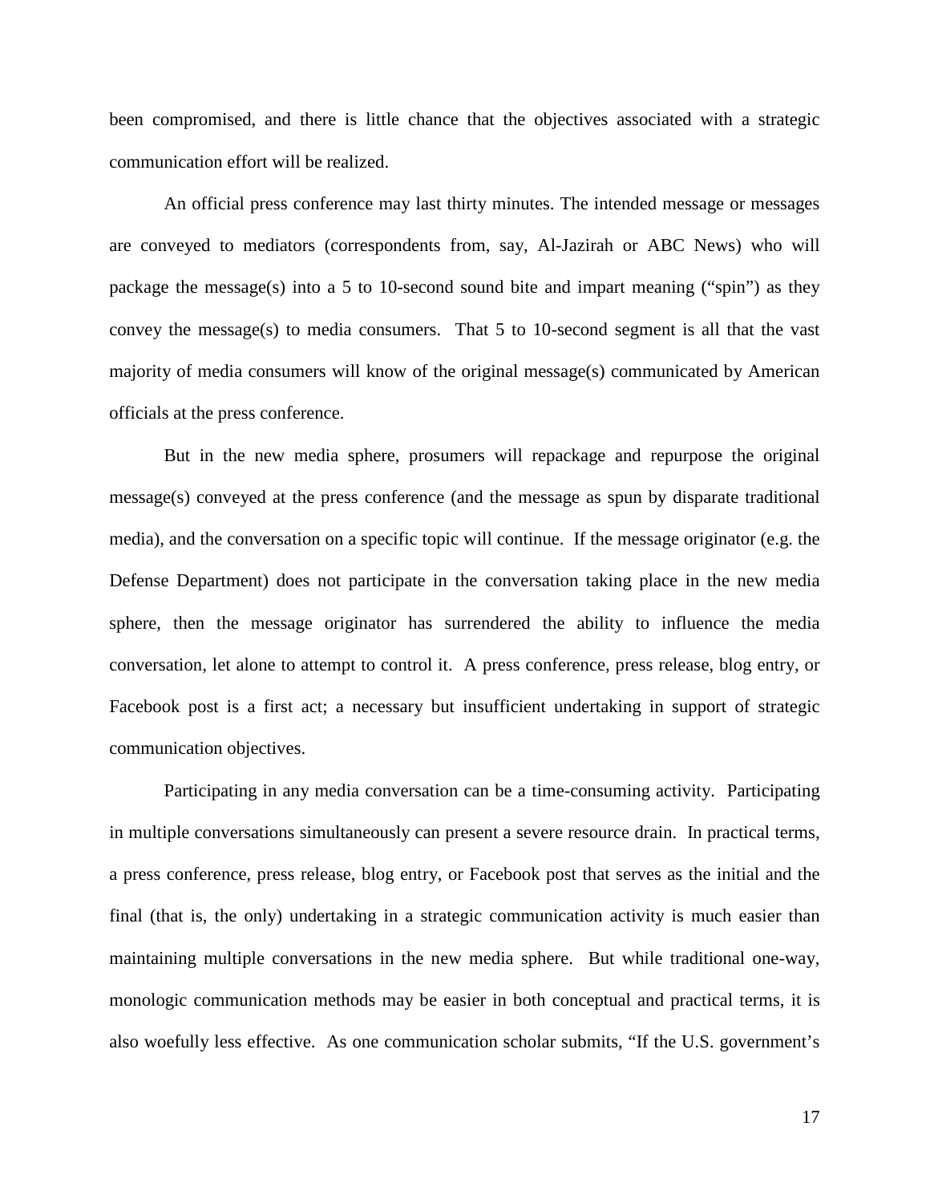been compromised, and there is little chance that the objectives associated with a strategic communication effort will be realized.

An official press conference may last thirty minutes. The intended message or messages are conveyed to mediators (correspondents from, say, Al-Jazirah or ABC News) who will package the message(s) into a 5 to 10-second sound bite and impart meaning ("spin") as they convey the message(s) to media consumers. That 5 to 10-second segment is all that the vast majority of media consumers will know of the original message(s) communicated by American officials at the press conference.

But in the new media sphere, prosumers will repackage and repurpose the original message(s) conveyed at the press conference (and the message as spun by disparate traditional media), and the conversation on a specific topic will continue. If the message originator (e.g. the Defense Department) does not participate in the conversation taking place in the new media sphere, then the message originator has surrendered the ability to influence the media conversation, let alone to attempt to control it. A press conference, press release, blog entry, or Facebook post is a first act; a necessary but insufficient undertaking in support of strategic communication objectives.

Participating in any media conversation can be a time-consuming activity. Participating in multiple conversations simultaneously can present a severe resource drain. In practical terms, a press conference, press release, blog entry, or Facebook post that serves as the initial and the final (that is, the only) undertaking in a strategic communication activity is much easier than maintaining multiple conversations in the new media sphere. But while traditional one-way, monologic communication methods may be easier in both conceptual and practical terms, it is also woefully less effective. As one communication scholar submits, "If the U.S. government's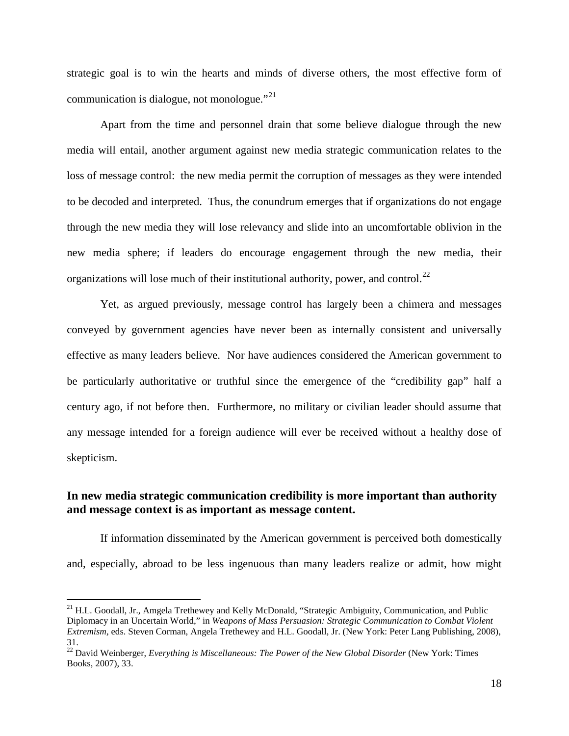strategic goal is to win the hearts and minds of diverse others, the most effective form of communication is dialogue, not monologue."[21]

Apart from the time and personnel drain that some believe dialogue through the new media will entail, another argument against new media strategic communication relates to the loss of message control: the new media permit the corruption of messages as they were intended to be decoded and interpreted. Thus, the conundrum emerges that if organizations do not engage through the new media they will lose relevancy and slide into an uncomfortable oblivion in the new media sphere; if leaders do encourage engagement through the new media, their organizations will lose much of their institutional authority, power, and control.[22]

Yet, as argued previously, message control has largely been a chimera and messages conveyed by government agencies have never been as internally consistent and universally effective as many leaders believe. Nor have audiences considered the American government to be particularly authoritative or truthful since the emergence of the "credibility gap" half a century ago, if not before then. Furthermore, no military or civilian leader should assume that any message intended for a foreign audience will ever be received without a healthy dose of skepticism.

**In new media strategic communication credibility is more important than authority and message context is as important as message content.**

If information disseminated by the American government is perceived both domestically and, especially, abroad to be less ingenuous than many leaders realize or admit, how might

---

[21] H.L. Goodall, Jr., Amgela Trethewey and Kelly McDonald, "Strategic Ambiguity, Communication, and Public Diplomacy in an Uncertain World," in *Weapons of Mass Persuasion: Strategic Communication to Combat Violent Extremism,* eds. Steven Corman, Angela Trethewey and H.L. Goodall, Jr. (New York: Peter Lang Publishing, 2008), 31.

[22] David Weinberger, *Everything is Miscellaneous: The Power of the New Global Disorder* (New York: Times Books, 2007), 33.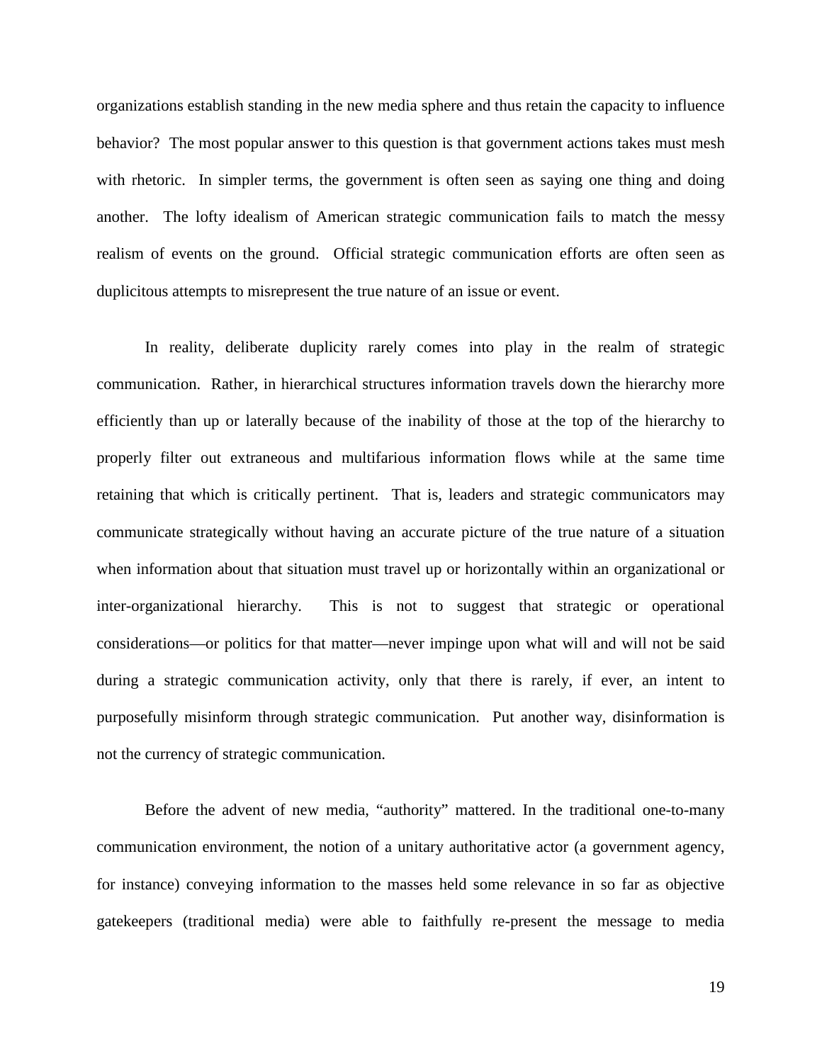organizations establish standing in the new media sphere and thus retain the capacity to influence behavior? The most popular answer to this question is that government actions takes must mesh with rhetoric. In simpler terms, the government is often seen as saying one thing and doing another. The lofty idealism of American strategic communication fails to match the messy realism of events on the ground. Official strategic communication efforts are often seen as duplicitous attempts to misrepresent the true nature of an issue or event.

In reality, deliberate duplicity rarely comes into play in the realm of strategic communication. Rather, in hierarchical structures information travels down the hierarchy more efficiently than up or laterally because of the inability of those at the top of the hierarchy to properly filter out extraneous and multifarious information flows while at the same time retaining that which is critically pertinent. That is, leaders and strategic communicators may communicate strategically without having an accurate picture of the true nature of a situation when information about that situation must travel up or horizontally within an organizational or inter-organizational hierarchy. This is not to suggest that strategic or operational considerations—or politics for that matter—never impinge upon what will and will not be said during a strategic communication activity, only that there is rarely, if ever, an intent to purposefully misinform through strategic communication. Put another way, disinformation is not the currency of strategic communication.

Before the advent of new media, "authority" mattered. In the traditional one-to-many communication environment, the notion of a unitary authoritative actor (a government agency, for instance) conveying information to the masses held some relevance in so far as objective gatekeepers (traditional media) were able to faithfully re-present the message to media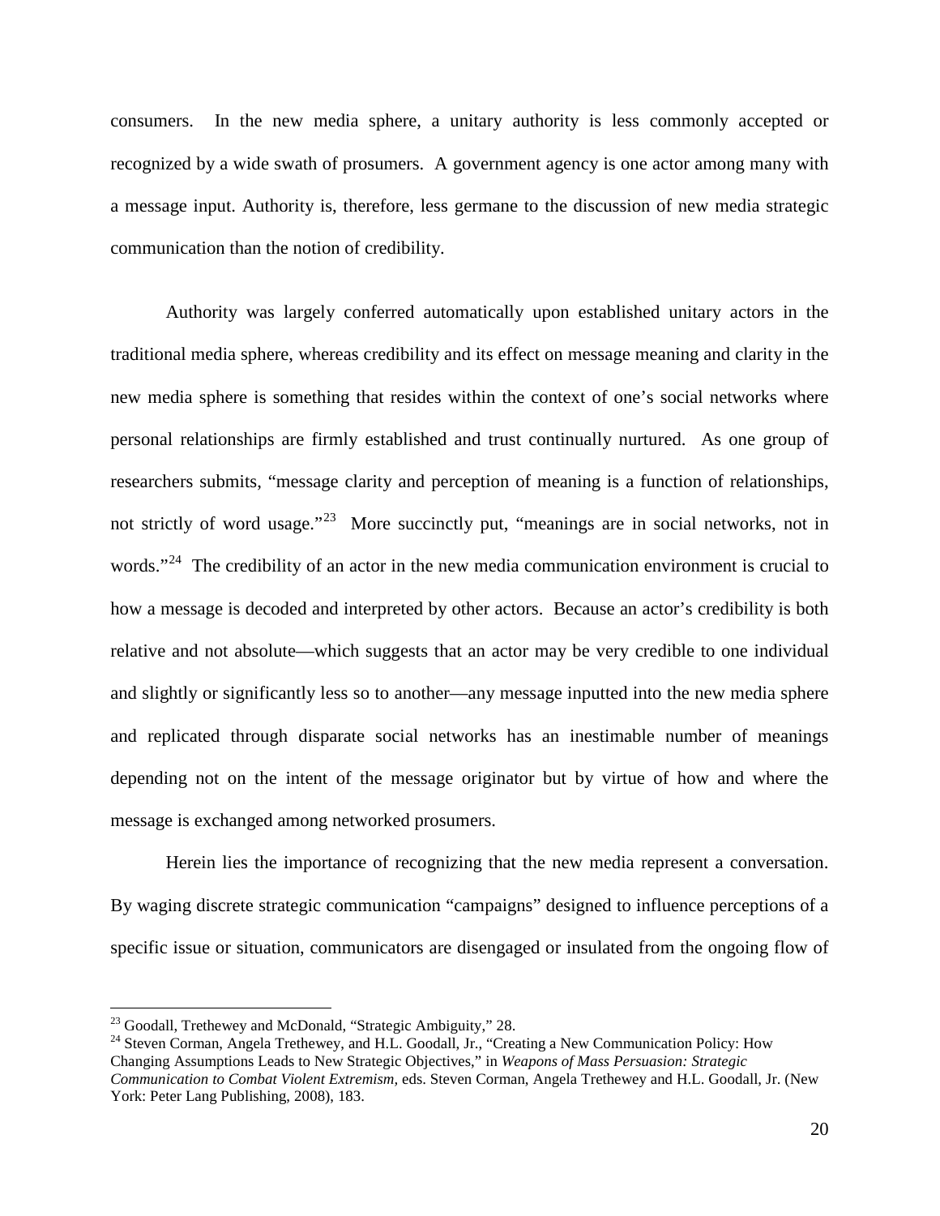consumers. In the new media sphere, a unitary authority is less commonly accepted or recognized by a wide swath of prosumers. A government agency is one actor among many with a message input. Authority is, therefore, less germane to the discussion of new media strategic communication than the notion of credibility.

Authority was largely conferred automatically upon established unitary actors in the traditional media sphere, whereas credibility and its effect on message meaning and clarity in the new media sphere is something that resides within the context of one's social networks where personal relationships are firmly established and trust continually nurtured. As one group of researchers submits, "message clarity and perception of meaning is a function of relationships, not strictly of word usage."[23] More succinctly put, "meanings are in social networks, not in words."[24] The credibility of an actor in the new media communication environment is crucial to how a message is decoded and interpreted by other actors. Because an actor's credibility is both relative and not absolute—which suggests that an actor may be very credible to one individual and slightly or significantly less so to another—any message inputted into the new media sphere and replicated through disparate social networks has an inestimable number of meanings depending not on the intent of the message originator but by virtue of how and where the message is exchanged among networked prosumers.

Herein lies the importance of recognizing that the new media represent a conversation. By waging discrete strategic communication "campaigns" designed to influence perceptions of a specific issue or situation, communicators are disengaged or insulated from the ongoing flow of

---

[23] Goodall, Trethewey and McDonald, "Strategic Ambiguity," 28.

[24] Steven Corman, Angela Trethewey, and H.L. Goodall, Jr., "Creating a New Communication Policy: How Changing Assumptions Leads to New Strategic Objectives," in *Weapons of Mass Persuasion: Strategic Communication to Combat Violent Extremism*, eds. Steven Corman, Angela Trethewey and H.L. Goodall, Jr. (New York: Peter Lang Publishing, 2008), 183.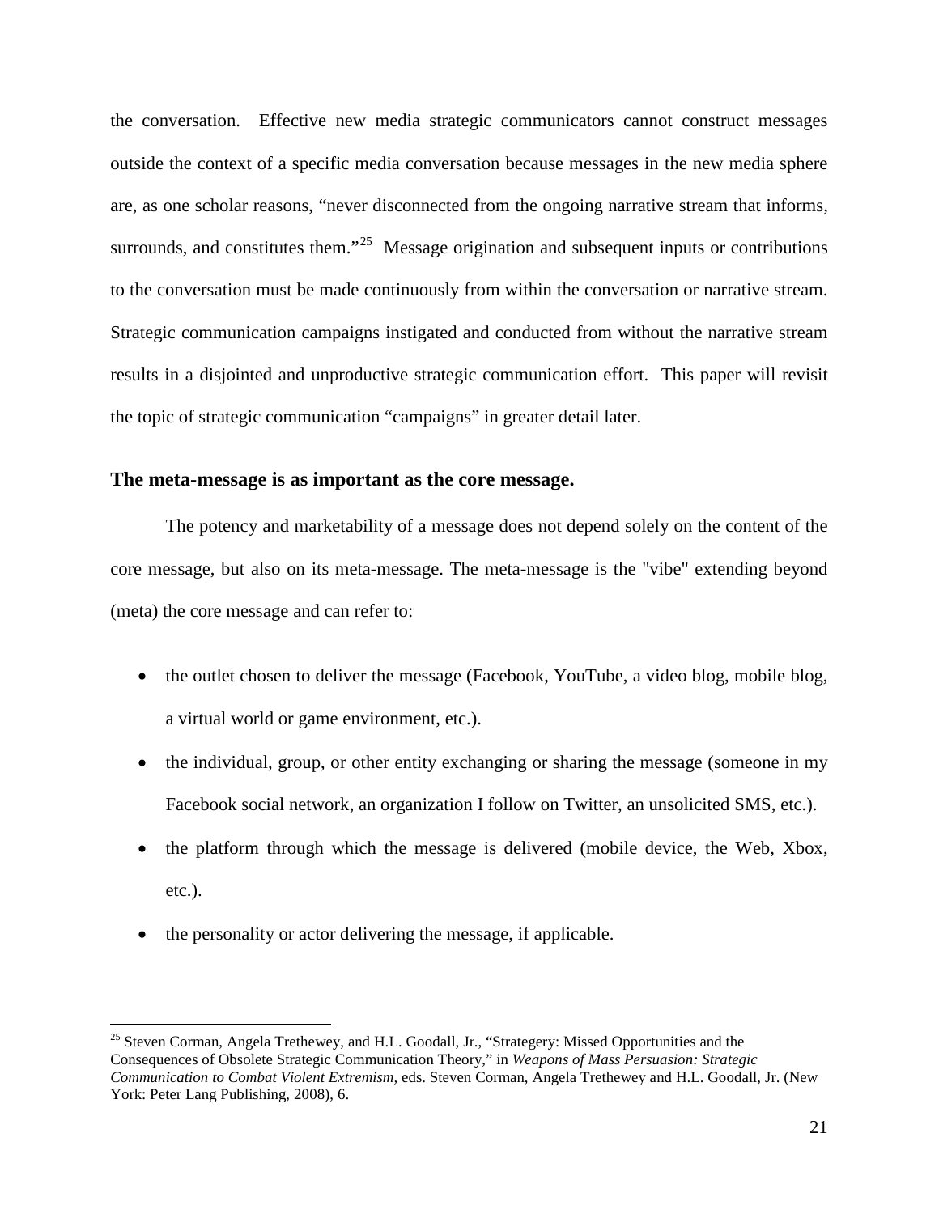the conversation. Effective new media strategic communicators cannot construct messages outside the context of a specific media conversation because messages in the new media sphere are, as one scholar reasons, "never disconnected from the ongoing narrative stream that informs, surrounds, and constitutes them."[25] Message origination and subsequent inputs or contributions to the conversation must be made continuously from within the conversation or narrative stream. Strategic communication campaigns instigated and conducted from without the narrative stream results in a disjointed and unproductive strategic communication effort. This paper will revisit the topic of strategic communication "campaigns" in greater detail later.

### The meta-message is as important as the core message.

The potency and marketability of a message does not depend solely on the content of the core message, but also on its meta-message. The meta-message is the "vibe" extending beyond (meta) the core message and can refer to:

- the outlet chosen to deliver the message (Facebook, YouTube, a video blog, mobile blog, a virtual world or game environment, etc.).
- the individual, group, or other entity exchanging or sharing the message (someone in my Facebook social network, an organization I follow on Twitter, an unsolicited SMS, etc.).
- the platform through which the message is delivered (mobile device, the Web, Xbox, etc.).
- the personality or actor delivering the message, if applicable.

---

[25] Steven Corman, Angela Trethewey, and H.L. Goodall, Jr., "Strategery: Missed Opportunities and the Consequences of Obsolete Strategic Communication Theory," in *Weapons of Mass Persuasion: Strategic Communication to Combat Violent Extremism*, eds. Steven Corman, Angela Trethewey and H.L. Goodall, Jr. (New York: Peter Lang Publishing, 2008), 6.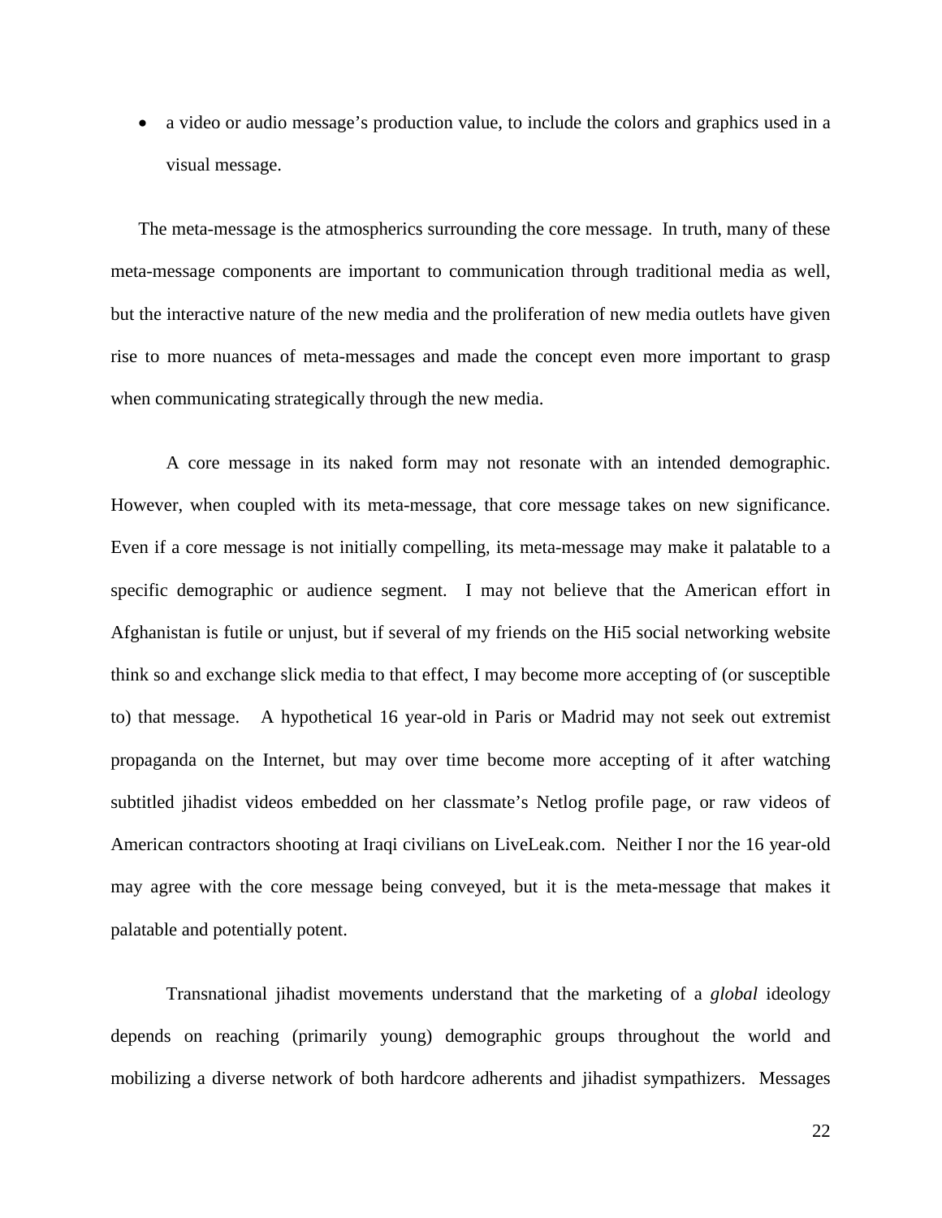- a video or audio message's production value, to include the colors and graphics used in a visual message.

The meta-message is the atmospherics surrounding the core message. In truth, many of these meta-message components are important to communication through traditional media as well, but the interactive nature of the new media and the proliferation of new media outlets have given rise to more nuances of meta-messages and made the concept even more important to grasp when communicating strategically through the new media.

A core message in its naked form may not resonate with an intended demographic. However, when coupled with its meta-message, that core message takes on new significance. Even if a core message is not initially compelling, its meta-message may make it palatable to a specific demographic or audience segment. I may not believe that the American effort in Afghanistan is futile or unjust, but if several of my friends on the Hi5 social networking website think so and exchange slick media to that effect, I may become more accepting of (or susceptible to) that message. A hypothetical 16 year-old in Paris or Madrid may not seek out extremist propaganda on the Internet, but may over time become more accepting of it after watching subtitled jihadist videos embedded on her classmate's Netlog profile page, or raw videos of American contractors shooting at Iraqi civilians on LiveLeak.com. Neither I nor the 16 year-old may agree with the core message being conveyed, but it is the meta-message that makes it palatable and potentially potent.

Transnational jihadist movements understand that the marketing of a *global* ideology depends on reaching (primarily young) demographic groups throughout the world and mobilizing a diverse network of both hardcore adherents and jihadist sympathizers. Messages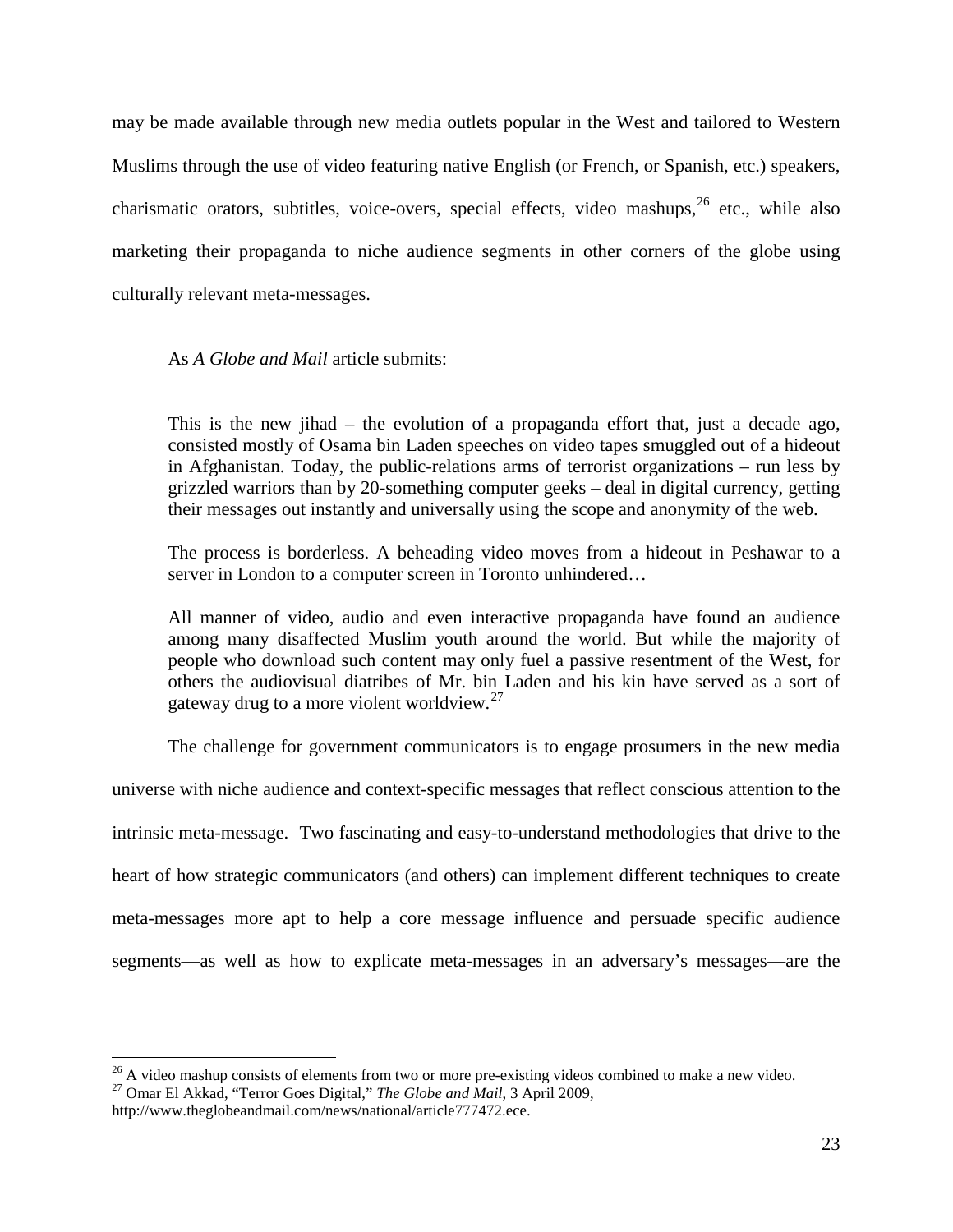may be made available through new media outlets popular in the West and tailored to Western Muslims through the use of video featuring native English (or French, or Spanish, etc.) speakers, charismatic orators, subtitles, voice-overs, special effects, video mashups,[26] etc., while also marketing their propaganda to niche audience segments in other corners of the globe using culturally relevant meta-messages.

As *A Globe and Mail* article submits:

> This is the new jihad – the evolution of a propaganda effort that, just a decade ago, consisted mostly of Osama bin Laden speeches on video tapes smuggled out of a hideout in Afghanistan. Today, the public-relations arms of terrorist organizations – run less by grizzled warriors than by 20-something computer geeks – deal in digital currency, getting their messages out instantly and universally using the scope and anonymity of the web.
>
> The process is borderless. A beheading video moves from a hideout in Peshawar to a server in London to a computer screen in Toronto unhindered…
>
> All manner of video, audio and even interactive propaganda have found an audience among many disaffected Muslim youth around the world. But while the majority of people who download such content may only fuel a passive resentment of the West, for others the audiovisual diatribes of Mr. bin Laden and his kin have served as a sort of gateway drug to a more violent worldview.[27]

The challenge for government communicators is to engage prosumers in the new media universe with niche audience and context-specific messages that reflect conscious attention to the intrinsic meta-message. Two fascinating and easy-to-understand methodologies that drive to the heart of how strategic communicators (and others) can implement different techniques to create meta-messages more apt to help a core message influence and persuade specific audience segments—as well as how to explicate meta-messages in an adversary's messages—are the

---

[26] A video mashup consists of elements from two or more pre-existing videos combined to make a new video.

[27] Omar El Akkad, "Terror Goes Digital," *The Globe and Mail*, 3 April 2009, http://www.theglobeandmail.com/news/national/article777472.ece.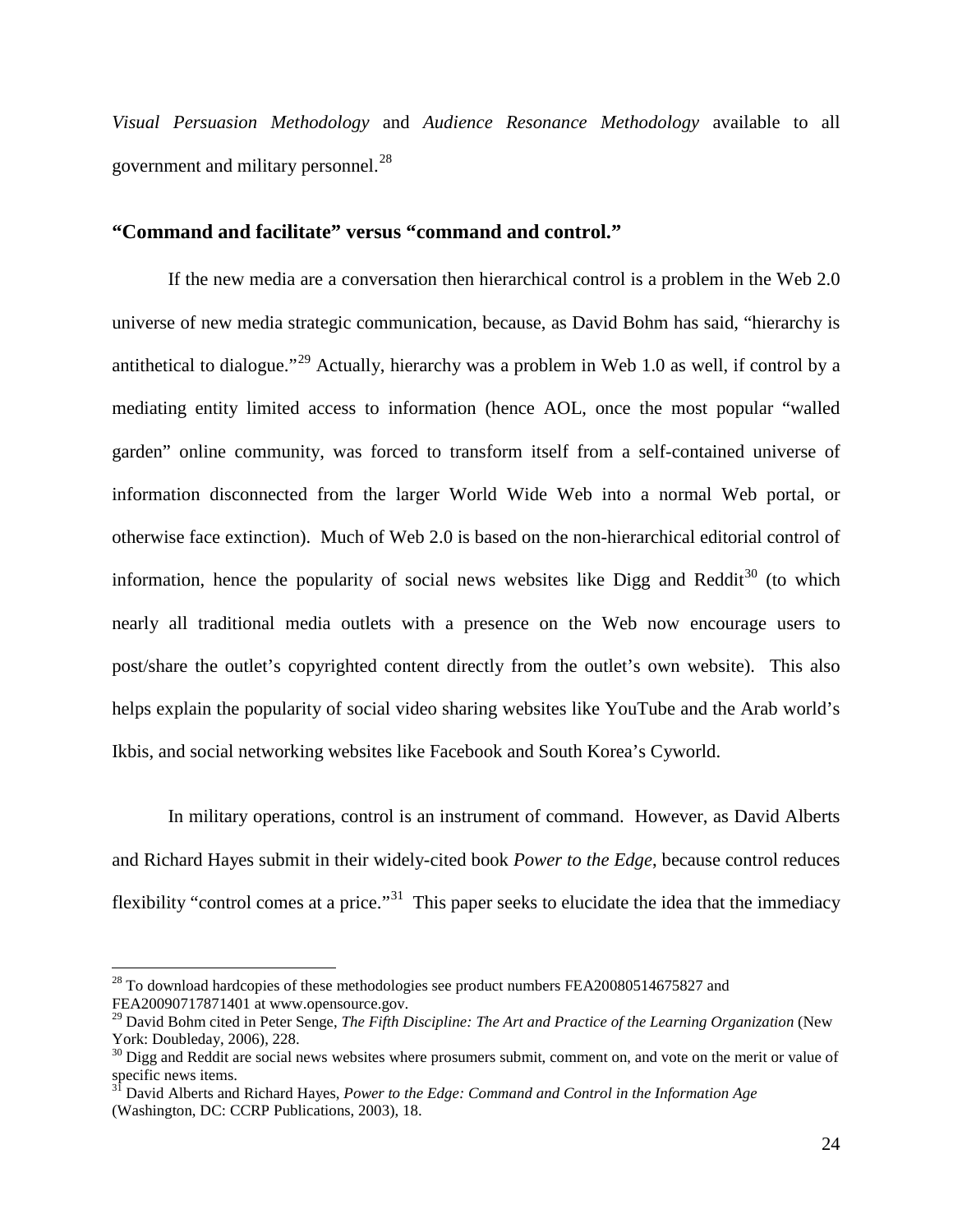*Visual Persuasion Methodology* and *Audience Resonance Methodology* available to all government and military personnel.[28]

## "Command and facilitate" versus "command and control."

If the new media are a conversation then hierarchical control is a problem in the Web 2.0 universe of new media strategic communication, because, as David Bohm has said, "hierarchy is antithetical to dialogue."[29] Actually, hierarchy was a problem in Web 1.0 as well, if control by a mediating entity limited access to information (hence AOL, once the most popular "walled garden" online community, was forced to transform itself from a self-contained universe of information disconnected from the larger World Wide Web into a normal Web portal, or otherwise face extinction). Much of Web 2.0 is based on the non-hierarchical editorial control of information, hence the popularity of social news websites like Digg and Reddit[30] (to which nearly all traditional media outlets with a presence on the Web now encourage users to post/share the outlet's copyrighted content directly from the outlet's own website). This also helps explain the popularity of social video sharing websites like YouTube and the Arab world's Ikbis, and social networking websites like Facebook and South Korea's Cyworld.

In military operations, control is an instrument of command. However, as David Alberts and Richard Hayes submit in their widely-cited book *Power to the Edge*, because control reduces flexibility "control comes at a price."[31] This paper seeks to elucidate the idea that the immediacy

---

[28] To download hardcopies of these methodologies see product numbers FEA20080514675827 and FEA20090717871401 at www.opensource.gov.

[29] David Bohm cited in Peter Senge, *The Fifth Discipline: The Art and Practice of the Learning Organization* (New York: Doubleday, 2006), 228.

[30] Digg and Reddit are social news websites where prosumers submit, comment on, and vote on the merit or value of specific news items.

[31] David Alberts and Richard Hayes, *Power to the Edge: Command and Control in the Information Age* (Washington, DC: CCRP Publications, 2003), 18.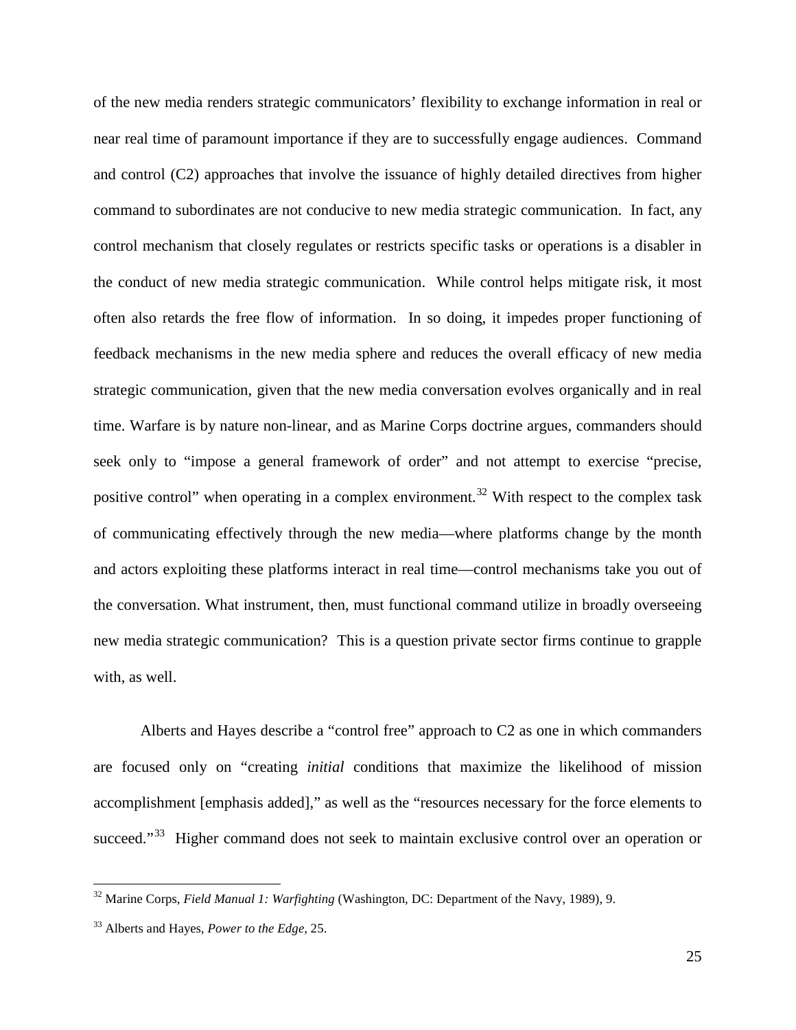of the new media renders strategic communicators' flexibility to exchange information in real or near real time of paramount importance if they are to successfully engage audiences. Command and control (C2) approaches that involve the issuance of highly detailed directives from higher command to subordinates are not conducive to new media strategic communication. In fact, any control mechanism that closely regulates or restricts specific tasks or operations is a disabler in the conduct of new media strategic communication. While control helps mitigate risk, it most often also retards the free flow of information. In so doing, it impedes proper functioning of feedback mechanisms in the new media sphere and reduces the overall efficacy of new media strategic communication, given that the new media conversation evolves organically and in real time. Warfare is by nature non-linear, and as Marine Corps doctrine argues, commanders should seek only to "impose a general framework of order" and not attempt to exercise "precise, positive control" when operating in a complex environment.[32] With respect to the complex task of communicating effectively through the new media—where platforms change by the month and actors exploiting these platforms interact in real time—control mechanisms take you out of the conversation. What instrument, then, must functional command utilize in broadly overseeing new media strategic communication? This is a question private sector firms continue to grapple with, as well.

Alberts and Hayes describe a "control free" approach to C2 as one in which commanders are focused only on "creating *initial* conditions that maximize the likelihood of mission accomplishment [emphasis added]," as well as the "resources necessary for the force elements to succeed."[33] Higher command does not seek to maintain exclusive control over an operation or

---

[32] Marine Corps, *Field Manual 1: Warfighting* (Washington, DC: Department of the Navy, 1989), 9.

[33] Alberts and Hayes, *Power to the Edge*, 25.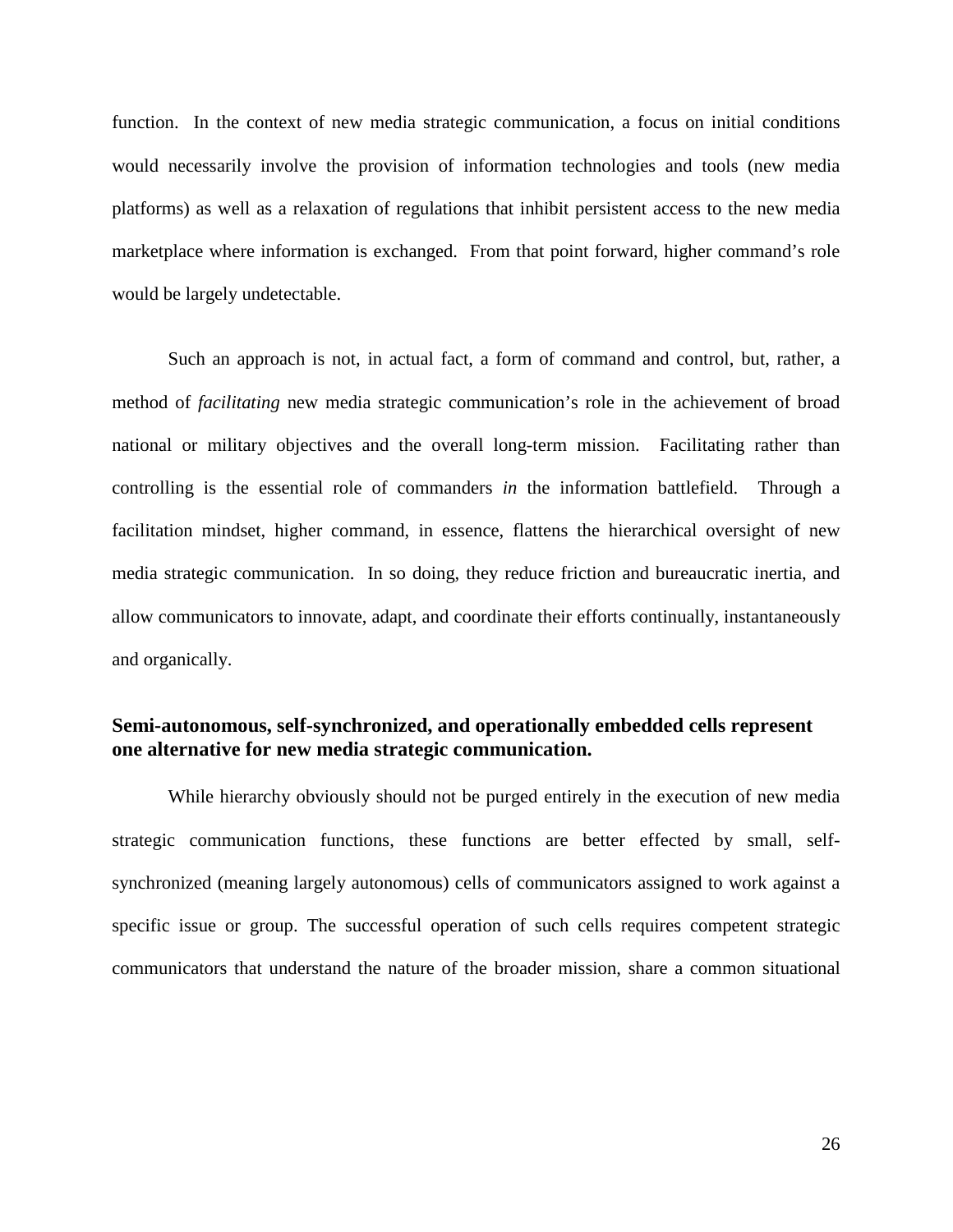function. In the context of new media strategic communication, a focus on initial conditions would necessarily involve the provision of information technologies and tools (new media platforms) as well as a relaxation of regulations that inhibit persistent access to the new media marketplace where information is exchanged. From that point forward, higher command's role would be largely undetectable.

Such an approach is not, in actual fact, a form of command and control, but, rather, a method of *facilitating* new media strategic communication's role in the achievement of broad national or military objectives and the overall long-term mission. Facilitating rather than controlling is the essential role of commanders *in* the information battlefield. Through a facilitation mindset, higher command, in essence, flattens the hierarchical oversight of new media strategic communication. In so doing, they reduce friction and bureaucratic inertia, and allow communicators to innovate, adapt, and coordinate their efforts continually, instantaneously and organically.

**Semi-autonomous, self-synchronized, and operationally embedded cells represent one alternative for new media strategic communication.**

While hierarchy obviously should not be purged entirely in the execution of new media strategic communication functions, these functions are better effected by small, self-synchronized (meaning largely autonomous) cells of communicators assigned to work against a specific issue or group. The successful operation of such cells requires competent strategic communicators that understand the nature of the broader mission, share a common situational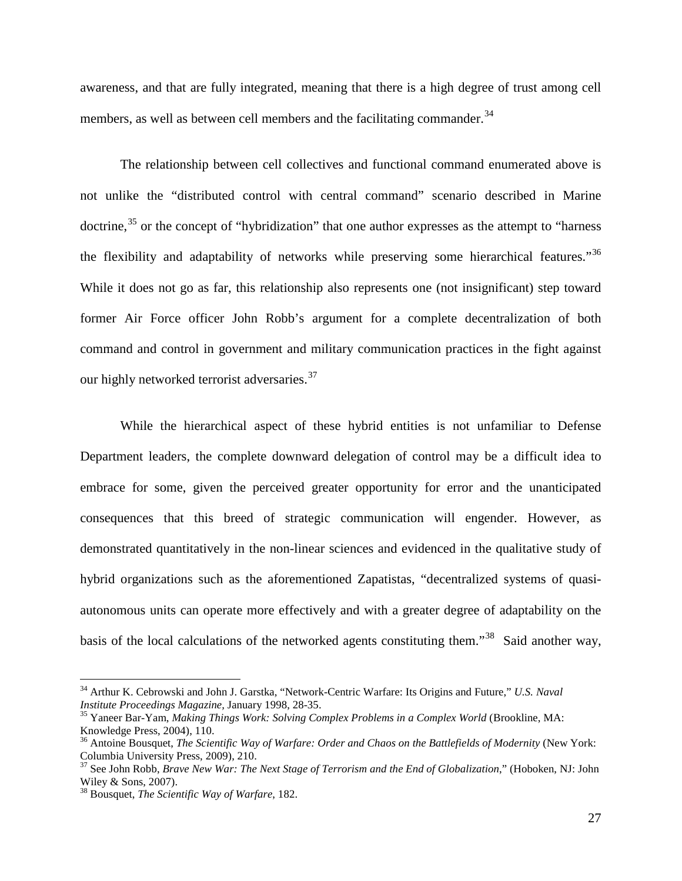awareness, and that are fully integrated, meaning that there is a high degree of trust among cell members, as well as between cell members and the facilitating commander.[34]

The relationship between cell collectives and functional command enumerated above is not unlike the "distributed control with central command" scenario described in Marine doctrine,[35] or the concept of "hybridization" that one author expresses as the attempt to "harness the flexibility and adaptability of networks while preserving some hierarchical features."[36] While it does not go as far, this relationship also represents one (not insignificant) step toward former Air Force officer John Robb's argument for a complete decentralization of both command and control in government and military communication practices in the fight against our highly networked terrorist adversaries.[37]

While the hierarchical aspect of these hybrid entities is not unfamiliar to Defense Department leaders, the complete downward delegation of control may be a difficult idea to embrace for some, given the perceived greater opportunity for error and the unanticipated consequences that this breed of strategic communication will engender. However, as demonstrated quantitatively in the non-linear sciences and evidenced in the qualitative study of hybrid organizations such as the aforementioned Zapatistas, "decentralized systems of quasi-autonomous units can operate more effectively and with a greater degree of adaptability on the basis of the local calculations of the networked agents constituting them."[38] Said another way,

---

[34] Arthur K. Cebrowski and John J. Garstka, "Network-Centric Warfare: Its Origins and Future," *U.S. Naval Institute Proceedings Magazine*, January 1998, 28-35.

[35] Yaneer Bar-Yam, *Making Things Work: Solving Complex Problems in a Complex World* (Brookline, MA: Knowledge Press, 2004), 110.

[36] Antoine Bousquet, *The Scientific Way of Warfare: Order and Chaos on the Battlefields of Modernity* (New York: Columbia University Press, 2009), 210.

[37] See John Robb, *Brave New War: The Next Stage of Terrorism and the End of Globalization*," (Hoboken, NJ: John Wiley & Sons, 2007).

[38] Bousquet, *The Scientific Way of Warfare*, 182.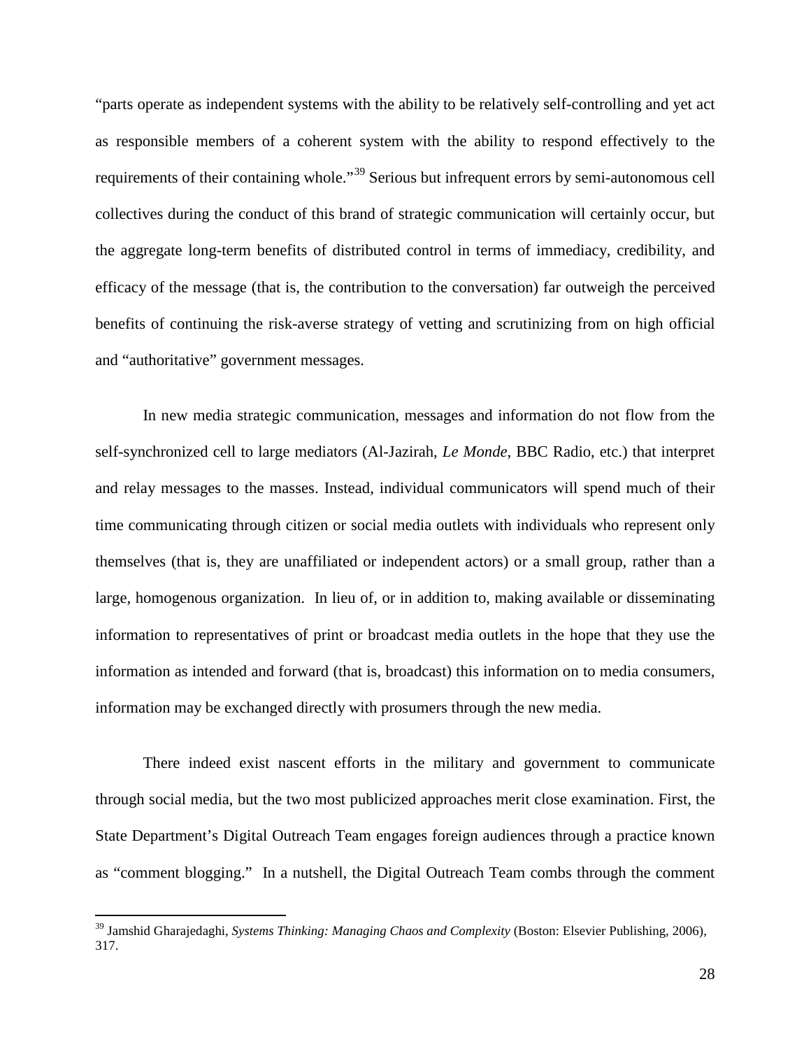"parts operate as independent systems with the ability to be relatively self-controlling and yet act as responsible members of a coherent system with the ability to respond effectively to the requirements of their containing whole."[39] Serious but infrequent errors by semi-autonomous cell collectives during the conduct of this brand of strategic communication will certainly occur, but the aggregate long-term benefits of distributed control in terms of immediacy, credibility, and efficacy of the message (that is, the contribution to the conversation) far outweigh the perceived benefits of continuing the risk-averse strategy of vetting and scrutinizing from on high official and "authoritative" government messages.

In new media strategic communication, messages and information do not flow from the self-synchronized cell to large mediators (Al-Jazirah, *Le Monde*, BBC Radio, etc.) that interpret and relay messages to the masses. Instead, individual communicators will spend much of their time communicating through citizen or social media outlets with individuals who represent only themselves (that is, they are unaffiliated or independent actors) or a small group, rather than a large, homogenous organization. In lieu of, or in addition to, making available or disseminating information to representatives of print or broadcast media outlets in the hope that they use the information as intended and forward (that is, broadcast) this information on to media consumers, information may be exchanged directly with prosumers through the new media.

There indeed exist nascent efforts in the military and government to communicate through social media, but the two most publicized approaches merit close examination. First, the State Department's Digital Outreach Team engages foreign audiences through a practice known as "comment blogging." In a nutshell, the Digital Outreach Team combs through the comment

---

[39] Jamshid Gharajedaghi, *Systems Thinking: Managing Chaos and Complexity* (Boston: Elsevier Publishing, 2006), 317.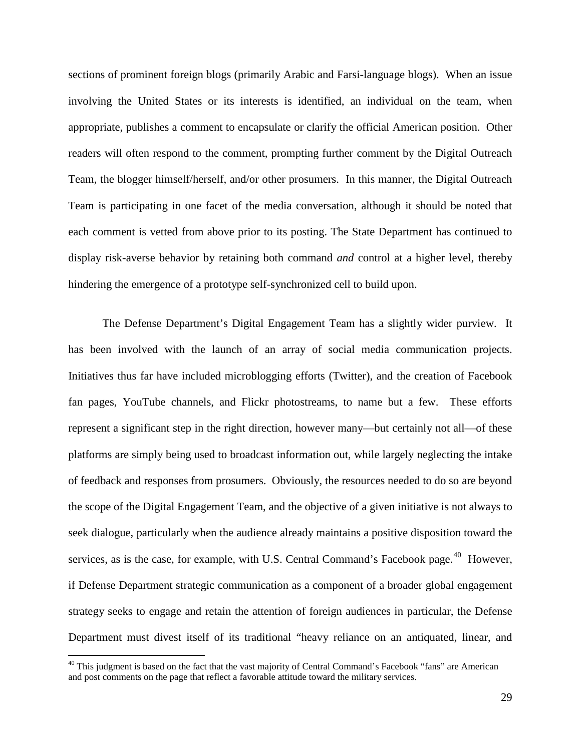sections of prominent foreign blogs (primarily Arabic and Farsi-language blogs). When an issue involving the United States or its interests is identified, an individual on the team, when appropriate, publishes a comment to encapsulate or clarify the official American position. Other readers will often respond to the comment, prompting further comment by the Digital Outreach Team, the blogger himself/herself, and/or other prosumers. In this manner, the Digital Outreach Team is participating in one facet of the media conversation, although it should be noted that each comment is vetted from above prior to its posting. The State Department has continued to display risk-averse behavior by retaining both command *and* control at a higher level, thereby hindering the emergence of a prototype self-synchronized cell to build upon.

The Defense Department's Digital Engagement Team has a slightly wider purview. It has been involved with the launch of an array of social media communication projects. Initiatives thus far have included microblogging efforts (Twitter), and the creation of Facebook fan pages, YouTube channels, and Flickr photostreams, to name but a few. These efforts represent a significant step in the right direction, however many—but certainly not all—of these platforms are simply being used to broadcast information out, while largely neglecting the intake of feedback and responses from prosumers. Obviously, the resources needed to do so are beyond the scope of the Digital Engagement Team, and the objective of a given initiative is not always to seek dialogue, particularly when the audience already maintains a positive disposition toward the services, as is the case, for example, with U.S. Central Command's Facebook page.[40] However, if Defense Department strategic communication as a component of a broader global engagement strategy seeks to engage and retain the attention of foreign audiences in particular, the Defense Department must divest itself of its traditional "heavy reliance on an antiquated, linear, and

[40] This judgment is based on the fact that the vast majority of Central Command's Facebook "fans" are American and post comments on the page that reflect a favorable attitude toward the military services.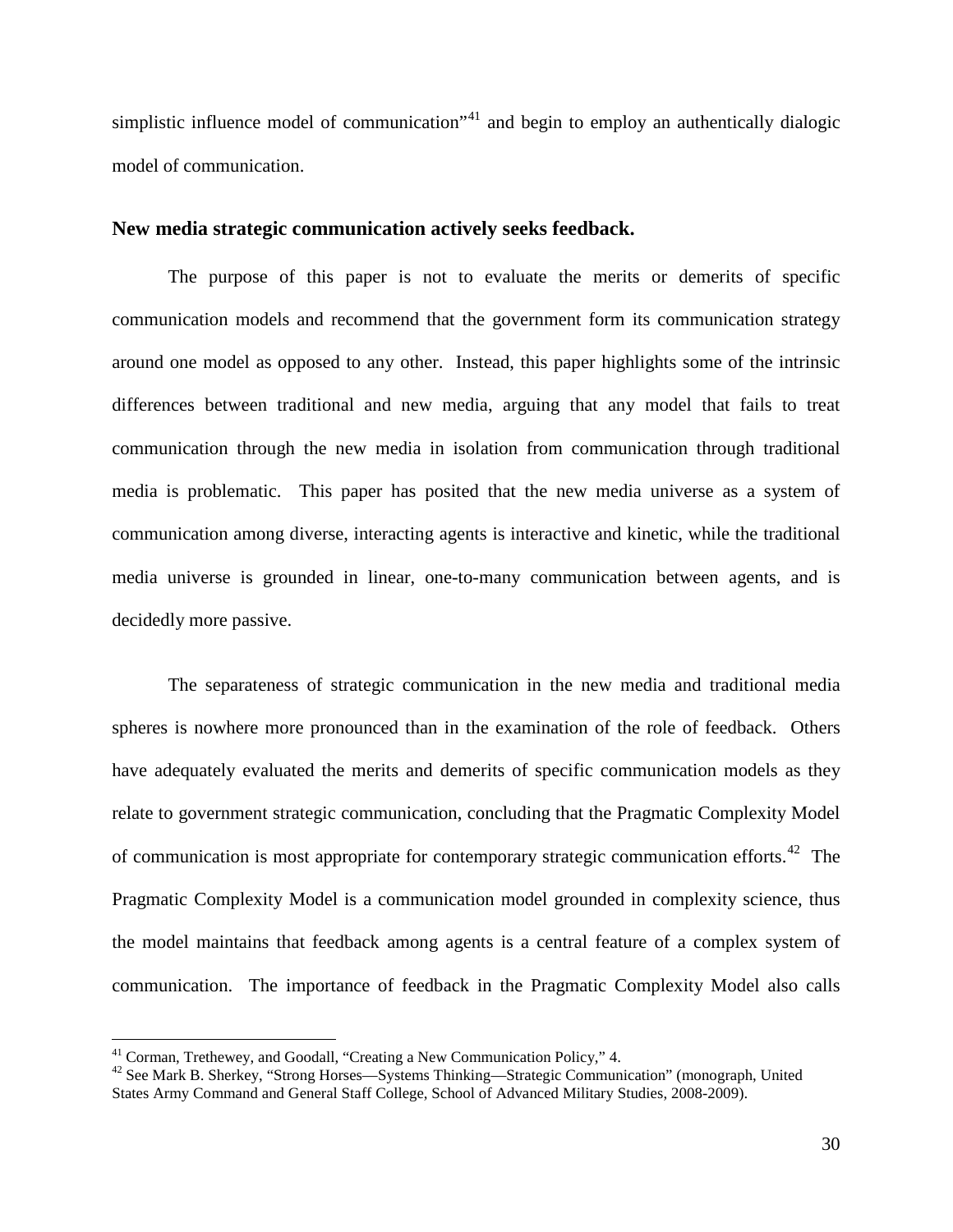simplistic influence model of communication"[41] and begin to employ an authentically dialogic model of communication.

**New media strategic communication actively seeks feedback.**

The purpose of this paper is not to evaluate the merits or demerits of specific communication models and recommend that the government form its communication strategy around one model as opposed to any other. Instead, this paper highlights some of the intrinsic differences between traditional and new media, arguing that any model that fails to treat communication through the new media in isolation from communication through traditional media is problematic. This paper has posited that the new media universe as a system of communication among diverse, interacting agents is interactive and kinetic, while the traditional media universe is grounded in linear, one-to-many communication between agents, and is decidedly more passive.

The separateness of strategic communication in the new media and traditional media spheres is nowhere more pronounced than in the examination of the role of feedback. Others have adequately evaluated the merits and demerits of specific communication models as they relate to government strategic communication, concluding that the Pragmatic Complexity Model of communication is most appropriate for contemporary strategic communication efforts.[42] The Pragmatic Complexity Model is a communication model grounded in complexity science, thus the model maintains that feedback among agents is a central feature of a complex system of communication. The importance of feedback in the Pragmatic Complexity Model also calls

---

[41] Corman, Trethewey, and Goodall, "Creating a New Communication Policy," 4.

[42] See Mark B. Sherkey, "Strong Horses—Systems Thinking—Strategic Communication" (monograph, United States Army Command and General Staff College, School of Advanced Military Studies, 2008-2009).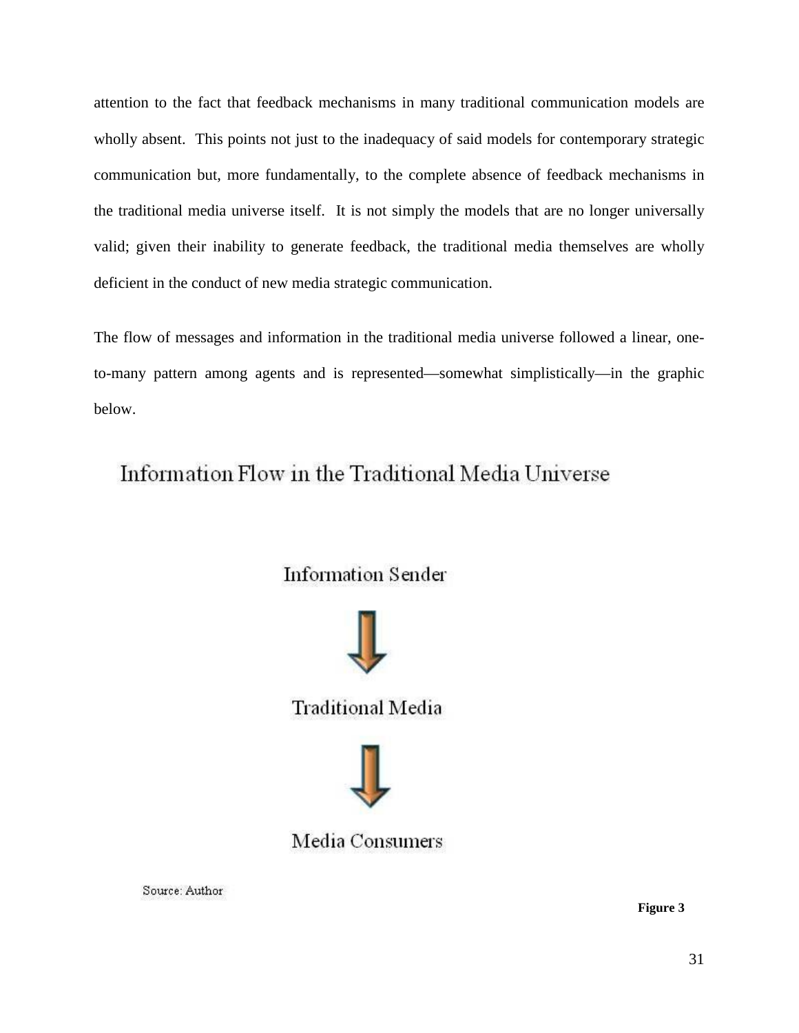attention to the fact that feedback mechanisms in many traditional communication models are wholly absent. This points not just to the inadequacy of said models for contemporary strategic communication but, more fundamentally, to the complete absence of feedback mechanisms in the traditional media universe itself. It is not simply the models that are no longer universally valid; given their inability to generate feedback, the traditional media themselves are wholly deficient in the conduct of new media strategic communication.

The flow of messages and information in the traditional media universe followed a linear, one-to-many pattern among agents and is represented—somewhat simplistically—in the graphic below.

Information Flow in the Traditional Media Universe

Information Sender

↓

Traditional Media

↓

Media Consumers

Source: Author

**Figure 3**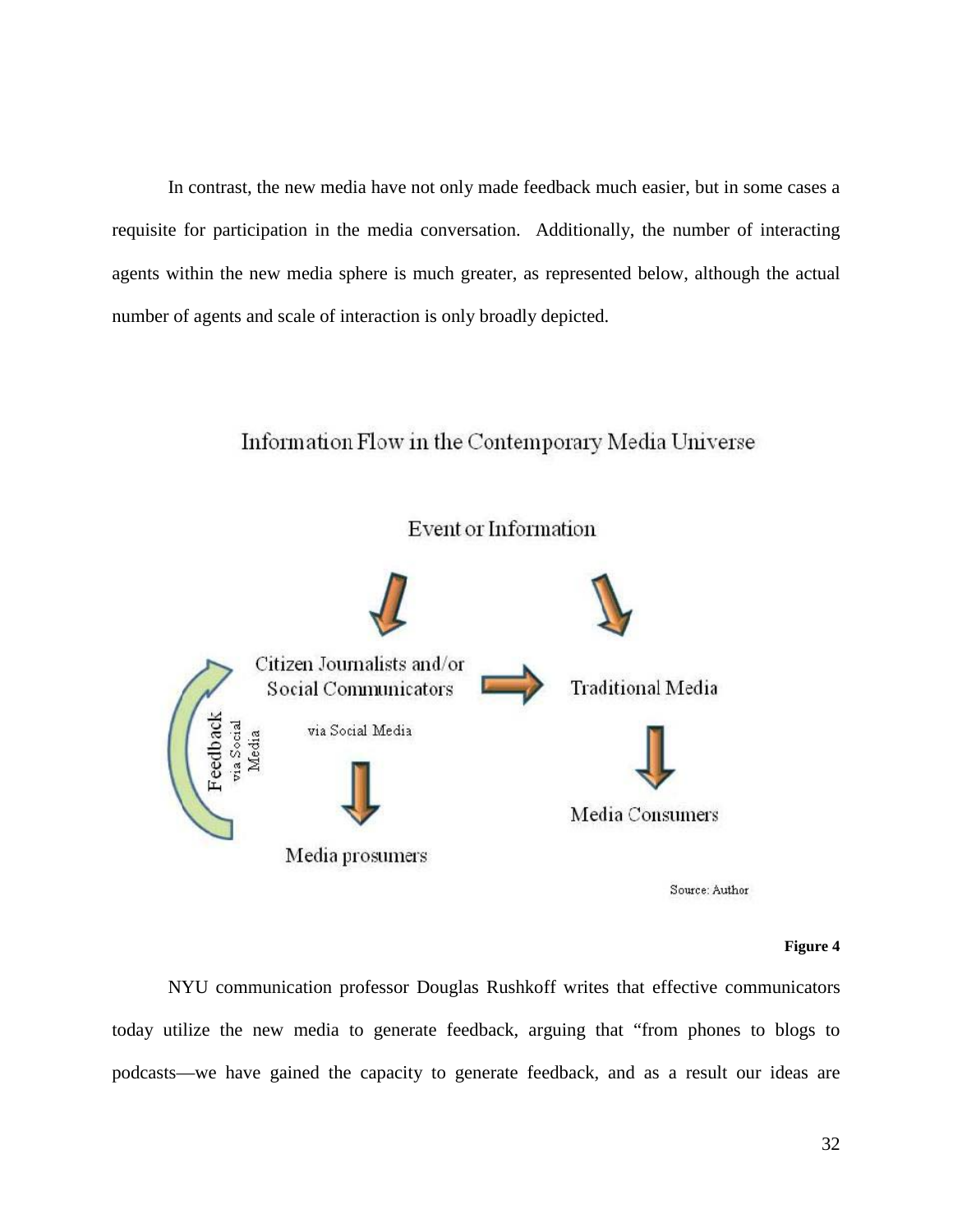In contrast, the new media have not only made feedback much easier, but in some cases a requisite for participation in the media conversation. Additionally, the number of interacting agents within the new media sphere is much greater, as represented below, although the actual number of agents and scale of interaction is only broadly depicted.

Information Flow in the Contemporary Media Universe

Event or Information

Citizen Journalists and/or Social Communicators

via Social Media

Traditional Media

Feedback via Social Media

Media prosumers

Media Consumers

Source: Author

**Figure 4**

NYU communication professor Douglas Rushkoff writes that effective communicators today utilize the new media to generate feedback, arguing that "from phones to blogs to podcasts—we have gained the capacity to generate feedback, and as a result our ideas are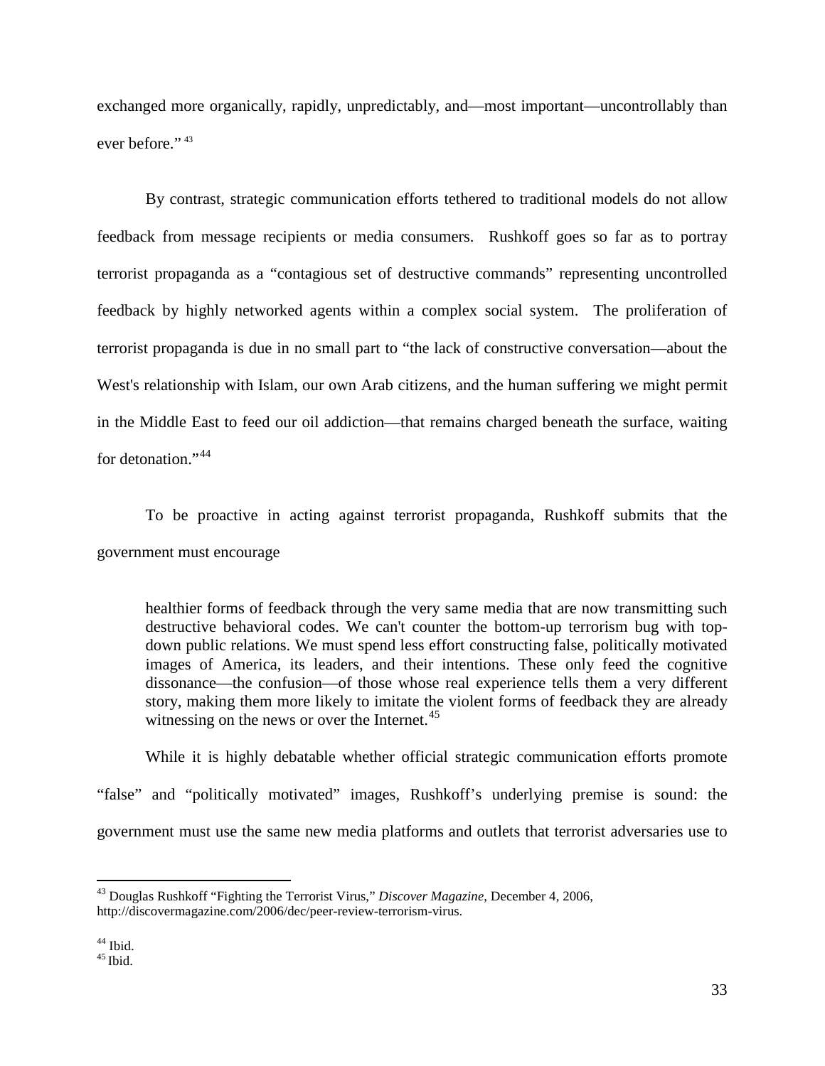exchanged more organically, rapidly, unpredictably, and—most important—uncontrollably than ever before."[43]

By contrast, strategic communication efforts tethered to traditional models do not allow feedback from message recipients or media consumers. Rushkoff goes so far as to portray terrorist propaganda as a "contagious set of destructive commands" representing uncontrolled feedback by highly networked agents within a complex social system. The proliferation of terrorist propaganda is due in no small part to "the lack of constructive conversation—about the West's relationship with Islam, our own Arab citizens, and the human suffering we might permit in the Middle East to feed our oil addiction—that remains charged beneath the surface, waiting for detonation."[44]

To be proactive in acting against terrorist propaganda, Rushkoff submits that the government must encourage

> healthier forms of feedback through the very same media that are now transmitting such destructive behavioral codes. We can't counter the bottom-up terrorism bug with top-down public relations. We must spend less effort constructing false, politically motivated images of America, its leaders, and their intentions. These only feed the cognitive dissonance—the confusion—of those whose real experience tells them a very different story, making them more likely to imitate the violent forms of feedback they are already witnessing on the news or over the Internet.[45]

While it is highly debatable whether official strategic communication efforts promote "false" and "politically motivated" images, Rushkoff's underlying premise is sound: the government must use the same new media platforms and outlets that terrorist adversaries use to

---

[43] Douglas Rushkoff "Fighting the Terrorist Virus," *Discover Magazine*, December 4, 2006, http://discovermagazine.com/2006/dec/peer-review-terrorism-virus.

[44] Ibid.

[45] Ibid.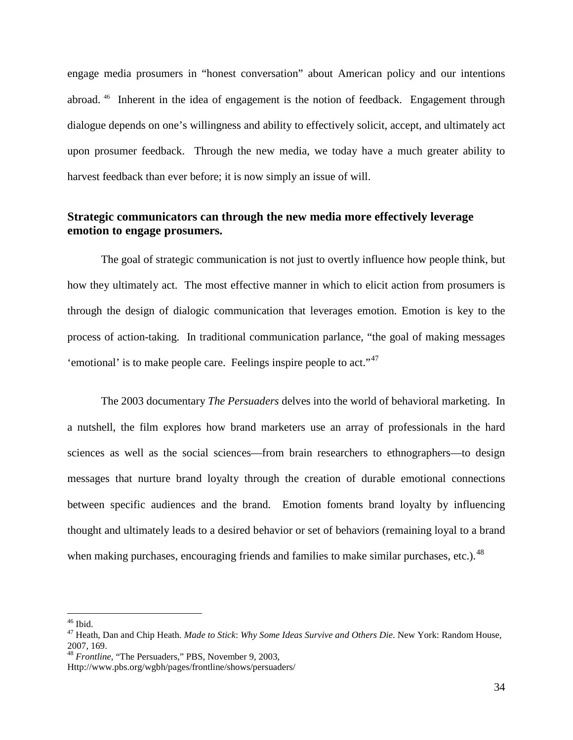engage media prosumers in "honest conversation" about American policy and our intentions abroad. [46] Inherent in the idea of engagement is the notion of feedback. Engagement through dialogue depends on one's willingness and ability to effectively solicit, accept, and ultimately act upon prosumer feedback. Through the new media, we today have a much greater ability to harvest feedback than ever before; it is now simply an issue of will.

### Strategic communicators can through the new media more effectively leverage emotion to engage prosumers.

The goal of strategic communication is not just to overtly influence how people think, but how they ultimately act. The most effective manner in which to elicit action from prosumers is through the design of dialogic communication that leverages emotion. Emotion is key to the process of action-taking. In traditional communication parlance, "the goal of making messages 'emotional' is to make people care. Feelings inspire people to act."[47]

The 2003 documentary *The Persuaders* delves into the world of behavioral marketing. In a nutshell, the film explores how brand marketers use an array of professionals in the hard sciences as well as the social sciences—from brain researchers to ethnographers—to design messages that nurture brand loyalty through the creation of durable emotional connections between specific audiences and the brand. Emotion foments brand loyalty by influencing thought and ultimately leads to a desired behavior or set of behaviors (remaining loyal to a brand when making purchases, encouraging friends and families to make similar purchases, etc.).[48]

---

[46] Ibid.

[47] Heath, Dan and Chip Heath. *Made to Stick*: *Why Some Ideas Survive and Others Die*. New York: Random House, 2007, 169.

[48] *Frontline*, "The Persuaders," PBS, November 9, 2003, Http://www.pbs.org/wgbh/pages/frontline/shows/persuaders/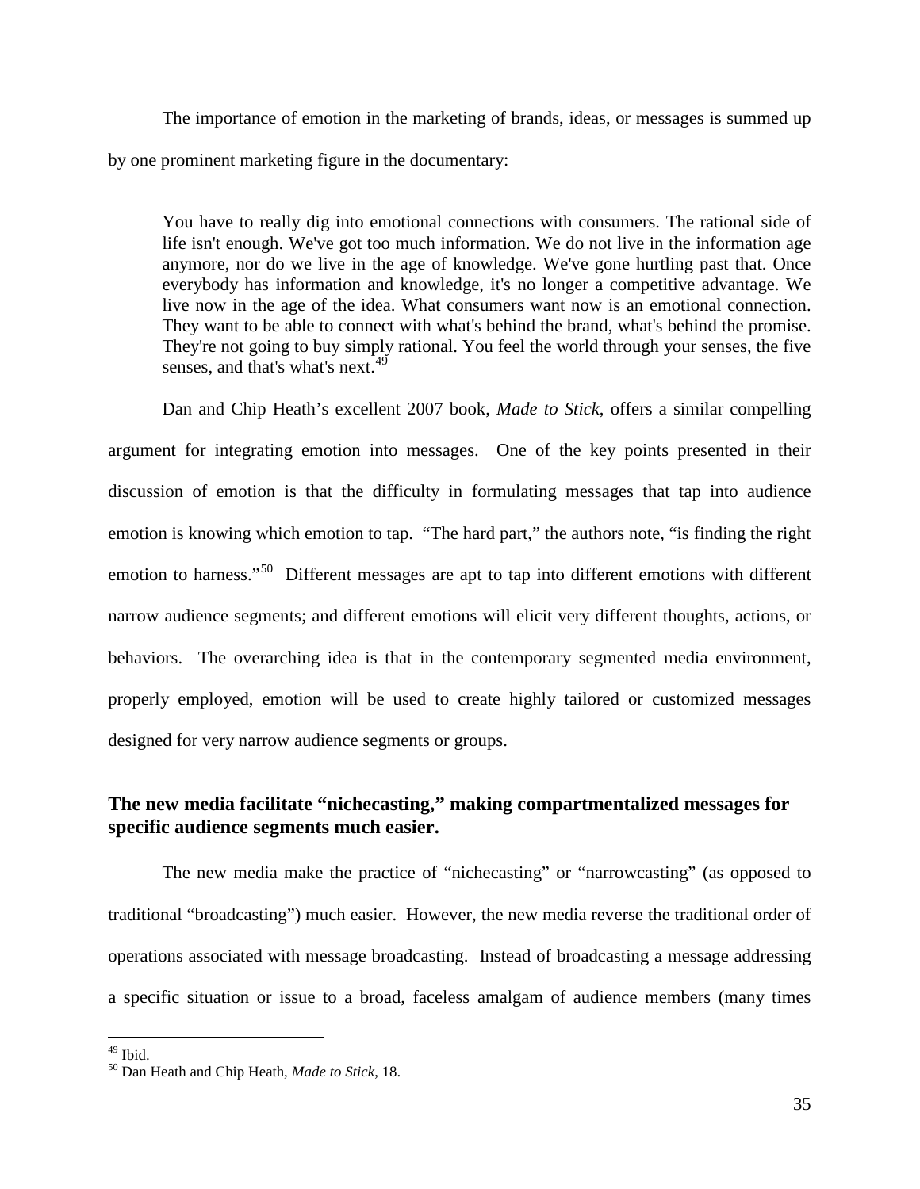The importance of emotion in the marketing of brands, ideas, or messages is summed up by one prominent marketing figure in the documentary:

> You have to really dig into emotional connections with consumers. The rational side of life isn't enough. We've got too much information. We do not live in the information age anymore, nor do we live in the age of knowledge. We've gone hurtling past that. Once everybody has information and knowledge, it's no longer a competitive advantage. We live now in the age of the idea. What consumers want now is an emotional connection. They want to be able to connect with what's behind the brand, what's behind the promise. They're not going to buy simply rational. You feel the world through your senses, the five senses, and that's what's next.[49]

Dan and Chip Heath's excellent 2007 book, *Made to Stick*, offers a similar compelling argument for integrating emotion into messages. One of the key points presented in their discussion of emotion is that the difficulty in formulating messages that tap into audience emotion is knowing which emotion to tap. "The hard part," the authors note, "is finding the right emotion to harness."[50] Different messages are apt to tap into different emotions with different narrow audience segments; and different emotions will elicit very different thoughts, actions, or behaviors. The overarching idea is that in the contemporary segmented media environment, properly employed, emotion will be used to create highly tailored or customized messages designed for very narrow audience segments or groups.

**The new media facilitate "nichecasting," making compartmentalized messages for specific audience segments much easier.**

The new media make the practice of "nichecasting" or "narrowcasting" (as opposed to traditional "broadcasting") much easier. However, the new media reverse the traditional order of operations associated with message broadcasting. Instead of broadcasting a message addressing a specific situation or issue to a broad, faceless amalgam of audience members (many times

---

[49] Ibid.

[50] Dan Heath and Chip Heath, *Made to Stick*, 18.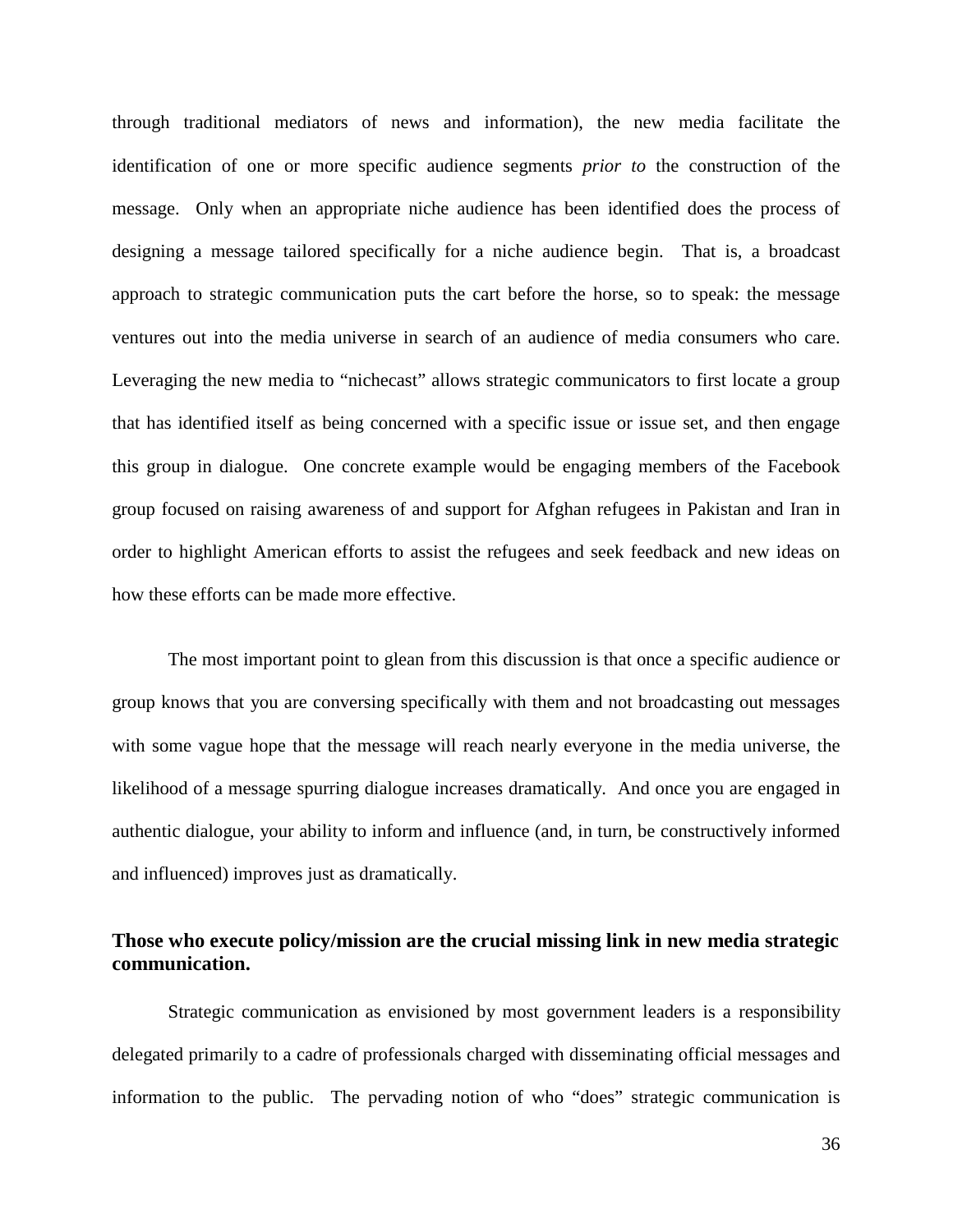through traditional mediators of news and information), the new media facilitate the identification of one or more specific audience segments *prior to* the construction of the message. Only when an appropriate niche audience has been identified does the process of designing a message tailored specifically for a niche audience begin. That is, a broadcast approach to strategic communication puts the cart before the horse, so to speak: the message ventures out into the media universe in search of an audience of media consumers who care. Leveraging the new media to "nichecast" allows strategic communicators to first locate a group that has identified itself as being concerned with a specific issue or issue set, and then engage this group in dialogue. One concrete example would be engaging members of the Facebook group focused on raising awareness of and support for Afghan refugees in Pakistan and Iran in order to highlight American efforts to assist the refugees and seek feedback and new ideas on how these efforts can be made more effective.

The most important point to glean from this discussion is that once a specific audience or group knows that you are conversing specifically with them and not broadcasting out messages with some vague hope that the message will reach nearly everyone in the media universe, the likelihood of a message spurring dialogue increases dramatically. And once you are engaged in authentic dialogue, your ability to inform and influence (and, in turn, be constructively informed and influenced) improves just as dramatically.

### Those who execute policy/mission are the crucial missing link in new media strategic communication.

Strategic communication as envisioned by most government leaders is a responsibility delegated primarily to a cadre of professionals charged with disseminating official messages and information to the public. The pervading notion of who "does" strategic communication is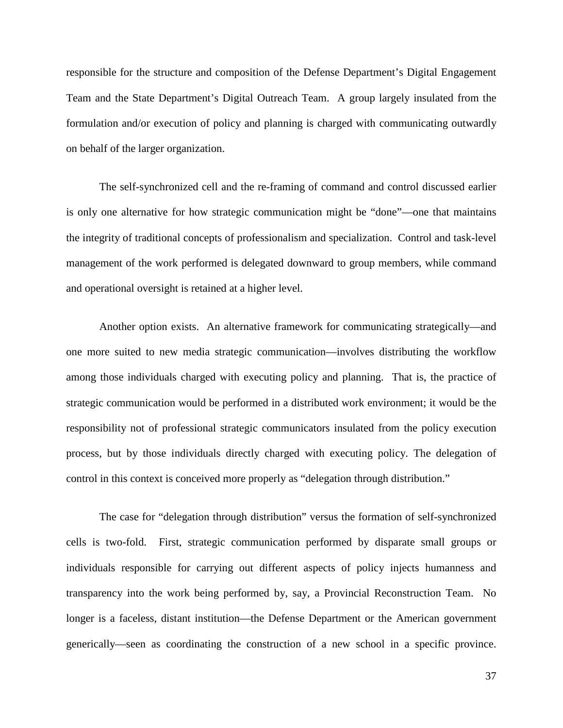responsible for the structure and composition of the Defense Department's Digital Engagement Team and the State Department's Digital Outreach Team. A group largely insulated from the formulation and/or execution of policy and planning is charged with communicating outwardly on behalf of the larger organization.

The self-synchronized cell and the re-framing of command and control discussed earlier is only one alternative for how strategic communication might be "done"—one that maintains the integrity of traditional concepts of professionalism and specialization. Control and task-level management of the work performed is delegated downward to group members, while command and operational oversight is retained at a higher level.

Another option exists. An alternative framework for communicating strategically—and one more suited to new media strategic communication—involves distributing the workflow among those individuals charged with executing policy and planning. That is, the practice of strategic communication would be performed in a distributed work environment; it would be the responsibility not of professional strategic communicators insulated from the policy execution process, but by those individuals directly charged with executing policy. The delegation of control in this context is conceived more properly as "delegation through distribution."

The case for "delegation through distribution" versus the formation of self-synchronized cells is two-fold. First, strategic communication performed by disparate small groups or individuals responsible for carrying out different aspects of policy injects humanness and transparency into the work being performed by, say, a Provincial Reconstruction Team. No longer is a faceless, distant institution—the Defense Department or the American government generically—seen as coordinating the construction of a new school in a specific province.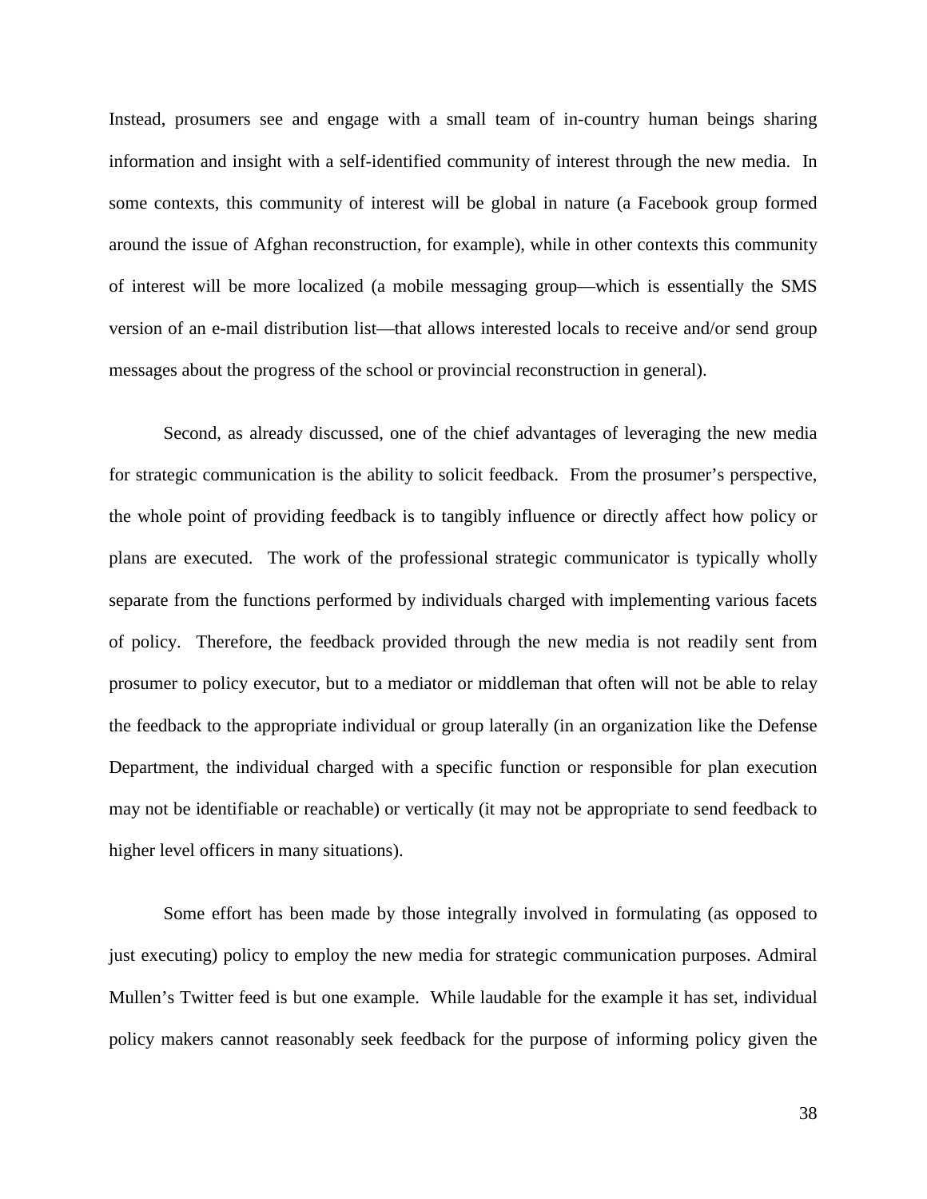Instead, prosumers see and engage with a small team of in-country human beings sharing information and insight with a self-identified community of interest through the new media. In some contexts, this community of interest will be global in nature (a Facebook group formed around the issue of Afghan reconstruction, for example), while in other contexts this community of interest will be more localized (a mobile messaging group—which is essentially the SMS version of an e-mail distribution list—that allows interested locals to receive and/or send group messages about the progress of the school or provincial reconstruction in general).

Second, as already discussed, one of the chief advantages of leveraging the new media for strategic communication is the ability to solicit feedback. From the prosumer's perspective, the whole point of providing feedback is to tangibly influence or directly affect how policy or plans are executed. The work of the professional strategic communicator is typically wholly separate from the functions performed by individuals charged with implementing various facets of policy. Therefore, the feedback provided through the new media is not readily sent from prosumer to policy executor, but to a mediator or middleman that often will not be able to relay the feedback to the appropriate individual or group laterally (in an organization like the Defense Department, the individual charged with a specific function or responsible for plan execution may not be identifiable or reachable) or vertically (it may not be appropriate to send feedback to higher level officers in many situations).

Some effort has been made by those integrally involved in formulating (as opposed to just executing) policy to employ the new media for strategic communication purposes. Admiral Mullen's Twitter feed is but one example. While laudable for the example it has set, individual policy makers cannot reasonably seek feedback for the purpose of informing policy given the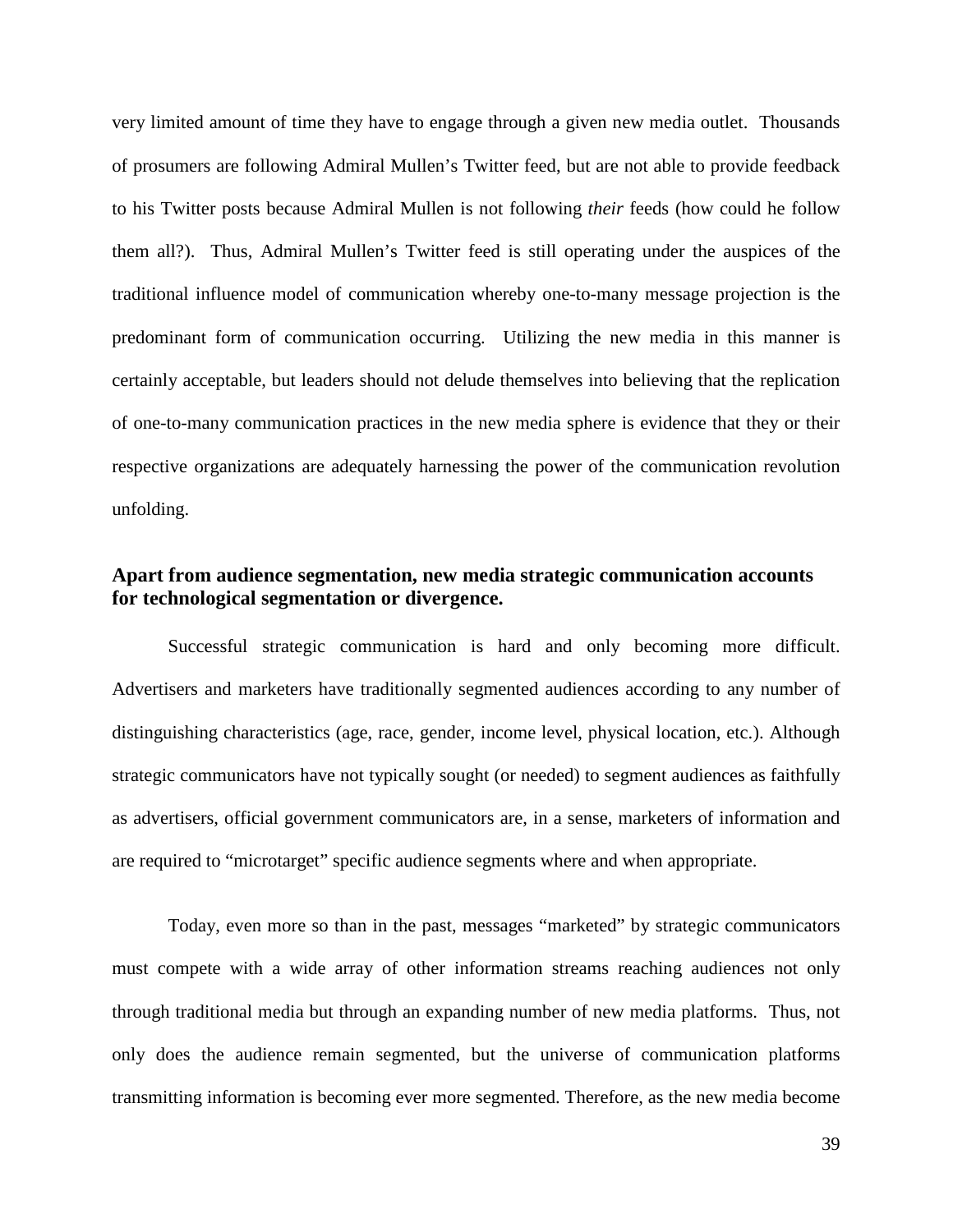very limited amount of time they have to engage through a given new media outlet. Thousands of prosumers are following Admiral Mullen's Twitter feed, but are not able to provide feedback to his Twitter posts because Admiral Mullen is not following *their* feeds (how could he follow them all?). Thus, Admiral Mullen's Twitter feed is still operating under the auspices of the traditional influence model of communication whereby one-to-many message projection is the predominant form of communication occurring. Utilizing the new media in this manner is certainly acceptable, but leaders should not delude themselves into believing that the replication of one-to-many communication practices in the new media sphere is evidence that they or their respective organizations are adequately harnessing the power of the communication revolution unfolding.

### Apart from audience segmentation, new media strategic communication accounts for technological segmentation or divergence.

Successful strategic communication is hard and only becoming more difficult. Advertisers and marketers have traditionally segmented audiences according to any number of distinguishing characteristics (age, race, gender, income level, physical location, etc.). Although strategic communicators have not typically sought (or needed) to segment audiences as faithfully as advertisers, official government communicators are, in a sense, marketers of information and are required to "microtarget" specific audience segments where and when appropriate.

Today, even more so than in the past, messages "marketed" by strategic communicators must compete with a wide array of other information streams reaching audiences not only through traditional media but through an expanding number of new media platforms. Thus, not only does the audience remain segmented, but the universe of communication platforms transmitting information is becoming ever more segmented. Therefore, as the new media become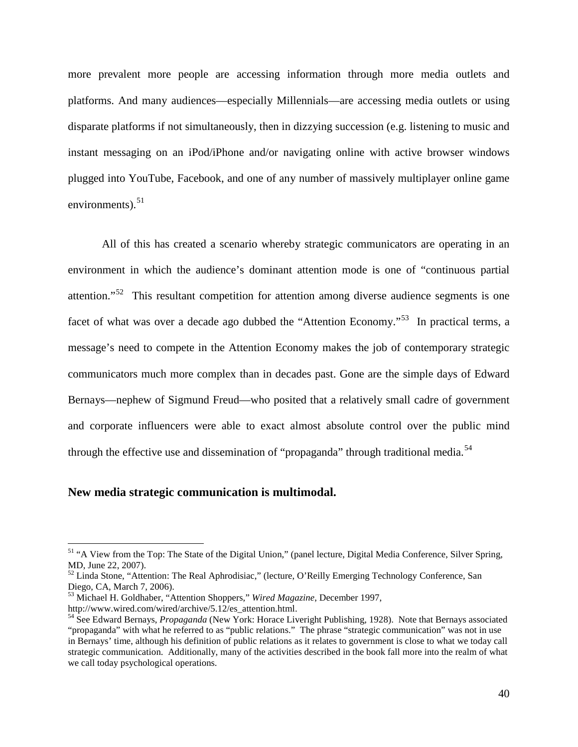more prevalent more people are accessing information through more media outlets and platforms. And many audiences—especially Millennials—are accessing media outlets or using disparate platforms if not simultaneously, then in dizzying succession (e.g. listening to music and instant messaging on an iPod/iPhone and/or navigating online with active browser windows plugged into YouTube, Facebook, and one of any number of massively multiplayer online game environments).[51]

All of this has created a scenario whereby strategic communicators are operating in an environment in which the audience's dominant attention mode is one of "continuous partial attention."[52] This resultant competition for attention among diverse audience segments is one facet of what was over a decade ago dubbed the "Attention Economy."[53] In practical terms, a message's need to compete in the Attention Economy makes the job of contemporary strategic communicators much more complex than in decades past. Gone are the simple days of Edward Bernays—nephew of Sigmund Freud—who posited that a relatively small cadre of government and corporate influencers were able to exact almost absolute control over the public mind through the effective use and dissemination of "propaganda" through traditional media.[54]

**New media strategic communication is multimodal.**

---

[51] "A View from the Top: The State of the Digital Union," (panel lecture, Digital Media Conference, Silver Spring, MD, June 22, 2007).

[52] Linda Stone, "Attention: The Real Aphrodisiac," (lecture, O'Reilly Emerging Technology Conference, San Diego, CA, March 7, 2006).

[53] Michael H. Goldhaber, "Attention Shoppers," *Wired Magazine*, December 1997, http://www.wired.com/wired/archive/5.12/es_attention.html.

[54] See Edward Bernays, *Propaganda* (New York: Horace Liveright Publishing, 1928). Note that Bernays associated "propaganda" with what he referred to as "public relations." The phrase "strategic communication" was not in use in Bernays' time, although his definition of public relations as it relates to government is close to what we today call strategic communication. Additionally, many of the activities described in the book fall more into the realm of what we call today psychological operations.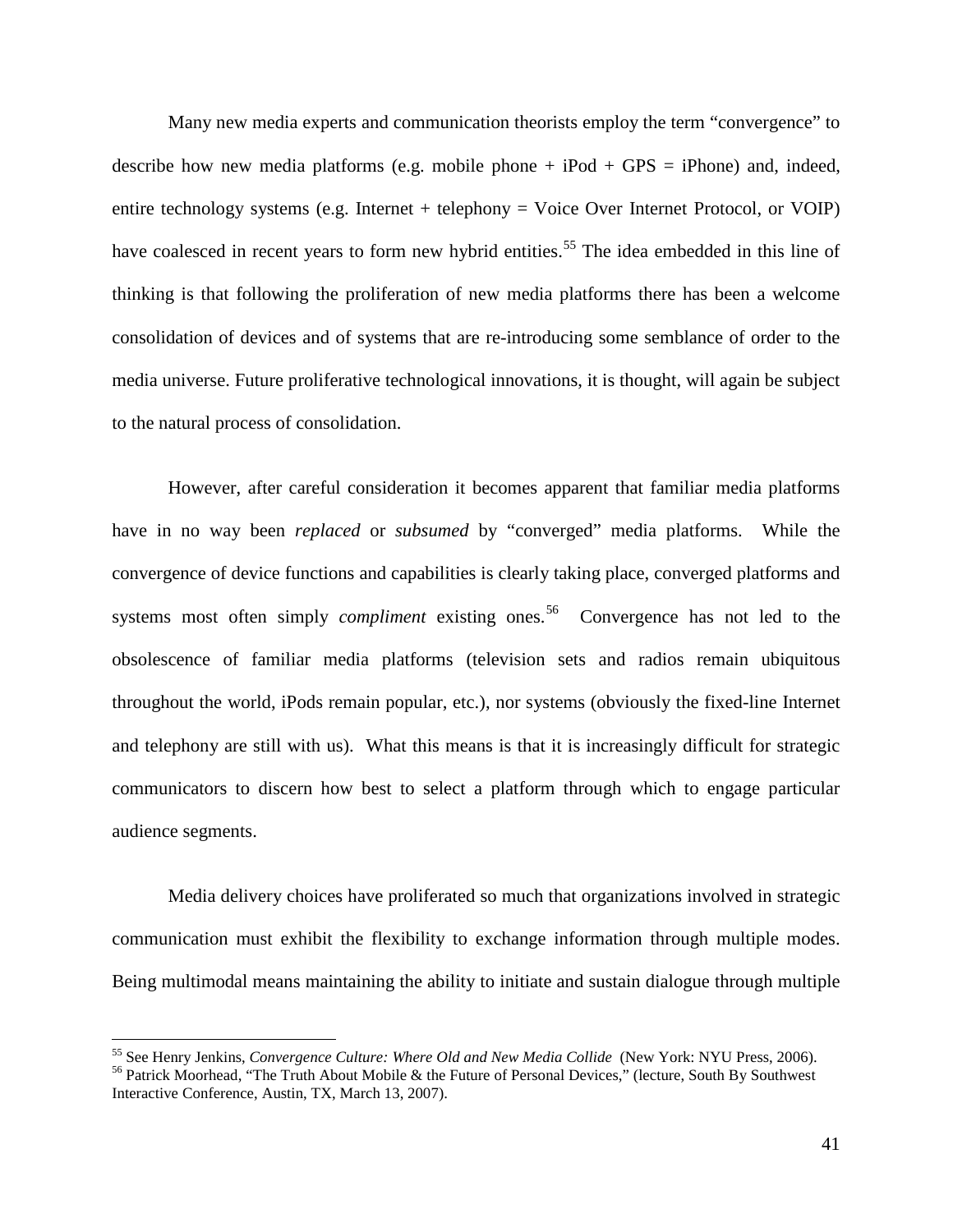Many new media experts and communication theorists employ the term "convergence" to describe how new media platforms (e.g. mobile phone + iPod + GPS = iPhone) and, indeed, entire technology systems (e.g. Internet + telephony = Voice Over Internet Protocol, or VOIP) have coalesced in recent years to form new hybrid entities.[55] The idea embedded in this line of thinking is that following the proliferation of new media platforms there has been a welcome consolidation of devices and of systems that are re-introducing some semblance of order to the media universe. Future proliferative technological innovations, it is thought, will again be subject to the natural process of consolidation.

However, after careful consideration it becomes apparent that familiar media platforms have in no way been *replaced* or *subsumed* by "converged" media platforms. While the convergence of device functions and capabilities is clearly taking place, converged platforms and systems most often simply *compliment* existing ones.[56] Convergence has not led to the obsolescence of familiar media platforms (television sets and radios remain ubiquitous throughout the world, iPods remain popular, etc.), nor systems (obviously the fixed-line Internet and telephony are still with us). What this means is that it is increasingly difficult for strategic communicators to discern how best to select a platform through which to engage particular audience segments.

Media delivery choices have proliferated so much that organizations involved in strategic communication must exhibit the flexibility to exchange information through multiple modes. Being multimodal means maintaining the ability to initiate and sustain dialogue through multiple

---

[55] See Henry Jenkins, *Convergence Culture: Where Old and New Media Collide* (New York: NYU Press, 2006).

[56] Patrick Moorhead, "The Truth About Mobile & the Future of Personal Devices," (lecture, South By Southwest Interactive Conference, Austin, TX, March 13, 2007).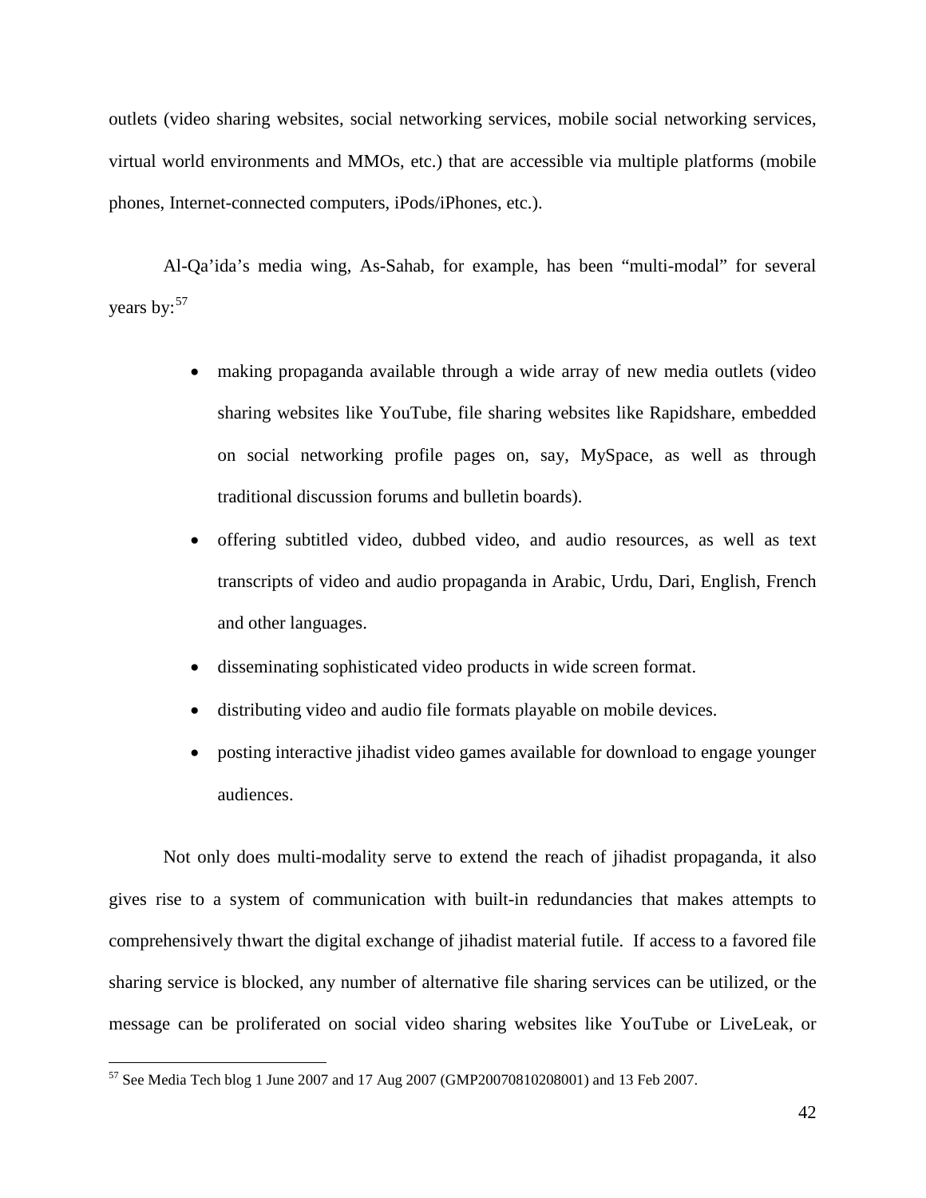outlets (video sharing websites, social networking services, mobile social networking services, virtual world environments and MMOs, etc.) that are accessible via multiple platforms (mobile phones, Internet-connected computers, iPods/iPhones, etc.).

Al-Qa'ida's media wing, As-Sahab, for example, has been "multi-modal" for several years by:[57]

- making propaganda available through a wide array of new media outlets (video sharing websites like YouTube, file sharing websites like Rapidshare, embedded on social networking profile pages on, say, MySpace, as well as through traditional discussion forums and bulletin boards).
- offering subtitled video, dubbed video, and audio resources, as well as text transcripts of video and audio propaganda in Arabic, Urdu, Dari, English, French and other languages.
- disseminating sophisticated video products in wide screen format.
- distributing video and audio file formats playable on mobile devices.
- posting interactive jihadist video games available for download to engage younger audiences.

Not only does multi-modality serve to extend the reach of jihadist propaganda, it also gives rise to a system of communication with built-in redundancies that makes attempts to comprehensively thwart the digital exchange of jihadist material futile. If access to a favored file sharing service is blocked, any number of alternative file sharing services can be utilized, or the message can be proliferated on social video sharing websites like YouTube or LiveLeak, or

[57] See Media Tech blog 1 June 2007 and 17 Aug 2007 (GMP20070810208001) and 13 Feb 2007.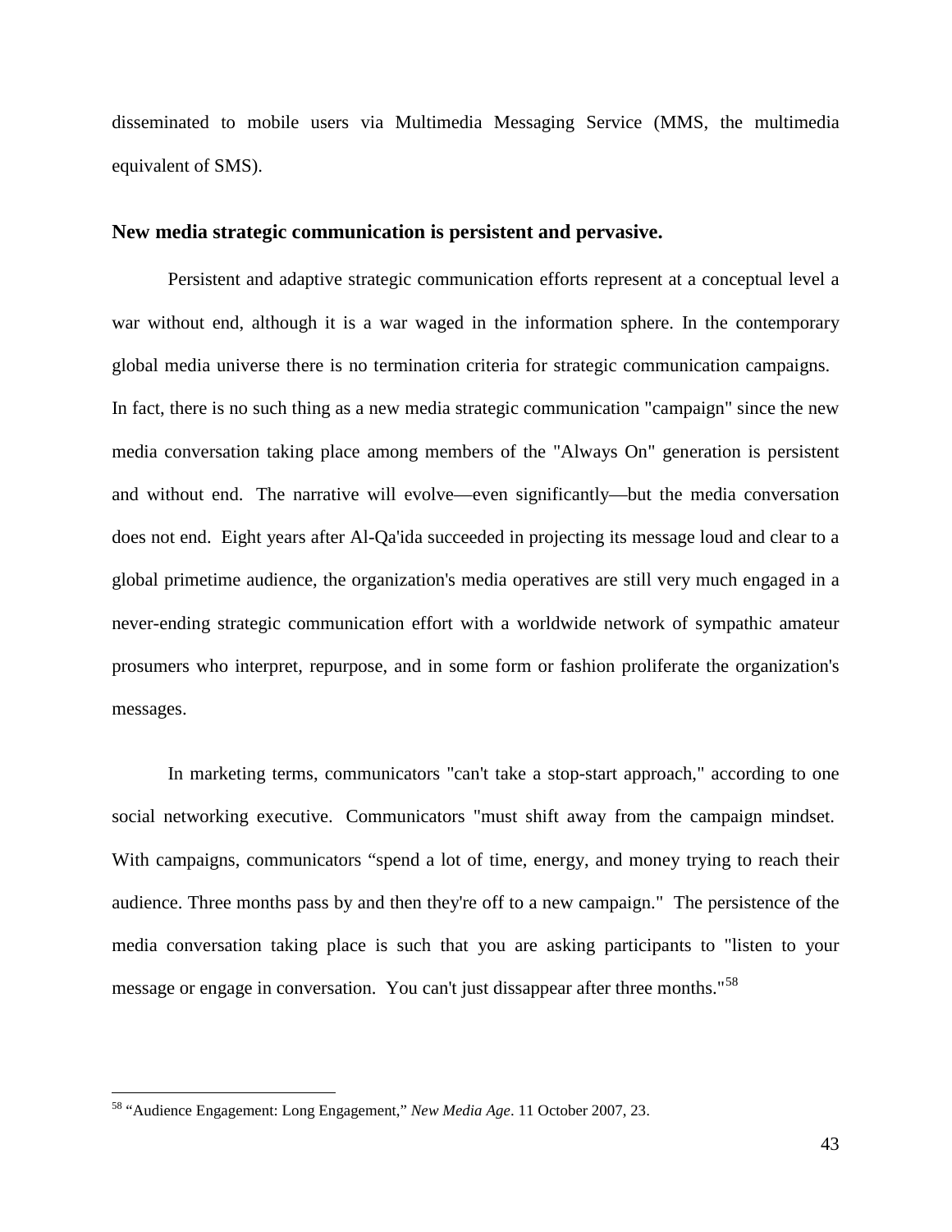disseminated to mobile users via Multimedia Messaging Service (MMS, the multimedia equivalent of SMS).

**New media strategic communication is persistent and pervasive.**

Persistent and adaptive strategic communication efforts represent at a conceptual level a war without end, although it is a war waged in the information sphere. In the contemporary global media universe there is no termination criteria for strategic communication campaigns. In fact, there is no such thing as a new media strategic communication "campaign" since the new media conversation taking place among members of the "Always On" generation is persistent and without end. The narrative will evolve—even significantly—but the media conversation does not end. Eight years after Al-Qa'ida succeeded in projecting its message loud and clear to a global primetime audience, the organization's media operatives are still very much engaged in a never-ending strategic communication effort with a worldwide network of sympathic amateur prosumers who interpret, repurpose, and in some form or fashion proliferate the organization's messages.

In marketing terms, communicators "can't take a stop-start approach," according to one social networking executive. Communicators "must shift away from the campaign mindset. With campaigns, communicators “spend a lot of time, energy, and money trying to reach their audience. Three months pass by and then they're off to a new campaign." The persistence of the media conversation taking place is such that you are asking participants to "listen to your message or engage in conversation. You can't just dissappear after three months."[58]

---

[58] “Audience Engagement: Long Engagement,” *New Media Age*. 11 October 2007, 23.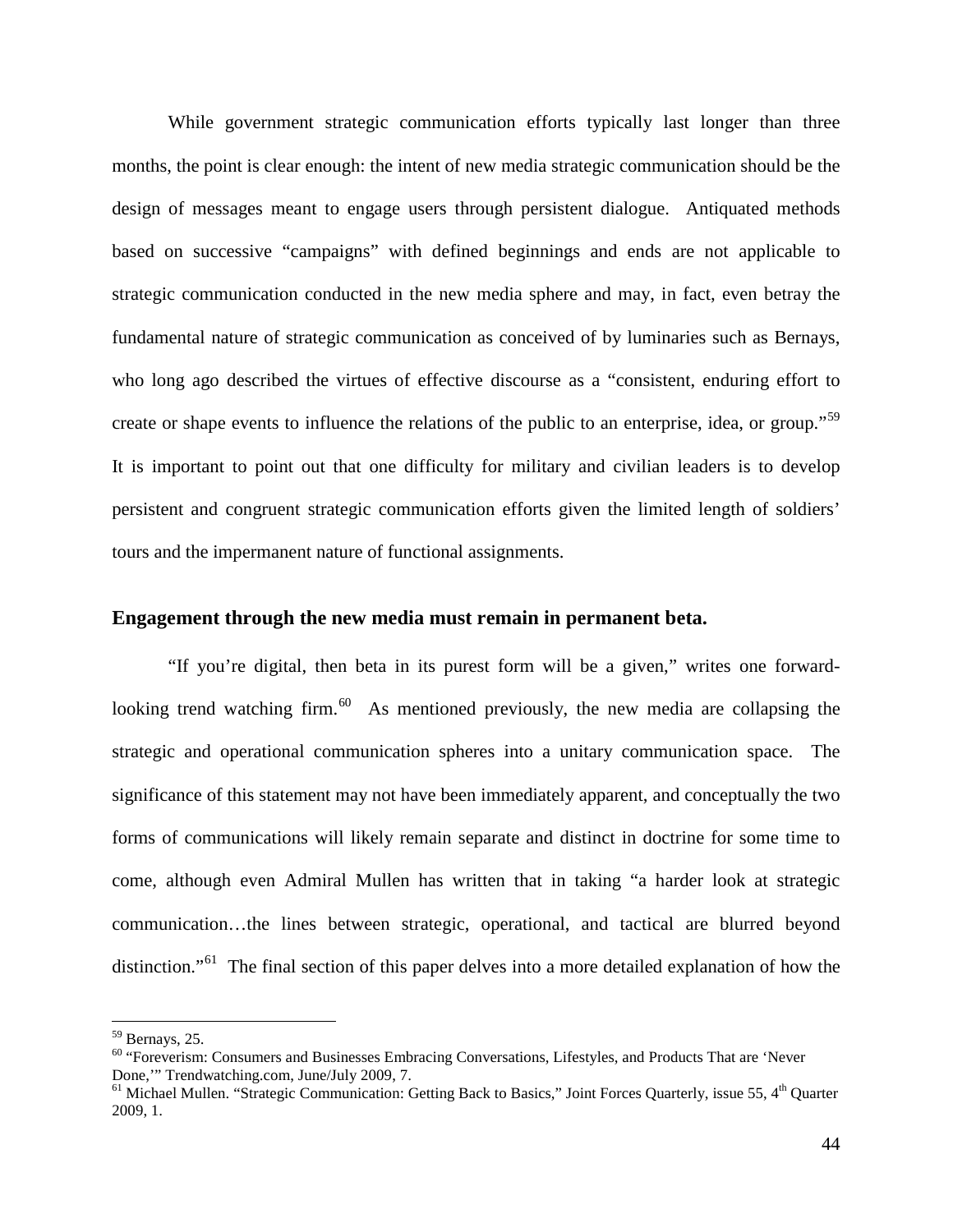While government strategic communication efforts typically last longer than three months, the point is clear enough: the intent of new media strategic communication should be the design of messages meant to engage users through persistent dialogue. Antiquated methods based on successive "campaigns" with defined beginnings and ends are not applicable to strategic communication conducted in the new media sphere and may, in fact, even betray the fundamental nature of strategic communication as conceived of by luminaries such as Bernays, who long ago described the virtues of effective discourse as a "consistent, enduring effort to create or shape events to influence the relations of the public to an enterprise, idea, or group."[59] It is important to point out that one difficulty for military and civilian leaders is to develop persistent and congruent strategic communication efforts given the limited length of soldiers' tours and the impermanent nature of functional assignments.

### Engagement through the new media must remain in permanent beta.

"If you're digital, then beta in its purest form will be a given," writes one forward-looking trend watching firm.[60] As mentioned previously, the new media are collapsing the strategic and operational communication spheres into a unitary communication space. The significance of this statement may not have been immediately apparent, and conceptually the two forms of communications will likely remain separate and distinct in doctrine for some time to come, although even Admiral Mullen has written that in taking "a harder look at strategic communication…the lines between strategic, operational, and tactical are blurred beyond distinction."[61] The final section of this paper delves into a more detailed explanation of how the

---

[59] Bernays, 25.

[60] "Foreverism: Consumers and Businesses Embracing Conversations, Lifestyles, and Products That are 'Never Done,'" Trendwatching.com, June/July 2009, 7.

[61] Michael Mullen. "Strategic Communication: Getting Back to Basics," Joint Forces Quarterly, issue 55, 4th Quarter 2009, 1.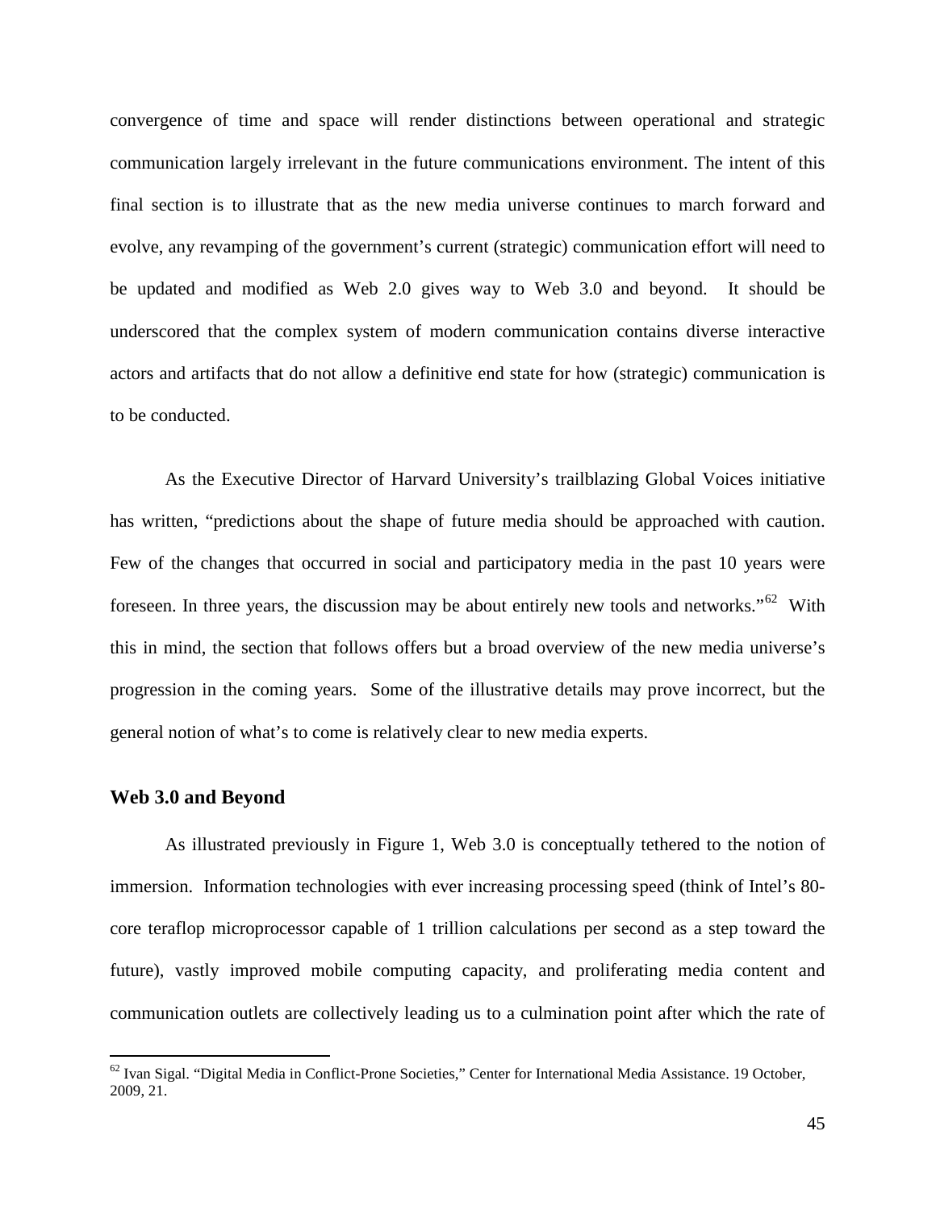convergence of time and space will render distinctions between operational and strategic communication largely irrelevant in the future communications environment. The intent of this final section is to illustrate that as the new media universe continues to march forward and evolve, any revamping of the government's current (strategic) communication effort will need to be updated and modified as Web 2.0 gives way to Web 3.0 and beyond. It should be underscored that the complex system of modern communication contains diverse interactive actors and artifacts that do not allow a definitive end state for how (strategic) communication is to be conducted.

As the Executive Director of Harvard University's trailblazing Global Voices initiative has written, "predictions about the shape of future media should be approached with caution. Few of the changes that occurred in social and participatory media in the past 10 years were foreseen. In three years, the discussion may be about entirely new tools and networks."[62] With this in mind, the section that follows offers but a broad overview of the new media universe's progression in the coming years. Some of the illustrative details may prove incorrect, but the general notion of what's to come is relatively clear to new media experts.

## Web 3.0 and Beyond

As illustrated previously in Figure 1, Web 3.0 is conceptually tethered to the notion of immersion. Information technologies with ever increasing processing speed (think of Intel's 80-core teraflop microprocessor capable of 1 trillion calculations per second as a step toward the future), vastly improved mobile computing capacity, and proliferating media content and communication outlets are collectively leading us to a culmination point after which the rate of

---

[62] Ivan Sigal. "Digital Media in Conflict-Prone Societies," Center for International Media Assistance. 19 October, 2009, 21.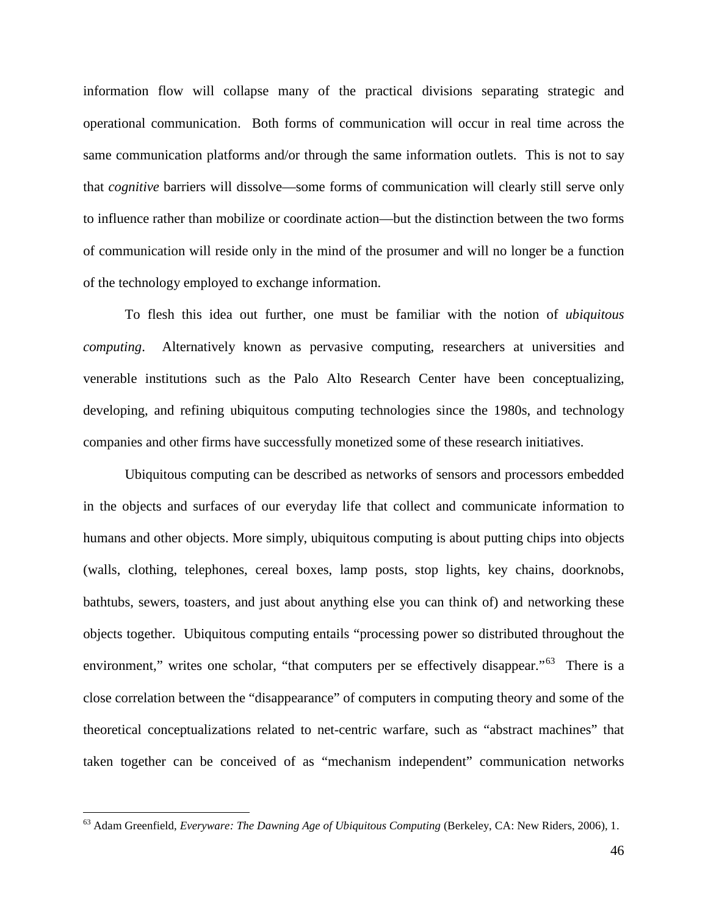information flow will collapse many of the practical divisions separating strategic and operational communication. Both forms of communication will occur in real time across the same communication platforms and/or through the same information outlets. This is not to say that *cognitive* barriers will dissolve—some forms of communication will clearly still serve only to influence rather than mobilize or coordinate action—but the distinction between the two forms of communication will reside only in the mind of the prosumer and will no longer be a function of the technology employed to exchange information.

To flesh this idea out further, one must be familiar with the notion of *ubiquitous computing*. Alternatively known as pervasive computing, researchers at universities and venerable institutions such as the Palo Alto Research Center have been conceptualizing, developing, and refining ubiquitous computing technologies since the 1980s, and technology companies and other firms have successfully monetized some of these research initiatives.

Ubiquitous computing can be described as networks of sensors and processors embedded in the objects and surfaces of our everyday life that collect and communicate information to humans and other objects. More simply, ubiquitous computing is about putting chips into objects (walls, clothing, telephones, cereal boxes, lamp posts, stop lights, key chains, doorknobs, bathtubs, sewers, toasters, and just about anything else you can think of) and networking these objects together. Ubiquitous computing entails "processing power so distributed throughout the environment," writes one scholar, "that computers per se effectively disappear."[63] There is a close correlation between the "disappearance" of computers in computing theory and some of the theoretical conceptualizations related to net-centric warfare, such as "abstract machines" that taken together can be conceived of as "mechanism independent" communication networks

[63] Adam Greenfield, *Everyware: The Dawning Age of Ubiquitous Computing* (Berkeley, CA: New Riders, 2006), 1.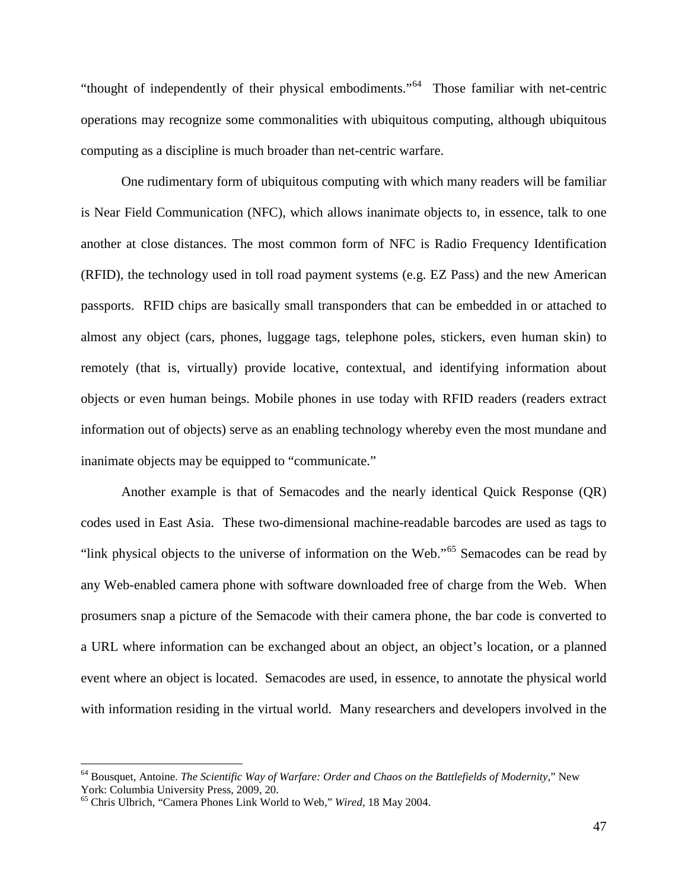"thought of independently of their physical embodiments."[64] Those familiar with net-centric operations may recognize some commonalities with ubiquitous computing, although ubiquitous computing as a discipline is much broader than net-centric warfare.

One rudimentary form of ubiquitous computing with which many readers will be familiar is Near Field Communication (NFC), which allows inanimate objects to, in essence, talk to one another at close distances. The most common form of NFC is Radio Frequency Identification (RFID), the technology used in toll road payment systems (e.g. EZ Pass) and the new American passports. RFID chips are basically small transponders that can be embedded in or attached to almost any object (cars, phones, luggage tags, telephone poles, stickers, even human skin) to remotely (that is, virtually) provide locative, contextual, and identifying information about objects or even human beings. Mobile phones in use today with RFID readers (readers extract information out of objects) serve as an enabling technology whereby even the most mundane and inanimate objects may be equipped to "communicate."

Another example is that of Semacodes and the nearly identical Quick Response (QR) codes used in East Asia. These two-dimensional machine-readable barcodes are used as tags to "link physical objects to the universe of information on the Web."[65] Semacodes can be read by any Web-enabled camera phone with software downloaded free of charge from the Web. When prosumers snap a picture of the Semacode with their camera phone, the bar code is converted to a URL where information can be exchanged about an object, an object's location, or a planned event where an object is located. Semacodes are used, in essence, to annotate the physical world with information residing in the virtual world. Many researchers and developers involved in the

---

[64] Bousquet, Antoine. *The Scientific Way of Warfare: Order and Chaos on the Battlefields of Modernity*," New York: Columbia University Press, 2009, 20.

[65] Chris Ulbrich, "Camera Phones Link World to Web," *Wired*, 18 May 2004.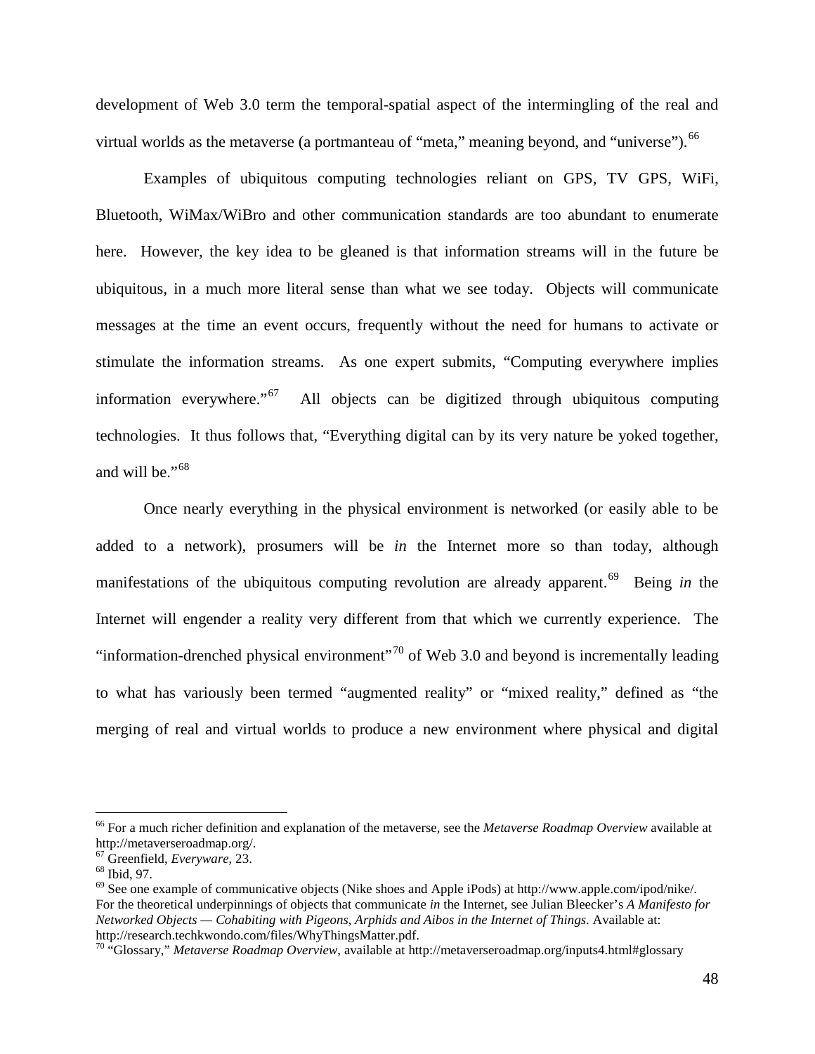development of Web 3.0 term the temporal-spatial aspect of the intermingling of the real and virtual worlds as the metaverse (a portmanteau of "meta," meaning beyond, and "universe").[66]

Examples of ubiquitous computing technologies reliant on GPS, TV GPS, WiFi, Bluetooth, WiMax/WiBro and other communication standards are too abundant to enumerate here. However, the key idea to be gleaned is that information streams will in the future be ubiquitous, in a much more literal sense than what we see today. Objects will communicate messages at the time an event occurs, frequently without the need for humans to activate or stimulate the information streams. As one expert submits, "Computing everywhere implies information everywhere."[67] All objects can be digitized through ubiquitous computing technologies. It thus follows that, "Everything digital can by its very nature be yoked together, and will be."[68]

Once nearly everything in the physical environment is networked (or easily able to be added to a network), prosumers will be *in* the Internet more so than today, although manifestations of the ubiquitous computing revolution are already apparent.[69] Being *in* the Internet will engender a reality very different from that which we currently experience. The "information-drenched physical environment"[70] of Web 3.0 and beyond is incrementally leading to what has variously been termed "augmented reality" or "mixed reality," defined as "the merging of real and virtual worlds to produce a new environment where physical and digital

---

[66] For a much richer definition and explanation of the metaverse, see the *Metaverse Roadmap Overview* available at http://metaverseroadmap.org/.

[67] Greenfield, *Everyware*, 23.

[68] Ibid, 97.

[69] See one example of communicative objects (Nike shoes and Apple iPods) at http://www.apple.com/ipod/nike/. For the theoretical underpinnings of objects that communicate *in* the Internet, see Julian Bleecker's *A Manifesto for Networked Objects — Cohabiting with Pigeons, Arphids and Aibos in the Internet of Things*. Available at: http://research.techkwondo.com/files/WhyThingsMatter.pdf.

[70] "Glossary," *Metaverse Roadmap Overview*, available at http://metaverseroadmap.org/inputs4.html#glossary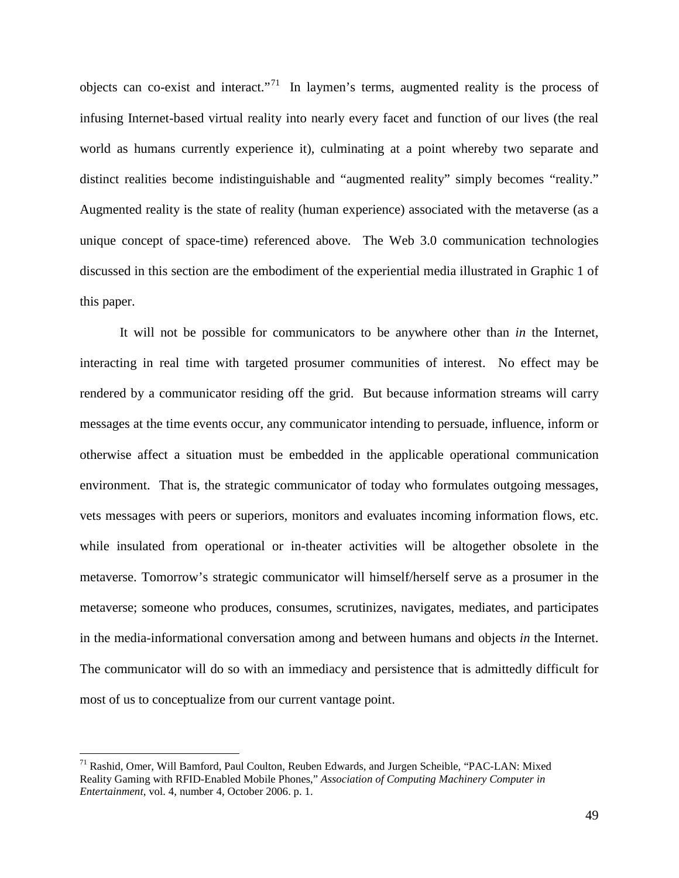objects can co-exist and interact."[71] In laymen's terms, augmented reality is the process of infusing Internet-based virtual reality into nearly every facet and function of our lives (the real world as humans currently experience it), culminating at a point whereby two separate and distinct realities become indistinguishable and "augmented reality" simply becomes "reality." Augmented reality is the state of reality (human experience) associated with the metaverse (as a unique concept of space-time) referenced above. The Web 3.0 communication technologies discussed in this section are the embodiment of the experiential media illustrated in Graphic 1 of this paper.

It will not be possible for communicators to be anywhere other than *in* the Internet, interacting in real time with targeted prosumer communities of interest. No effect may be rendered by a communicator residing off the grid. But because information streams will carry messages at the time events occur, any communicator intending to persuade, influence, inform or otherwise affect a situation must be embedded in the applicable operational communication environment. That is, the strategic communicator of today who formulates outgoing messages, vets messages with peers or superiors, monitors and evaluates incoming information flows, etc. while insulated from operational or in-theater activities will be altogether obsolete in the metaverse. Tomorrow's strategic communicator will himself/herself serve as a prosumer in the metaverse; someone who produces, consumes, scrutinizes, navigates, mediates, and participates in the media-informational conversation among and between humans and objects *in* the Internet. The communicator will do so with an immediacy and persistence that is admittedly difficult for most of us to conceptualize from our current vantage point.

---

[71] Rashid, Omer, Will Bamford, Paul Coulton, Reuben Edwards, and Jurgen Scheible, "PAC-LAN: Mixed Reality Gaming with RFID-Enabled Mobile Phones," *Association of Computing Machinery Computer in Entertainment*, vol. 4, number 4, October 2006. p. 1.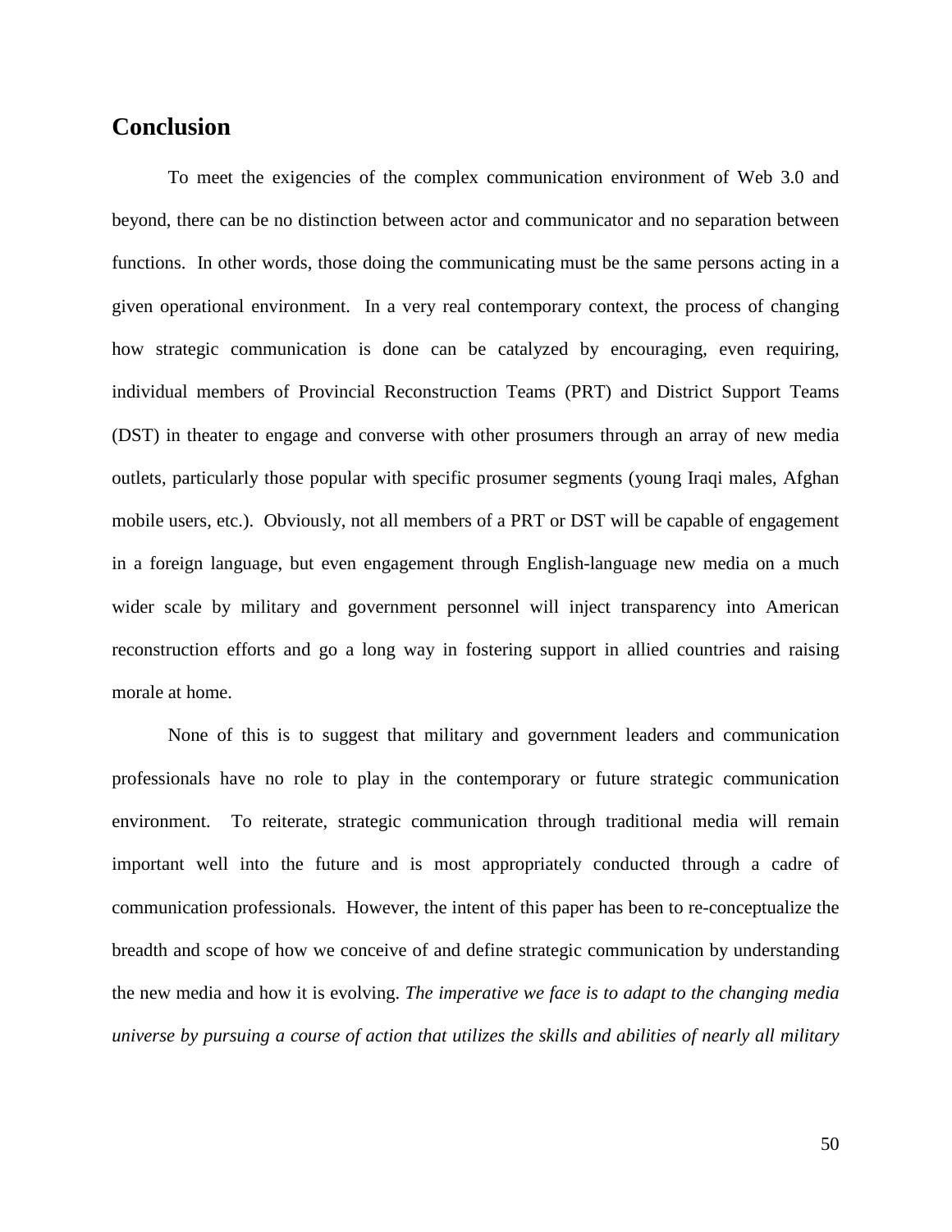## Conclusion

To meet the exigencies of the complex communication environment of Web 3.0 and beyond, there can be no distinction between actor and communicator and no separation between functions. In other words, those doing the communicating must be the same persons acting in a given operational environment. In a very real contemporary context, the process of changing how strategic communication is done can be catalyzed by encouraging, even requiring, individual members of Provincial Reconstruction Teams (PRT) and District Support Teams (DST) in theater to engage and converse with other prosumers through an array of new media outlets, particularly those popular with specific prosumer segments (young Iraqi males, Afghan mobile users, etc.). Obviously, not all members of a PRT or DST will be capable of engagement in a foreign language, but even engagement through English-language new media on a much wider scale by military and government personnel will inject transparency into American reconstruction efforts and go a long way in fostering support in allied countries and raising morale at home.

None of this is to suggest that military and government leaders and communication professionals have no role to play in the contemporary or future strategic communication environment. To reiterate, strategic communication through traditional media will remain important well into the future and is most appropriately conducted through a cadre of communication professionals. However, the intent of this paper has been to re-conceptualize the breadth and scope of how we conceive of and define strategic communication by understanding the new media and how it is evolving. *The imperative we face is to adapt to the changing media universe by pursuing a course of action that utilizes the skills and abilities of nearly all military*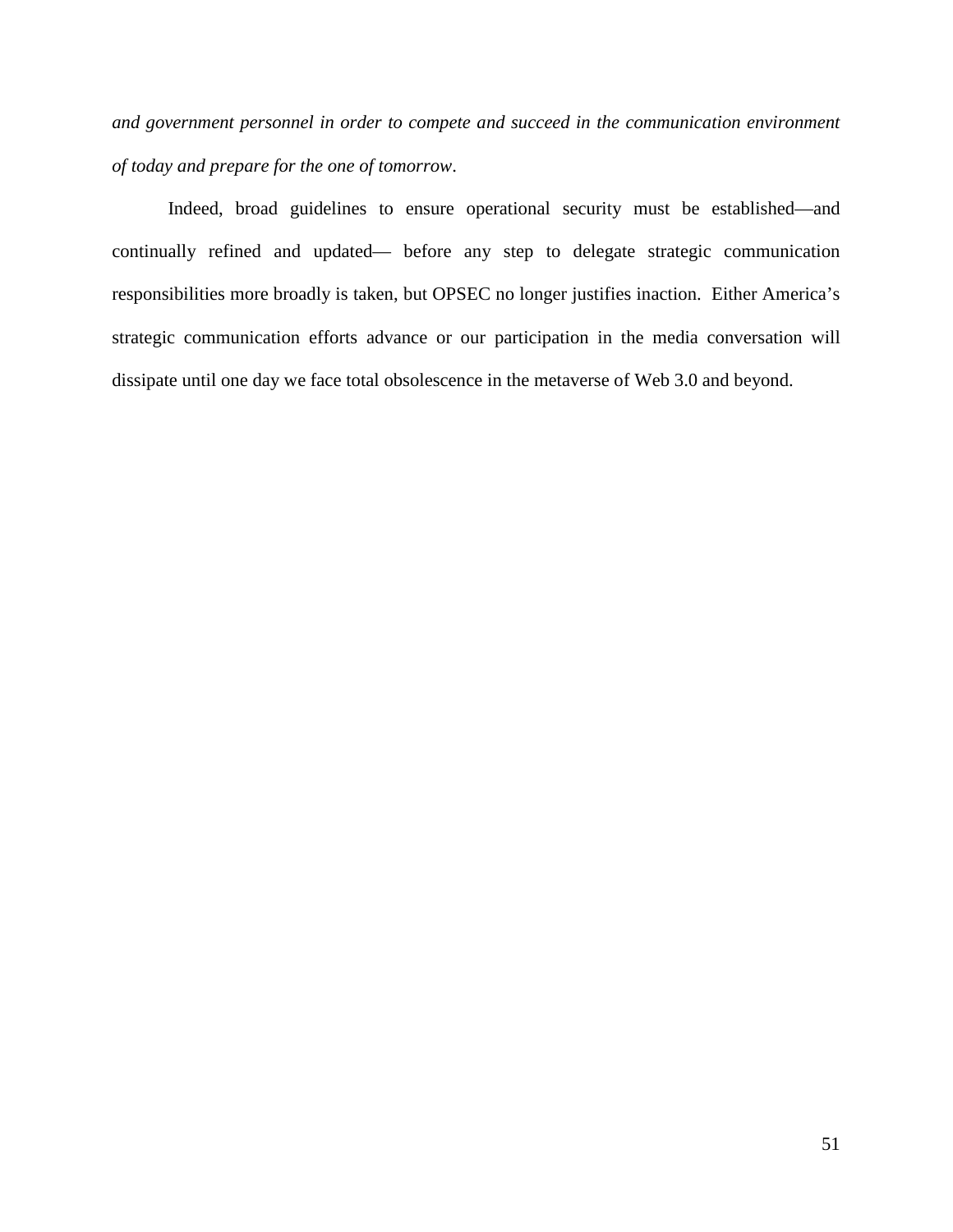*and government personnel in order to compete and succeed in the communication environment of today and prepare for the one of tomorrow*.

Indeed, broad guidelines to ensure operational security must be established—and continually refined and updated— before any step to delegate strategic communication responsibilities more broadly is taken, but OPSEC no longer justifies inaction. Either America's strategic communication efforts advance or our participation in the media conversation will dissipate until one day we face total obsolescence in the metaverse of Web 3.0 and beyond.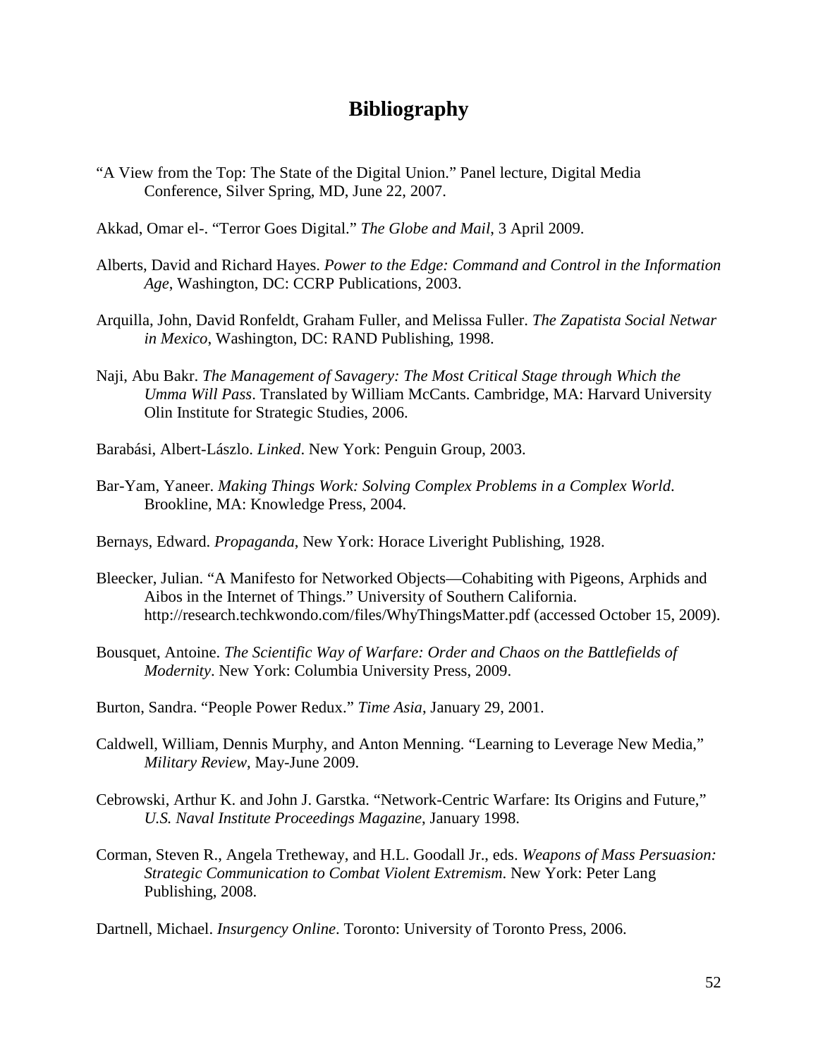# Bibliography

"A View from the Top: The State of the Digital Union." Panel lecture, Digital Media Conference, Silver Spring, MD, June 22, 2007.

Akkad, Omar el-. "Terror Goes Digital." *The Globe and Mail*, 3 April 2009.

Alberts, David and Richard Hayes. *Power to the Edge: Command and Control in the Information Age*, Washington, DC: CCRP Publications, 2003.

Arquilla, John, David Ronfeldt, Graham Fuller, and Melissa Fuller. *The Zapatista Social Netwar in Mexico*, Washington, DC: RAND Publishing, 1998.

Naji, Abu Bakr. *The Management of Savagery: The Most Critical Stage through Which the Umma Will Pass*. Translated by William McCants. Cambridge, MA: Harvard University Olin Institute for Strategic Studies, 2006.

Barabási, Albert-Lászlo. *Linked*. New York: Penguin Group, 2003.

Bar-Yam, Yaneer. *Making Things Work: Solving Complex Problems in a Complex World*. Brookline, MA: Knowledge Press, 2004.

Bernays, Edward. *Propaganda*, New York: Horace Liveright Publishing, 1928.

Bleecker, Julian. "A Manifesto for Networked Objects—Cohabiting with Pigeons, Arphids and Aibos in the Internet of Things." University of Southern California. http://research.techkwondo.com/files/WhyThingsMatter.pdf (accessed October 15, 2009).

Bousquet, Antoine. *The Scientific Way of Warfare: Order and Chaos on the Battlefields of Modernity*. New York: Columbia University Press, 2009.

Burton, Sandra. "People Power Redux." *Time Asia*, January 29, 2001.

Caldwell, William, Dennis Murphy, and Anton Menning. "Learning to Leverage New Media," *Military Review*, May-June 2009.

Cebrowski, Arthur K. and John J. Garstka. "Network-Centric Warfare: Its Origins and Future," *U.S. Naval Institute Proceedings Magazine*, January 1998.

Corman, Steven R., Angela Tretheway, and H.L. Goodall Jr., eds. *Weapons of Mass Persuasion: Strategic Communication to Combat Violent Extremism*. New York: Peter Lang Publishing, 2008.

Dartnell, Michael. *Insurgency Online*. Toronto: University of Toronto Press, 2006.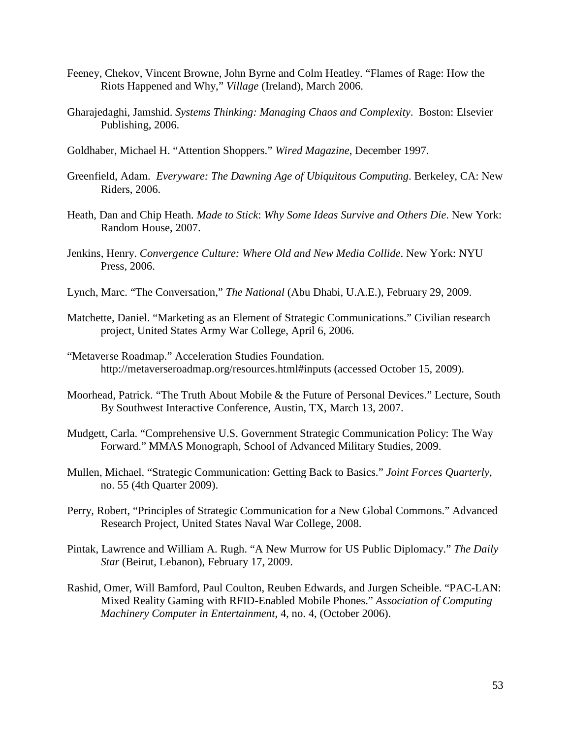Feeney, Chekov, Vincent Browne, John Byrne and Colm Heatley. "Flames of Rage: How the Riots Happened and Why," *Village* (Ireland), March 2006.

Gharajedaghi, Jamshid. *Systems Thinking: Managing Chaos and Complexity*. Boston: Elsevier Publishing, 2006.

Goldhaber, Michael H. "Attention Shoppers." *Wired Magazine*, December 1997.

Greenfield, Adam. *Everyware: The Dawning Age of Ubiquitous Computing*. Berkeley, CA: New Riders, 2006.

Heath, Dan and Chip Heath. *Made to Stick*: *Why Some Ideas Survive and Others Die*. New York: Random House, 2007.

Jenkins, Henry. *Convergence Culture: Where Old and New Media Collide*. New York: NYU Press, 2006.

Lynch, Marc. "The Conversation," *The National* (Abu Dhabi, U.A.E.), February 29, 2009.

Matchette, Daniel. "Marketing as an Element of Strategic Communications." Civilian research project, United States Army War College, April 6, 2006.

"Metaverse Roadmap." Acceleration Studies Foundation. http://metaverseroadmap.org/resources.html#inputs (accessed October 15, 2009).

Moorhead, Patrick. "The Truth About Mobile & the Future of Personal Devices." Lecture, South By Southwest Interactive Conference, Austin, TX, March 13, 2007.

Mudgett, Carla. "Comprehensive U.S. Government Strategic Communication Policy: The Way Forward." MMAS Monograph, School of Advanced Military Studies, 2009.

Mullen, Michael. "Strategic Communication: Getting Back to Basics." *Joint Forces Quarterly*, no. 55 (4th Quarter 2009).

Perry, Robert, "Principles of Strategic Communication for a New Global Commons." Advanced Research Project, United States Naval War College, 2008.

Pintak, Lawrence and William A. Rugh. "A New Murrow for US Public Diplomacy." *The Daily Star* (Beirut, Lebanon), February 17, 2009.

Rashid, Omer, Will Bamford, Paul Coulton, Reuben Edwards, and Jurgen Scheible. "PAC-LAN: Mixed Reality Gaming with RFID-Enabled Mobile Phones." *Association of Computing Machinery Computer in Entertainment*, 4, no. 4, (October 2006).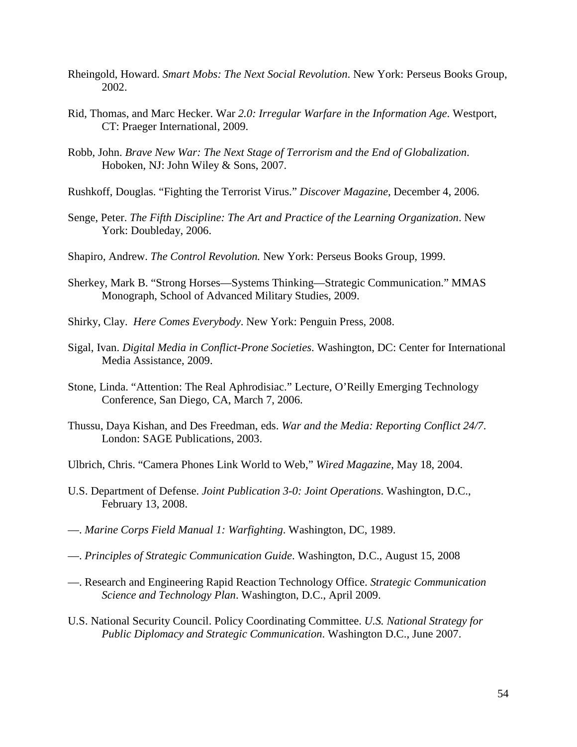Rheingold, Howard. *Smart Mobs: The Next Social Revolution*. New York: Perseus Books Group, 2002.

Rid, Thomas, and Marc Hecker. War *2.0: Irregular Warfare in the Information Age*. Westport, CT: Praeger International, 2009.

Robb, John. *Brave New War: The Next Stage of Terrorism and the End of Globalization*. Hoboken, NJ: John Wiley & Sons, 2007.

Rushkoff, Douglas. "Fighting the Terrorist Virus." *Discover Magazine*, December 4, 2006.

Senge, Peter. *The Fifth Discipline: The Art and Practice of the Learning Organization*. New York: Doubleday, 2006.

Shapiro, Andrew. *The Control Revolution.* New York: Perseus Books Group, 1999.

Sherkey, Mark B. "Strong Horses—Systems Thinking—Strategic Communication." MMAS Monograph, School of Advanced Military Studies, 2009.

Shirky, Clay. *Here Comes Everybody*. New York: Penguin Press, 2008.

Sigal, Ivan. *Digital Media in Conflict-Prone Societies*. Washington, DC: Center for International Media Assistance, 2009.

Stone, Linda. "Attention: The Real Aphrodisiac." Lecture, O'Reilly Emerging Technology Conference, San Diego, CA, March 7, 2006.

Thussu, Daya Kishan, and Des Freedman, eds. *War and the Media: Reporting Conflict 24/7*. London: SAGE Publications, 2003.

Ulbrich, Chris. "Camera Phones Link World to Web," *Wired Magazine*, May 18, 2004.

U.S. Department of Defense. *Joint Publication 3-0: Joint Operations*. Washington, D.C., February 13, 2008.

—. *Marine Corps Field Manual 1: Warfighting*. Washington, DC, 1989.

—. *Principles of Strategic Communication Guide*. Washington, D.C., August 15, 2008

—. Research and Engineering Rapid Reaction Technology Office. *Strategic Communication Science and Technology Plan*. Washington, D.C., April 2009.

U.S. National Security Council. Policy Coordinating Committee. *U.S. National Strategy for Public Diplomacy and Strategic Communication*. Washington D.C., June 2007.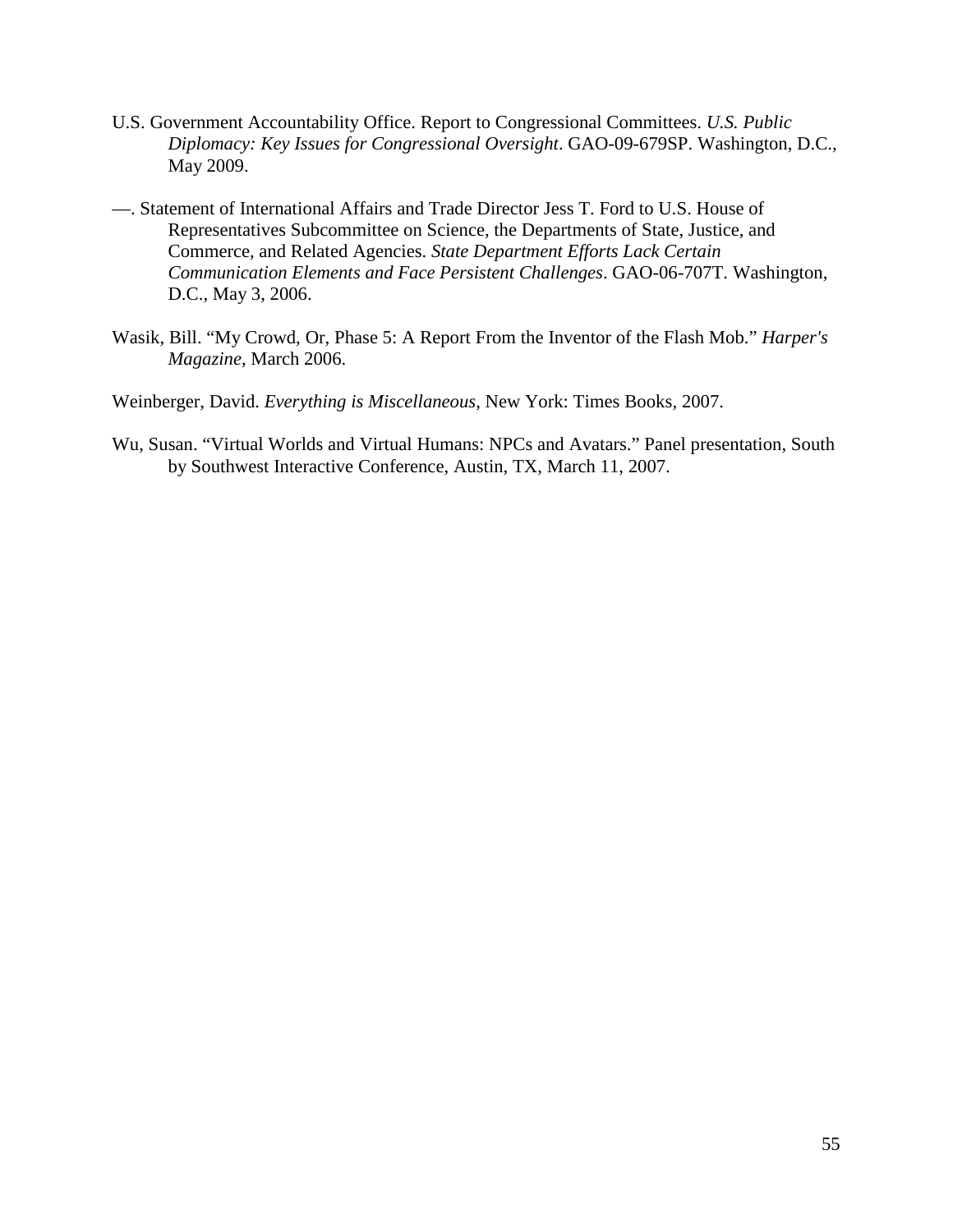U.S. Government Accountability Office. Report to Congressional Committees. *U.S. Public Diplomacy: Key Issues for Congressional Oversight*. GAO-09-679SP. Washington, D.C., May 2009.

—. Statement of International Affairs and Trade Director Jess T. Ford to U.S. House of Representatives Subcommittee on Science, the Departments of State, Justice, and Commerce, and Related Agencies. *State Department Efforts Lack Certain Communication Elements and Face Persistent Challenges*. GAO-06-707T. Washington, D.C., May 3, 2006.

Wasik, Bill. "My Crowd, Or, Phase 5: A Report From the Inventor of the Flash Mob." *Harper's Magazine*, March 2006.

Weinberger, David. *Everything is Miscellaneous*, New York: Times Books, 2007.

Wu, Susan. "Virtual Worlds and Virtual Humans: NPCs and Avatars." Panel presentation, South by Southwest Interactive Conference, Austin, TX, March 11, 2007.